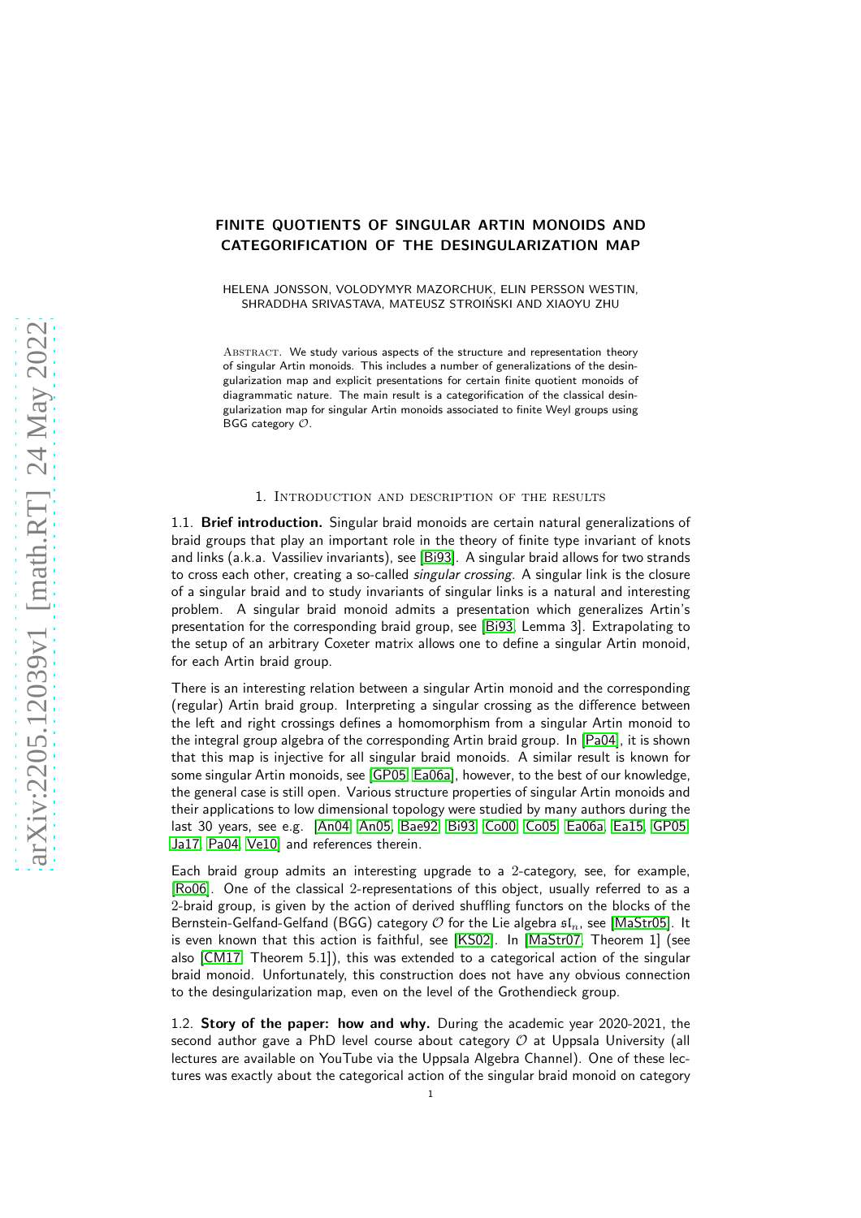# FINITE QUOTIENTS OF SINGULAR ARTIN MONOIDS AND CATEGORIFICATION OF THE DESINGULARIZATION MAP

HELENA JONSSON, VOLODYMYR MAZORCHUK, ELIN PERSSON WESTIN, SHRADDHA SRIVASTAVA, MATEUSZ STROIŃSKI AND XIAOYU ZHU

Abstract. We study various aspects of the structure and representation theory of singular Artin monoids. This includes a number of generalizations of the desingularization map and explicit presentations for certain finite quotient monoids of diagrammatic nature. The main result is a categorification of the classical desingularization map for singular Artin monoids associated to finite Weyl groups using BGG category $\mathcal{O}$.

## 1. Introduction and description of the results

1.1. **Brief introduction.** Singular braid monoids are certain natural generalizations of braid groups that play an important role in the theory of finite type invariant of knots and links (a.k.a. Vassiliev invariants), see [Bi93]. A singular braid allows for two strands to cross each other, creating a so-called *singular crossing*. A singular link is the closure of a singular braid and to study invariants of singular links is a natural and interesting problem. A singular braid monoid admits a presentation which generalizes Artin's presentation for the corresponding braid group, see [Bi93, Lemma 3]. Extrapolating to the setup of an arbitrary Coxeter matrix allows one to define a singular Artin monoid, for each Artin braid group.

There is an interesting relation between a singular Artin monoid and the corresponding (regular) Artin braid group. Interpreting a singular crossing as the difference between the left and right crossings defines a homomorphism from a singular Artin monoid to the integral group algebra of the corresponding Artin braid group. In [Pa04], it is shown that this map is injective for all singular braid monoids. A similar result is known for some singular Artin monoids, see [GP05, Ea06a], however, to the best of our knowledge, the general case is still open. Various structure properties of singular Artin monoids and their applications to low dimensional topology were studied by many authors during the last 30 years, see e.g. [An04, An05, Bae92, Bi93, Co00, Co05, Ea06a, Ea15, GP05, Ja17, Pa04, Ve10] and references therein.

Each braid group admits an interesting upgrade to a 2-category, see, for example, [Ro06]. One of the classical 2-representations of this object, usually referred to as a 2-braid group, is given by the action of derived shuffling functors on the blocks of the Bernstein-Gelfand-Gelfand (BGG) category $\mathcal{O}$ for the Lie algebra $\mathfrak{sl}_n$, see [MaStr05]. It is even known that this action is faithful, see [KS02]. In [MaStr07, Theorem 1] (see also [CM17, Theorem 5.1]), this was extended to a categorical action of the singular braid monoid. Unfortunately, this construction does not have any obvious connection to the desingularization map, even on the level of the Grothendieck group.

1.2. **Story of the paper: how and why.** During the academic year 2020-2021, the second author gave a PhD level course about category $\mathcal{O}$ at Uppsala University (all lectures are available on YouTube via the Uppsala Algebra Channel). One of these lectures was exactly about the categorical action of the singular braid monoid on category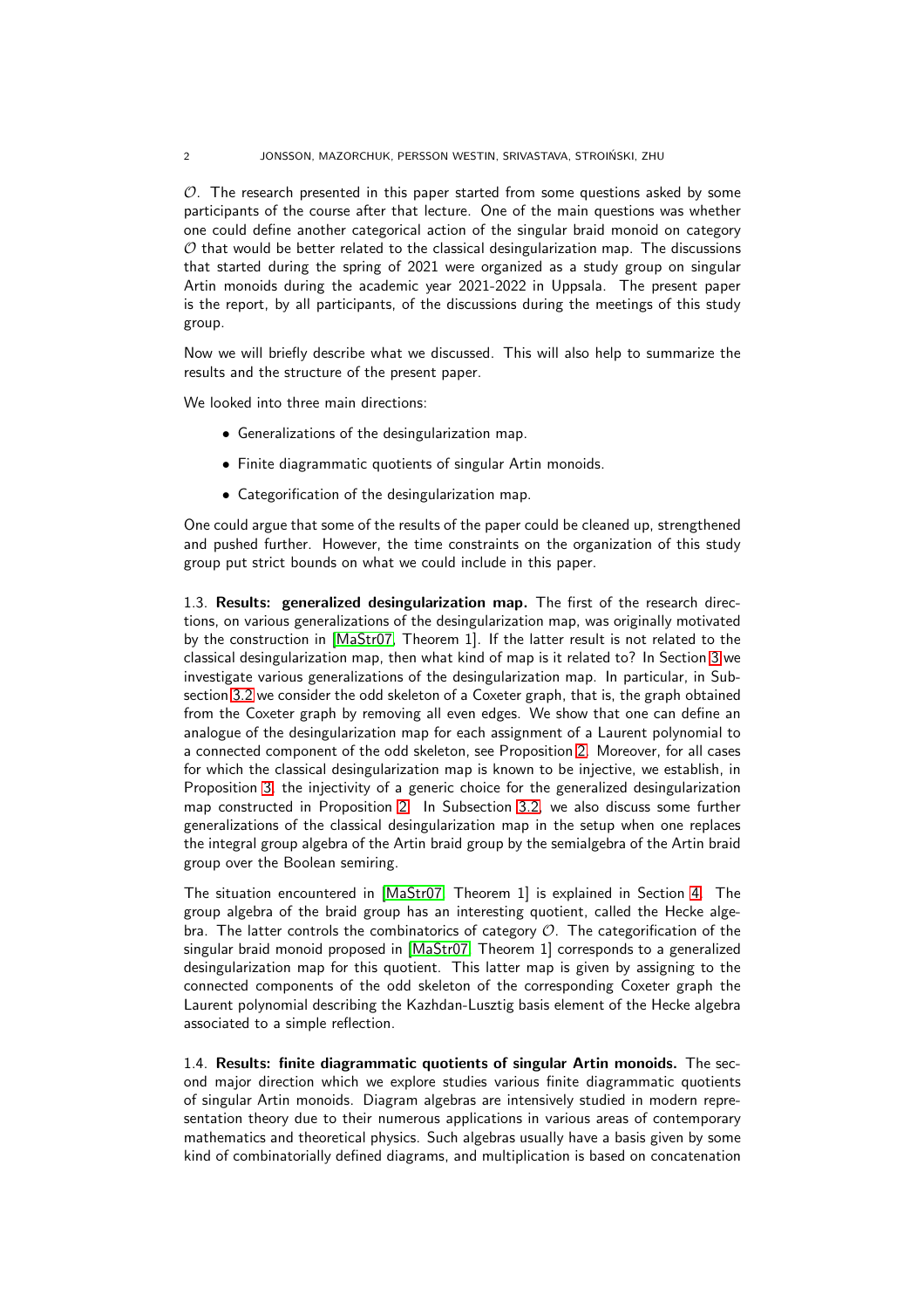$\mathcal{O}$. The research presented in this paper started from some questions asked by some participants of the course after that lecture. One of the main questions was whether one could define another categorical action of the singular braid monoid on category $\mathcal{O}$ that would be better related to the classical desingularization map. The discussions that started during the spring of 2021 were organized as a study group on singular Artin monoids during the academic year 2021-2022 in Uppsala. The present paper is the report, by all participants, of the discussions during the meetings of this study group.

Now we will briefly describe what we discussed. This will also help to summarize the results and the structure of the present paper.

We looked into three main directions:

- Generalizations of the desingularization map.
- Finite diagrammatic quotients of singular Artin monoids.
- Categorification of the desingularization map.

One could argue that some of the results of the paper could be cleaned up, strengthened and pushed further. However, the time constraints on the organization of this study group put strict bounds on what we could include in this paper.

1.3. **Results: generalized desingularization map.** The first of the research directions, on various generalizations of the desingularization map, was originally motivated by the construction in [MaStr07, Theorem 1]. If the latter result is not related to the classical desingularization map, then what kind of map is it related to? In Section 3 we investigate various generalizations of the desingularization map. In particular, in Subsection 3.2 we consider the odd skeleton of a Coxeter graph, that is, the graph obtained from the Coxeter graph by removing all even edges. We show that one can define an analogue of the desingularization map for each assignment of a Laurent polynomial to a connected component of the odd skeleton, see Proposition 2. Moreover, for all cases for which the classical desingularization map is known to be injective, we establish, in Proposition 3, the injectivity of a generic choice for the generalized desingularization map constructed in Proposition 2. In Subsection 3.2, we also discuss some further generalizations of the classical desingularization map in the setup when one replaces the integral group algebra of the Artin braid group by the semialgebra of the Artin braid group over the Boolean semiring.

The situation encountered in [MaStr07, Theorem 1] is explained in Section 4. The group algebra of the braid group has an interesting quotient, called the Hecke algebra. The latter controls the combinatorics of category $\mathcal{O}$. The categorification of the singular braid monoid proposed in [MaStr07, Theorem 1] corresponds to a generalized desingularization map for this quotient. This latter map is given by assigning to the connected components of the odd skeleton of the corresponding Coxeter graph the Laurent polynomial describing the Kazhdan-Lusztig basis element of the Hecke algebra associated to a simple reflection.

1.4. **Results: finite diagrammatic quotients of singular Artin monoids.** The second major direction which we explore studies various finite diagrammatic quotients of singular Artin monoids. Diagram algebras are intensively studied in modern representation theory due to their numerous applications in various areas of contemporary mathematics and theoretical physics. Such algebras usually have a basis given by some kind of combinatorially defined diagrams, and multiplication is based on concatenation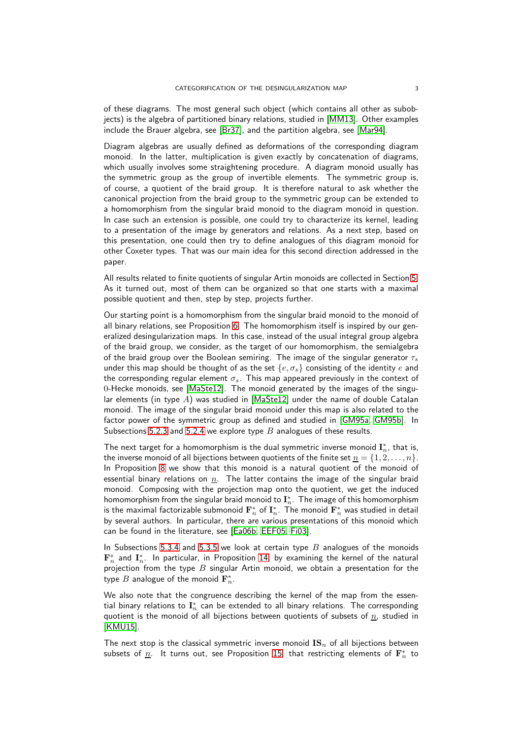of these diagrams. The most general such object (which contains all other as subobjects) is the algebra of partitioned binary relations, studied in [MM13]. Other examples include the Brauer algebra, see [Br37], and the partition algebra, see [Mar94].

Diagram algebras are usually defined as deformations of the corresponding diagram monoid. In the latter, multiplication is given exactly by concatenation of diagrams, which usually involves some straightening procedure. A diagram monoid usually has the symmetric group as the group of invertible elements. The symmetric group is, of course, a quotient of the braid group. It is therefore natural to ask whether the canonical projection from the braid group to the symmetric group can be extended to a homomorphism from the singular braid monoid to the diagram monoid in question. In case such an extension is possible, one could try to characterize its kernel, leading to a presentation of the image by generators and relations. As a next step, based on this presentation, one could then try to define analogues of this diagram monoid for other Coxeter types. That was our main idea for this second direction addressed in the paper.

All results related to finite quotients of singular Artin monoids are collected in Section 5. As it turned out, most of them can be organized so that one starts with a maximal possible quotient and then, step by step, projects further.

Our starting point is a homomorphism from the singular braid monoid to the monoid of all binary relations, see Proposition 6. The homomorphism itself is inspired by our generalized desingularization maps. In this case, instead of the usual integral group algebra of the braid group, we consider, as the target of our homomorphism, the semialgebra of the braid group over the Boolean semiring. The image of the singular generator $\tau_s$ under this map should be thought of as the set $\{e, \sigma_s\}$ consisting of the identity $e$ and the corresponding regular element $\sigma_s$. This map appeared previously in the context of $0$-Hecke monoids, see [MaSte12]. The monoid generated by the images of the singular elements (in type $A$) was studied in [MaSte12] under the name of double Catalan monoid. The image of the singular braid monoid under this map is also related to the factor power of the symmetric group as defined and studied in [GM95a, GM95b]. In Subsections 5.2.3 and 5.2.4 we explore type $B$ analogues of these results.

The next target for a homomorphism is the dual symmetric inverse monoid $\mathbf{I}_n^*$, that is, the inverse monoid of all bijections between quotients of the finite set $\underline{n} = \{1, 2, \dots, n\}$. In Proposition 8 we show that this monoid is a natural quotient of the monoid of essential binary relations on $\underline{n}$. The latter contains the image of the singular braid monoid. Composing with the projection map onto the quotient, we get the induced homomorphism from the singular braid monoid to $\mathbf{I}_n^*$. The image of this homomorphism is the maximal factorizable submonoid $\mathbf{F}_n^*$ of $\mathbf{I}_n^*$. The monoid $\mathbf{F}_n^*$ was studied in detail by several authors. In particular, there are various presentations of this monoid which can be found in the literature, see [Ea06b, EEF05, Fi03].

In Subsections 5.3.4 and 5.3.5 we look at certain type $B$ analogues of the monoids $\mathbf{F}_n^*$ and $\mathbf{I}_n^*$. In particular, in Proposition 14, by examining the kernel of the natural projection from the type $B$ singular Artin monoid, we obtain a presentation for the type $B$ analogue of the monoid $\mathbf{F}_n^*$.

We also note that the congruence describing the kernel of the map from the essential binary relations to $\mathbf{I}_n^*$ can be extended to all binary relations. The corresponding quotient is the monoid of all bijections between quotients of subsets of $\underline{n}$, studied in [KMU15].

The next stop is the classical symmetric inverse monoid $\mathbf{IS}_n$ of all bijections between subsets of $\underline{n}$. It turns out, see Proposition 15, that restricting elements of $\mathbf{F}_n^*$ to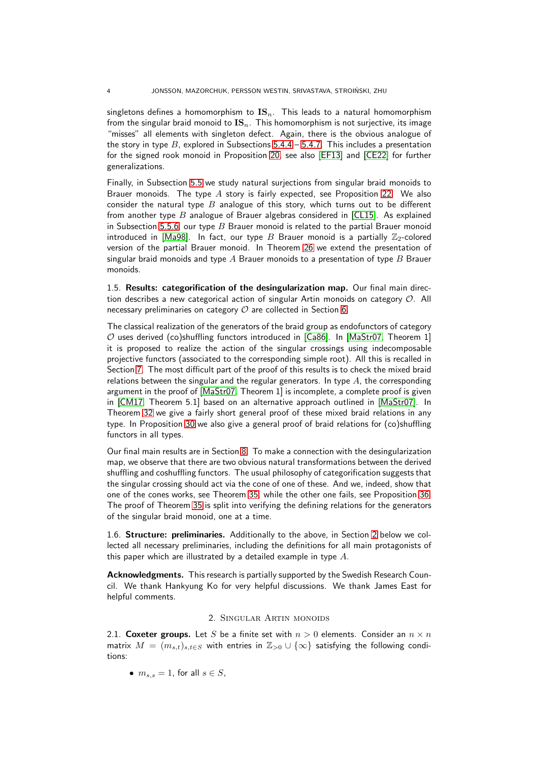singletons defines a homomorphism to $\mathbf{IS}_n$. This leads to a natural homomorphism from the singular braid monoid to $\mathbf{IS}_n$. This homomorphism is not surjective, its image "misses" all elements with singleton defect. Again, there is the obvious analogue of the story in type $B$, explored in Subsections 5.4.4 – 5.4.7. This includes a presentation for the signed rook monoid in Proposition 20, see also [EF13] and [CE22] for further generalizations.

Finally, in Subsection 5.5 we study natural surjections from singular braid monoids to Brauer monoids. The type $A$ story is fairly expected, see Proposition 22. We also consider the natural type $B$ analogue of this story, which turns out to be different from another type $B$ analogue of Brauer algebras considered in [CL15]. As explained in Subsection 5.5.6, our type $B$ Brauer monoid is related to the partial Brauer monoid introduced in [Ma98]. In fact, our type $B$ Brauer monoid is a partially $\mathbb{Z}_2$-colored version of the partial Brauer monoid. In Theorem 26 we extend the presentation of singular braid monoids and type $A$ Brauer monoids to a presentation of type $B$ Brauer monoids.

1.5. **Results: categorification of the desingularization map.** Our final main direction describes a new categorical action of singular Artin monoids on category $\mathcal{O}$. All necessary preliminaries on category $\mathcal{O}$ are collected in Section 6.

The classical realization of the generators of the braid group as endofunctors of category $\mathcal{O}$ uses derived (co)shuffling functors introduced in [Ca86]. In [MaStr07, Theorem 1] it is proposed to realize the action of the singular crossings using indecomposable projective functors (associated to the corresponding simple root). All this is recalled in Section 7. The most difficult part of the proof of this results is to check the mixed braid relations between the singular and the regular generators. In type $A$, the corresponding argument in the proof of [MaStr07, Theorem 1] is incomplete, a complete proof is given in [CM17, Theorem 5.1] based on an alternative approach outlined in [MaStr07]. In Theorem 32 we give a fairly short general proof of these mixed braid relations in any type. In Proposition 30 we also give a general proof of braid relations for (co)shuffling functors in all types.

Our final main results are in Section 8. To make a connection with the desingularization map, we observe that there are two obvious natural transformations between the derived shuffling and coshuffling functors. The usual philosophy of categorification suggests that the singular crossing should act via the cone of one of these. And we, indeed, show that one of the cones works, see Theorem 35, while the other one fails, see Proposition 36. The proof of Theorem 35 is split into verifying the defining relations for the generators of the singular braid monoid, one at a time.

1.6. **Structure: preliminaries.** Additionally to the above, in Section 2 below we collected all necessary preliminaries, including the definitions for all main protagonists of this paper which are illustrated by a detailed example in type $A$.

**Acknowledgments.** This research is partially supported by the Swedish Research Council. We thank Hankyung Ko for very helpful discussions. We thank James East for helpful comments.

## 2. Singular Artin monoids

2.1. **Coxeter groups.** Let $S$ be a finite set with $n > 0$ elements. Consider an $n \times n$ matrix $M = (m_{s,t})_{s,t \in S}$ with entries in $\mathbb{Z}_{>0} \cup \{\infty\}$ satisfying the following conditions:

- $m_{s,s} = 1$, for all $s \in S$,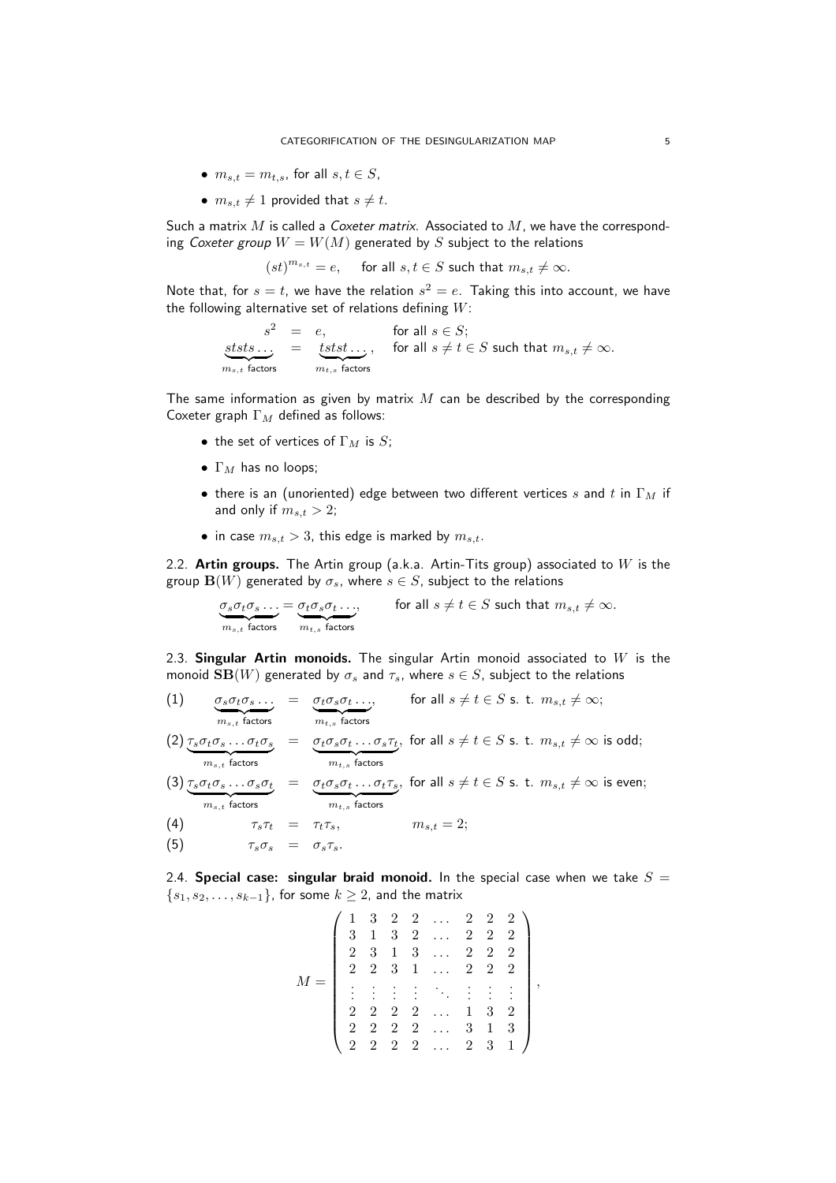- $m_{s,t} = m_{t,s}$, for all $s, t \in S$,
- $m_{s,t} \neq 1$ provided that $s \neq t$.

Such a matrix $M$ is called a *Coxeter matrix*. Associated to $M$, we have the corresponding *Coxeter group* $W = W(M)$ generated by $S$ subject to the relations

$$(st)^{m_{s,t}} = e, \quad \text{for all } s, t \in S \text{ such that } m_{s,t} \neq \infty.$$

Note that, for $s = t$, we have the relation $s^2 = e$. Taking this into account, we have the following alternative set of relations defining $W$:

$$\begin{array}{rcll} s^2 & = & e, & \text{for all } s \in S; \\ \underbrace{ststs\dots}_{m_{s,t} \text{ factors}} & = & \underbrace{tstst\dots}_{m_{t,s} \text{ factors}}, & \text{for all } s \neq t \in S \text{ such that } m_{s,t} \neq \infty. \end{array}$$

The same information as given by matrix $M$ can be described by the corresponding Coxeter graph $\Gamma_M$ defined as follows:

- the set of vertices of $\Gamma_M$ is $S$;
- $\Gamma_M$ has no loops;
- there is an (unoriented) edge between two different vertices $s$ and $t$ in $\Gamma_M$ if and only if $m_{s,t} > 2$;
- in case $m_{s,t} > 3$, this edge is marked by $m_{s,t}$.

2.2. **Artin groups.** The Artin group (a.k.a. Artin-Tits group) associated to $W$ is the group $\mathbf{B}(W)$ generated by $\sigma_s$, where $s \in S$, subject to the relations

$$\underbrace{\sigma_s\sigma_t\sigma_s\dots}_{m_{s,t} \text{ factors}} = \underbrace{\sigma_t\sigma_s\sigma_t\dots}_{m_{t,s} \text{ factors}}, \qquad \text{for all } s \neq t \in S \text{ such that } m_{s,t} \neq \infty.$$

2.3. **Singular Artin monoids.** The singular Artin monoid associated to $W$ is the monoid $\mathbf{SB}(W)$ generated by $\sigma_s$ and $\tau_s$, where $s \in S$, subject to the relations

$$\begin{array}{lrcll} (1) & \underbrace{\sigma_s\sigma_t\sigma_s\dots}_{m_{s,t} \text{ factors}} & = & \underbrace{\sigma_t\sigma_s\sigma_t\dots}_{m_{t,s} \text{ factors}}, & \text{for all } s \neq t \in S \text{ s. t. } m_{s,t} \neq \infty; \\ (2) & \underbrace{\tau_s\sigma_t\sigma_s\dots\sigma_t\sigma_s}_{m_{s,t} \text{ factors}} & = & \underbrace{\sigma_t\sigma_s\sigma_t\dots\sigma_s\tau_t}_{m_{t,s} \text{ factors}}, & \text{for all } s \neq t \in S \text{ s. t. } m_{s,t} \neq \infty \text{ is odd}; \\ (3) & \underbrace{\tau_s\sigma_t\sigma_s\dots\sigma_s\sigma_t}_{m_{s,t} \text{ factors}} & = & \underbrace{\sigma_t\sigma_s\sigma_t\dots\sigma_t\tau_s}_{m_{t,s} \text{ factors}}, & \text{for all } s \neq t \in S \text{ s. t. } m_{s,t} \neq \infty \text{ is even}; \\ (4) & \tau_s\tau_t & = & \tau_t\tau_s, & m_{s,t} = 2; \\ (5) & \tau_s\sigma_s & = & \sigma_s\tau_s. & \end{array}$$

2.4. **Special case: singular braid monoid.** In the special case when we take $S = \{s_1, s_2, \dots, s_{k-1}\}$, for some $k \geq 2$, and the matrix

$$M = \begin{pmatrix} 1 & 3 & 2 & 2 & \dots & 2 & 2 & 2 \\ 3 & 1 & 3 & 2 & \dots & 2 & 2 & 2 \\ 2 & 3 & 1 & 3 & \dots & 2 & 2 & 2 \\ 2 & 2 & 3 & 1 & \dots & 2 & 2 & 2 \\ \vdots & \vdots & \vdots & \vdots & \ddots & \vdots & \vdots & \vdots \\ 2 & 2 & 2 & 2 & \dots & 1 & 3 & 2 \\ 2 & 2 & 2 & 2 & \dots & 3 & 1 & 3 \\ 2 & 2 & 2 & 2 & \dots & 2 & 3 & 1 \end{pmatrix},$$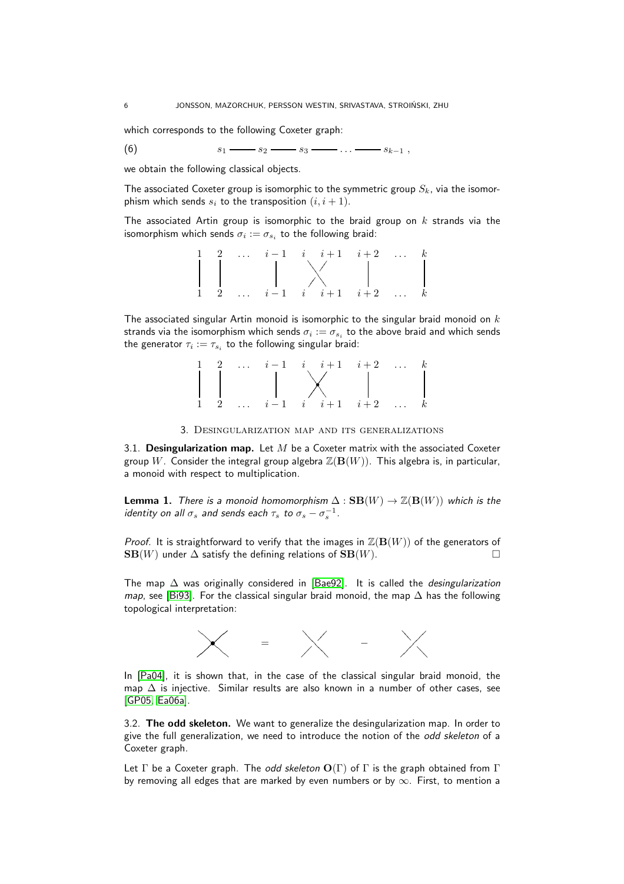which corresponds to the following Coxeter graph:

$$s_1 \text{ --- } s_2 \text{ --- } s_3 \text{ --- } \dots \text{ --- } s_{k-1}\,, \tag{6}$$

we obtain the following classical objects.

The associated Coxeter group is isomorphic to the symmetric group $S_k$, via the isomorphism which sends $s_i$ to the transposition $(i, i+1)$.

The associated Artin group is isomorphic to the braid group on $k$ strands via the isomorphism which sends $\sigma_i := \sigma_{s_i}$ to the following braid:

$$\begin{array}{cccccccc} 1 & 2 & \dots & i-1 & i & i+1 & i+2 & \dots & k \end{array}$$

$$\begin{array}{cccccccc} 1 & 2 & \dots & i-1 & i & i+1 & i+2 & \dots & k \end{array}$$

The associated singular Artin monoid is isomorphic to the singular braid monoid on $k$ strands via the isomorphism which sends $\sigma_i := \sigma_{s_i}$ to the above braid and which sends the generator $\tau_i := \tau_{s_i}$ to the following singular braid:

$$\begin{array}{cccccccc} 1 & 2 & \dots & i-1 & i & i+1 & i+2 & \dots & k \end{array}$$

$$\begin{array}{cccccccc} 1 & 2 & \dots & i-1 & i & i+1 & i+2 & \dots & k \end{array}$$

## 3. Desingularization map and its generalizations

3.1. **Desingularization map.** Let $M$ be a Coxeter matrix with the associated Coxeter group $W$. Consider the integral group algebra $\mathbb{Z}(\mathbf{B}(W))$. This algebra is, in particular, a monoid with respect to multiplication.

**Lemma 1.** *There is a monoid homomorphism $\Delta : \mathbf{SB}(W) \to \mathbb{Z}(\mathbf{B}(W))$ which is the identity on all $\sigma_s$ and sends each $\tau_s$ to $\sigma_s - \sigma_s^{-1}$.*

*Proof.* It is straightforward to verify that the images in $\mathbb{Z}(\mathbf{B}(W))$ of the generators of $\mathbf{SB}(W)$ under $\Delta$ satisfy the defining relations of $\mathbf{SB}(W)$. □

The map $\Delta$ was originally considered in [Bae92]. It is called the *desingularization map*, see [Bi93]. For the classical singular braid monoid, the map $\Delta$ has the following topological interpretation:

$$= \qquad -$$

In [Pa04], it is shown that, in the case of the classical singular braid monoid, the map $\Delta$ is injective. Similar results are also known in a number of other cases, see [GP05, Ea06a].

3.2. **The odd skeleton.** We want to generalize the desingularization map. In order to give the full generalization, we need to introduce the notion of the *odd skeleton* of a Coxeter graph.

Let $\Gamma$ be a Coxeter graph. The *odd skeleton* $\mathbf{O}(\Gamma)$ of $\Gamma$ is the graph obtained from $\Gamma$ by removing all edges that are marked by even numbers or by $\infty$. First, to mention a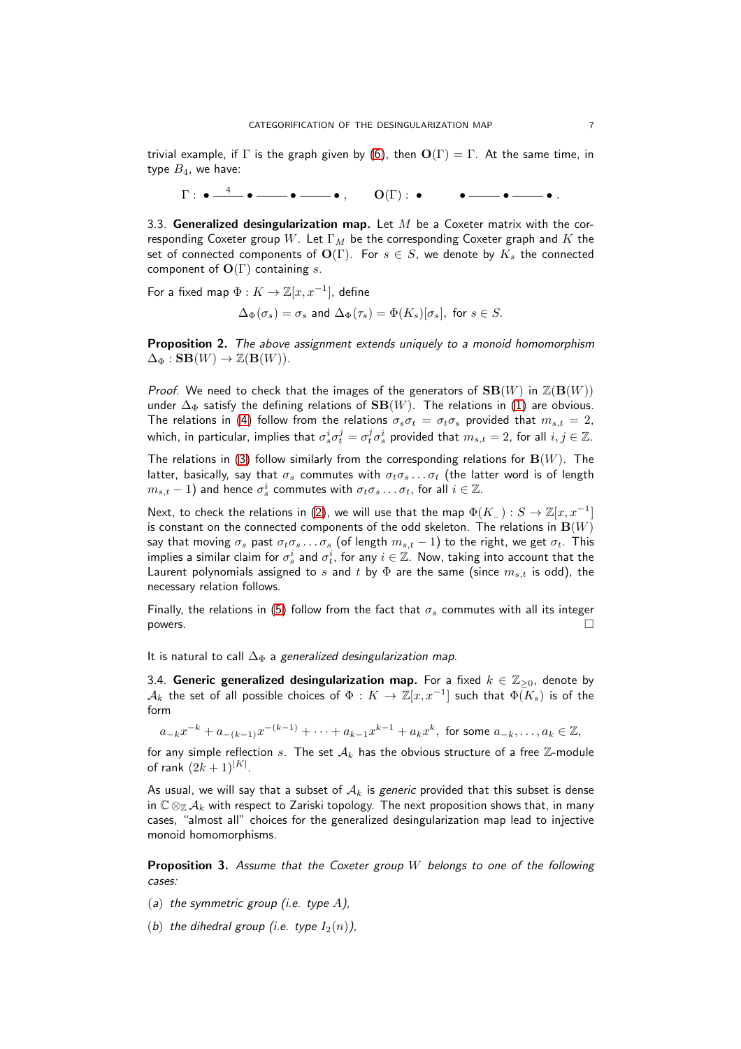trivial example, if $\Gamma$ is the graph given by (6), then $\mathbf{O}(\Gamma) = \Gamma$. At the same time, in type $B_4$, we have:

$$\Gamma : \bullet \overset{4}{\text{———}} \bullet \text{———} \bullet \text{———} \bullet\,, \qquad \mathbf{O}(\Gamma) : \bullet \qquad \bullet \text{———} \bullet \text{———} \bullet\,.$$

3.3. **Generalized desingularization map.** Let $M$ be a Coxeter matrix with the corresponding Coxeter group $W$. Let $\Gamma_M$ be the corresponding Coxeter graph and $K$ the set of connected components of $\mathbf{O}(\Gamma)$. For $s \in S$, we denote by $K_s$ the connected component of $\mathbf{O}(\Gamma)$ containing $s$.

For a fixed map $\Phi : K \to \mathbb{Z}[x, x^{-1}]$, define

$$\Delta_\Phi(\sigma_s) = \sigma_s \text{ and } \Delta_\Phi(\tau_s) = \Phi(K_s)[\sigma_s], \text{ for } s \in S.$$

**Proposition 2.** *The above assignment extends uniquely to a monoid homomorphism* $\Delta_\Phi : \mathbf{SB}(W) \to \mathbb{Z}(\mathbf{B}(W))$.

*Proof.* We need to check that the images of the generators of $\mathbf{SB}(W)$ in $\mathbb{Z}(\mathbf{B}(W))$ under $\Delta_\Phi$ satisfy the defining relations of $\mathbf{SB}(W)$. The relations in (1) are obvious. The relations in (4) follow from the relations $\sigma_s\sigma_t = \sigma_t\sigma_s$ provided that $m_{s,t} = 2$, which, in particular, implies that $\sigma_s^i\sigma_t^j = \sigma_t^j\sigma_s^i$ provided that $m_{s,t} = 2$, for all $i, j \in \mathbb{Z}$.

The relations in (3) follow similarly from the corresponding relations for $\mathbf{B}(W)$. The latter, basically, say that $\sigma_s$ commutes with $\sigma_t\sigma_s \dots \sigma_t$ (the latter word is of length $m_{s,t} - 1$) and hence $\sigma_s^i$ commutes with $\sigma_t\sigma_s \dots \sigma_t$, for all $i \in \mathbb{Z}$.

Next, to check the relations in (2), we will use that the map $\Phi(K_\_) : S \to \mathbb{Z}[x, x^{-1}]$ is constant on the connected components of the odd skeleton. The relations in $\mathbf{B}(W)$ say that moving $\sigma_s$ past $\sigma_t\sigma_s \dots \sigma_s$ (of length $m_{s,t} - 1$) to the right, we get $\sigma_t$. This implies a similar claim for $\sigma_s^i$ and $\sigma_t^i$, for any $i \in \mathbb{Z}$. Now, taking into account that the Laurent polynomials assigned to $s$ and $t$ by $\Phi$ are the same (since $m_{s,t}$ is odd), the necessary relation follows.

Finally, the relations in (5) follow from the fact that $\sigma_s$ commutes with all its integer powers. $\square$

It is natural to call $\Delta_\Phi$ a *generalized desingularization map*.

3.4. **Generic generalized desingularization map.** For a fixed $k \in \mathbb{Z}_{\geq 0}$, denote by $\mathcal{A}_k$ the set of all possible choices of $\Phi : K \to \mathbb{Z}[x, x^{-1}]$ such that $\Phi(K_s)$ is of the form

$$a_{-k}x^{-k} + a_{-(k-1)}x^{-(k-1)} + \dots + a_{k-1}x^{k-1} + a_kx^k, \text{ for some } a_{-k}, \dots, a_k \in \mathbb{Z},$$

for any simple reflection $s$. The set $\mathcal{A}_k$ has the obvious structure of a free $\mathbb{Z}$-module of rank $(2k+1)^{|K|}$.

As usual, we will say that a subset of $\mathcal{A}_k$ is *generic* provided that this subset is dense in $\mathbb{C} \otimes_\mathbb{Z} \mathcal{A}_k$ with respect to Zariski topology. The next proposition shows that, in many cases, "almost all" choices for the generalized desingularization map lead to injective monoid homomorphisms.

**Proposition 3.** *Assume that the Coxeter group $W$ belongs to one of the following cases:*

(*a*) *the symmetric group (i.e. type $A$),*

(*b*) *the dihedral group (i.e. type $I_2(n)$),*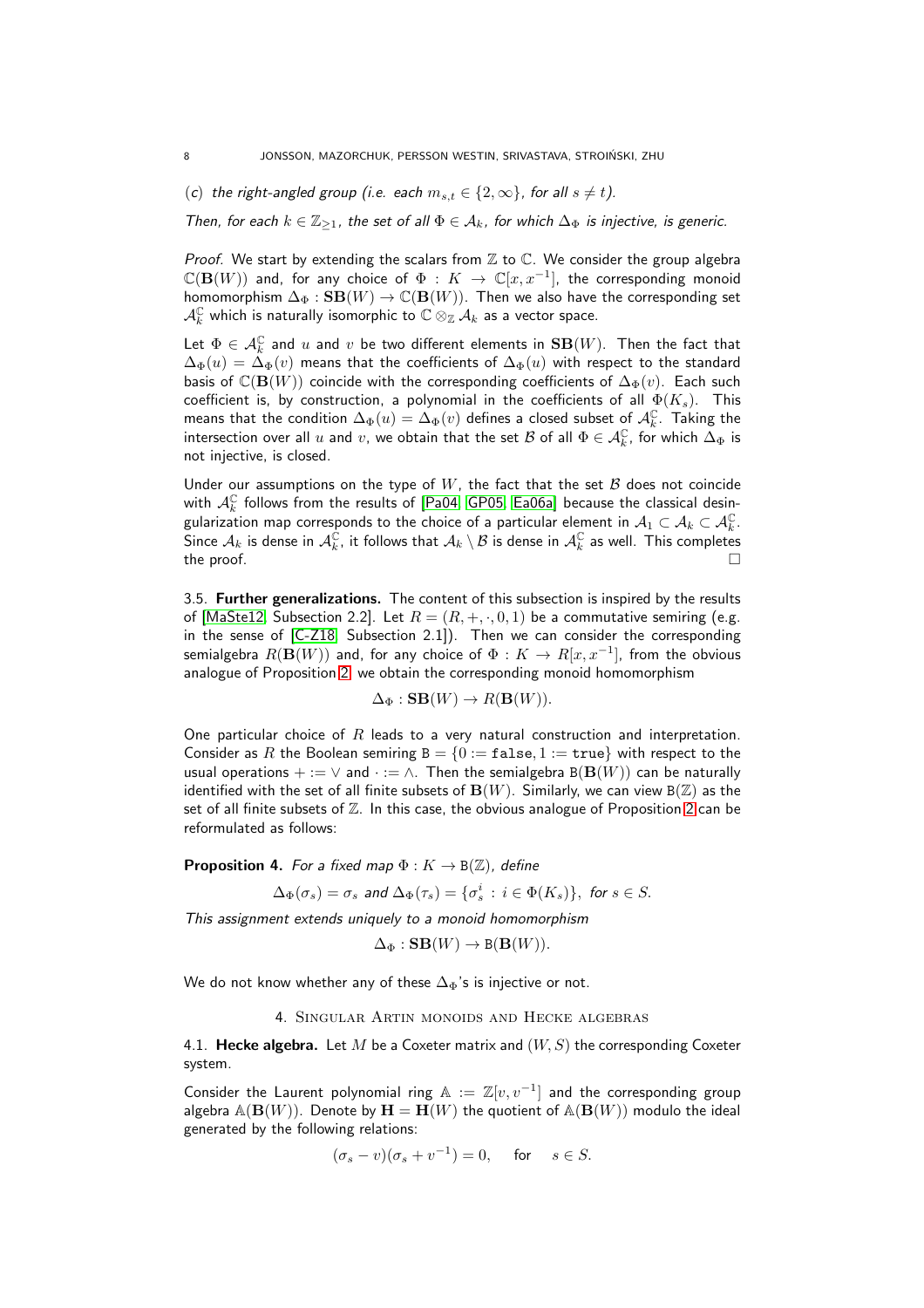(c) *the right-angled group (i.e. each $m_{s,t} \in \{2, \infty\}$, for all $s \neq t$).*

*Then, for each $k \in \mathbb{Z}_{\geq 1}$, the set of all $\Phi \in \mathcal{A}_k$, for which $\Delta_\Phi$ is injective, is generic.*

*Proof.* We start by extending the scalars from $\mathbb{Z}$ to $\mathbb{C}$. We consider the group algebra $\mathbb{C}(\mathbf{B}(W))$ and, for any choice of $\Phi : K \to \mathbb{C}[x, x^{-1}]$, the corresponding monoid homomorphism $\Delta_\Phi : \mathbf{SB}(W) \to \mathbb{C}(\mathbf{B}(W))$. Then we also have the corresponding set $\mathcal{A}_k^{\mathbb{C}}$ which is naturally isomorphic to $\mathbb{C} \otimes_{\mathbb{Z}} \mathcal{A}_k$ as a vector space.

Let $\Phi \in \mathcal{A}_k^{\mathbb{C}}$ and $u$ and $v$ be two different elements in $\mathbf{SB}(W)$. Then the fact that $\Delta_\Phi(u) = \Delta_\Phi(v)$ means that the coefficients of $\Delta_\Phi(u)$ with respect to the standard basis of $\mathbb{C}(\mathbf{B}(W))$ coincide with the corresponding coefficients of $\Delta_\Phi(v)$. Each such coefficient is, by construction, a polynomial in the coefficients of all $\Phi(K_s)$. This means that the condition $\Delta_\Phi(u) = \Delta_\Phi(v)$ defines a closed subset of $\mathcal{A}_k^{\mathbb{C}}$. Taking the intersection over all $u$ and $v$, we obtain that the set $\mathcal{B}$ of all $\Phi \in \mathcal{A}_k^{\mathbb{C}}$, for which $\Delta_\Phi$ is not injective, is closed.

Under our assumptions on the type of $W$, the fact that the set $\mathcal{B}$ does not coincide with $\mathcal{A}_k^{\mathbb{C}}$ follows from the results of [Pa04, GP05, Ea06a] because the classical desingularization map corresponds to the choice of a particular element in $\mathcal{A}_1 \subset \mathcal{A}_k \subset \mathcal{A}_k^{\mathbb{C}}$. Since $\mathcal{A}_k$ is dense in $\mathcal{A}_k^{\mathbb{C}}$, it follows that $\mathcal{A}_k \setminus \mathcal{B}$ is dense in $\mathcal{A}_k^{\mathbb{C}}$ as well. This completes the proof. □

3.5. **Further generalizations.** The content of this subsection is inspired by the results of [MaSte12, Subsection 2.2]. Let $R = (R, +, \cdot, 0, 1)$ be a commutative semiring (e.g. in the sense of [C-Z18, Subsection 2.1]). Then we can consider the corresponding semialgebra $R(\mathbf{B}(W))$ and, for any choice of $\Phi : K \to R[x, x^{-1}]$, from the obvious analogue of Proposition 2, we obtain the corresponding monoid homomorphism

$$\Delta_\Phi : \mathbf{SB}(W) \to R(\mathbf{B}(W)).$$

One particular choice of $R$ leads to a very natural construction and interpretation. Consider as $R$ the Boolean semiring $\mathtt{B} = \{0 := \mathtt{false}, 1 := \mathtt{true}\}$ with respect to the usual operations $+ := \vee$ and $\cdot := \wedge$. Then the semialgebra $\mathtt{B}(\mathbf{B}(W))$ can be naturally identified with the set of all finite subsets of $\mathbf{B}(W)$. Similarly, we can view $\mathtt{B}(\mathbb{Z})$ as the set of all finite subsets of $\mathbb{Z}$. In this case, the obvious analogue of Proposition 2 can be reformulated as follows:

**Proposition 4.** *For a fixed map $\Phi : K \to \mathtt{B}(\mathbb{Z})$, define*

$$\Delta_\Phi(\sigma_s) = \sigma_s \text{ and } \Delta_\Phi(\tau_s) = \{\sigma_s^i : i \in \Phi(K_s)\}, \text{ for } s \in S.$$

*This assignment extends uniquely to a monoid homomorphism*

$$\Delta_\Phi : \mathbf{SB}(W) \to \mathtt{B}(\mathbf{B}(W)).$$

We do not know whether any of these $\Delta_\Phi$'s is injective or not.

## 4. Singular Artin monoids and Hecke algebras

4.1. **Hecke algebra.** Let $M$ be a Coxeter matrix and $(W, S)$ the corresponding Coxeter system.

Consider the Laurent polynomial ring $\mathbb{A} := \mathbb{Z}[v, v^{-1}]$ and the corresponding group algebra $\mathbb{A}(\mathbf{B}(W))$. Denote by $\mathbf{H} = \mathbf{H}(W)$ the quotient of $\mathbb{A}(\mathbf{B}(W))$ modulo the ideal generated by the following relations:

$$(\sigma_s - v)(\sigma_s + v^{-1}) = 0, \quad \text{ for } \quad s \in S.$$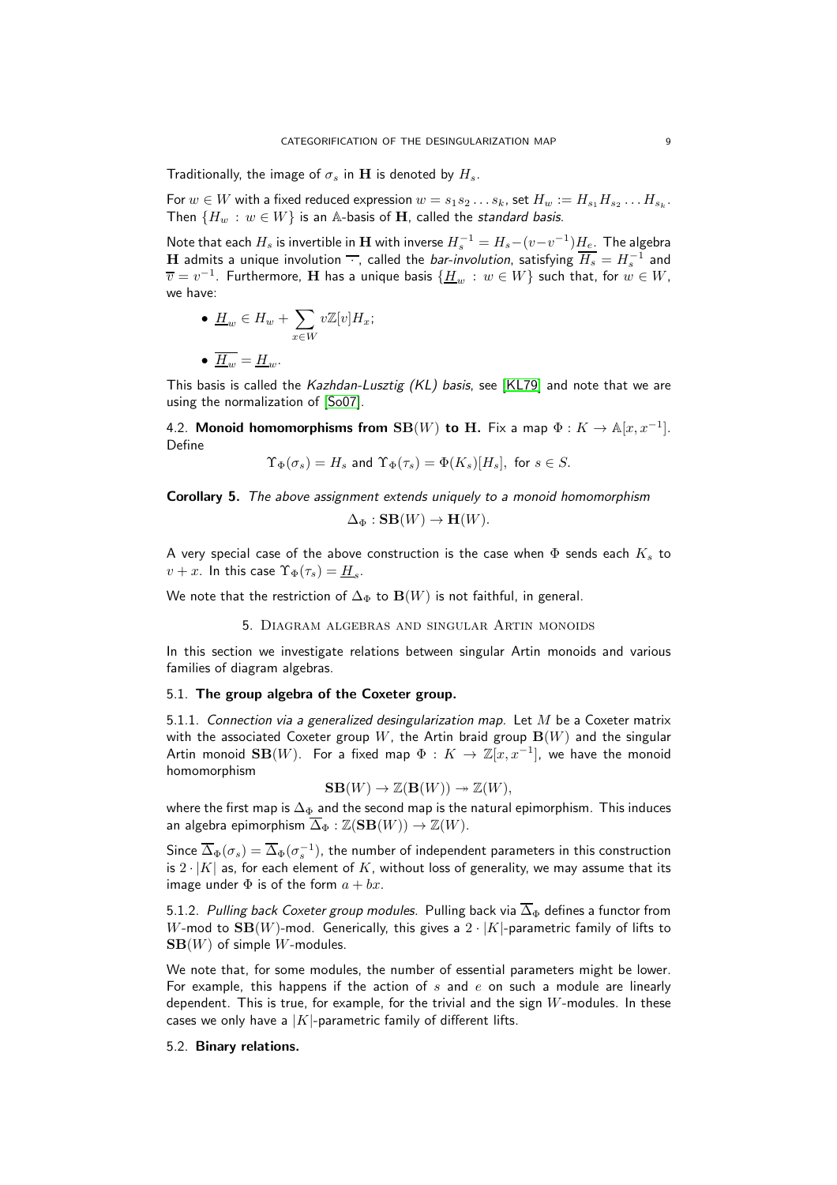Traditionally, the image of $\sigma_s$ in $\mathbf{H}$ is denoted by $H_s$.

For $w \in W$ with a fixed reduced expression $w = s_1 s_2 \dots s_k$, set $H_w := H_{s_1} H_{s_2} \dots H_{s_k}$. Then $\{H_w : w \in W\}$ is an $\mathbb{A}$-basis of $\mathbf{H}$, called the *standard basis*.

Note that each $H_s$ is invertible in $\mathbf{H}$ with inverse $H_s^{-1} = H_s - (v - v^{-1})H_e$. The algebra $\mathbf{H}$ admits a unique involution $\overline{\cdot}$, called the *bar-involution*, satisfying $\overline{H_s} = H_s^{-1}$ and $\overline{v} = v^{-1}$. Furthermore, $\mathbf{H}$ has a unique basis $\{\underline{H}_w : w \in W\}$ such that, for $w \in W$, we have:

- $\underline{H}_w \in H_w + \sum_{x \in W} v\mathbb{Z}[v] H_x$;
- $\overline{\underline{H}_w} = \underline{H}_w$.

This basis is called the *Kazhdan-Lusztig (KL) basis*, see [KL79] and note that we are using the normalization of [So07].

4.2. **Monoid homomorphisms from $\mathbf{SB}(W)$ to $\mathbf{H}$.** Fix a map $\Phi : K \to \mathbb{A}[x, x^{-1}]$. Define

$$\Upsilon_\Phi(\sigma_s) = H_s \text{ and } \Upsilon_\Phi(\tau_s) = \Phi(K_s)[H_s], \text{ for } s \in S.$$

**Corollary 5.** *The above assignment extends uniquely to a monoid homomorphism*

$$\Delta_\Phi : \mathbf{SB}(W) \to \mathbf{H}(W).$$

A very special case of the above construction is the case when $\Phi$ sends each $K_s$ to $v + x$. In this case $\Upsilon_\Phi(\tau_s) = \underline{H}_s$.

We note that the restriction of $\Delta_\Phi$ to $\mathbf{B}(W)$ is not faithful, in general.

## 5. Diagram algebras and singular Artin monoids

In this section we investigate relations between singular Artin monoids and various families of diagram algebras.

### 5.1. The group algebra of the Coxeter group.

5.1.1. *Connection via a generalized desingularization map.* Let $M$ be a Coxeter matrix with the associated Coxeter group $W$, the Artin braid group $\mathbf{B}(W)$ and the singular Artin monoid $\mathbf{SB}(W)$. For a fixed map $\Phi : K \to \mathbb{Z}[x, x^{-1}]$, we have the monoid homomorphism

$$\mathbf{SB}(W) \to \mathbb{Z}(\mathbf{B}(W)) \twoheadrightarrow \mathbb{Z}(W),$$

where the first map is $\Delta_\Phi$ and the second map is the natural epimorphism. This induces an algebra epimorphism $\overline{\Delta}_\Phi : \mathbb{Z}(\mathbf{SB}(W)) \to \mathbb{Z}(W)$.

Since $\overline{\Delta}_\Phi(\sigma_s) = \overline{\Delta}_\Phi(\sigma_s^{-1})$, the number of independent parameters in this construction is $2 \cdot |K|$ as, for each element of $K$, without loss of generality, we may assume that its image under $\Phi$ is of the form $a + bx$.

5.1.2. *Pulling back Coxeter group modules.* Pulling back via $\overline{\Delta}_\Phi$ defines a functor from $W$-mod to $\mathbf{SB}(W)$-mod. Generically, this gives a $2 \cdot |K|$-parametric family of lifts to $\mathbf{SB}(W)$ of simple $W$-modules.

We note that, for some modules, the number of essential parameters might be lower. For example, this happens if the action of $s$ and $e$ on such a module are linearly dependent. This is true, for example, for the trivial and the sign $W$-modules. In these cases we only have a $|K|$-parametric family of different lifts.

### 5.2. Binary relations.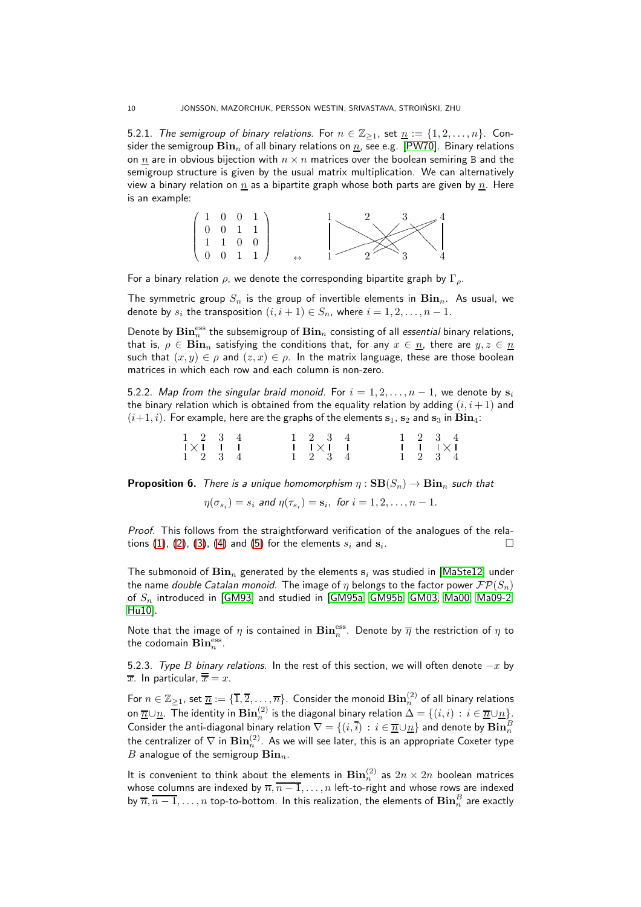5.2.1. *The semigroup of binary relations.* For $n \in \mathbb{Z}_{\geq 1}$, set $\underline{n} := \{1, 2, \dots, n\}$. Consider the semigroup $\mathbf{Bin}_n$ of all binary relations on $\underline{n}$, see e.g. [PW70]. Binary relations on $\underline{n}$ are in obvious bijection with $n \times n$ matrices over the boolean semiring $\mathtt{B}$ and the semigroup structure is given by the usual matrix multiplication. We can alternatively view a binary relation on $\underline{n}$ as a bipartite graph whose both parts are given by $\underline{n}$. Here is an example:

$$\begin{pmatrix} 1 & 0 & 0 & 1 \\ 0 & 0 & 1 & 1 \\ 1 & 1 & 0 & 0 \\ 0 & 0 & 1 & 1 \end{pmatrix} \quad \leftrightarrow$$

For a binary relation $\rho$, we denote the corresponding bipartite graph by $\Gamma_\rho$.

The symmetric group $S_n$ is the group of invertible elements in $\mathbf{Bin}_n$. As usual, we denote by $s_i$ the transposition $(i, i+1) \in S_n$, where $i = 1, 2, \dots, n-1$.

Denote by $\mathbf{Bin}_n^{\mathrm{ess}}$ the subsemigroup of $\mathbf{Bin}_n$ consisting of all *essential* binary relations, that is, $\rho \in \mathbf{Bin}_n$ satisfying the conditions that, for any $x \in \underline{n}$, there are $y, z \in \underline{n}$ such that $(x, y) \in \rho$ and $(z, x) \in \rho$. In the matrix language, these are those boolean matrices in which each row and each column is non-zero.

5.2.2. *Map from the singular braid monoid.* For $i = 1, 2, \dots, n-1$, we denote by $\mathbf{s}_i$ the binary relation which is obtained from the equality relation by adding $(i, i+1)$ and $(i+1, i)$. For example, here are the graphs of the elements $\mathbf{s}_1$, $\mathbf{s}_2$ and $\mathbf{s}_3$ in $\mathbf{Bin}_4$:

**Proposition 6.** *There is a unique homomorphism $\eta : \mathbf{SB}(S_n) \to \mathbf{Bin}_n$ such that*

$$\eta(\sigma_{s_i}) = s_i \text{ and } \eta(\tau_{s_i}) = \mathbf{s}_i, \text{ for } i = 1, 2, \dots, n-1.$$

*Proof.* This follows from the straightforward verification of the analogues of the relations (1), (2), (3), (4) and (5) for the elements $s_i$ and $\mathbf{s}_i$. □

The submonoid of $\mathbf{Bin}_n$ generated by the elements $\mathbf{s}_i$ was studied in [MaSte12] under the name *double Catalan monoid*. The image of $\eta$ belongs to the factor power $\mathcal{FP}(S_n)$ of $S_n$ introduced in [GM93] and studied in [GM95a, GM95b, GM03, Ma00, Ma09-2, Hu10].

Note that the image of $\eta$ is contained in $\mathbf{Bin}_n^{\mathrm{ess}}$. Denote by $\overline{\eta}$ the restriction of $\eta$ to the codomain $\mathbf{Bin}_n^{\mathrm{ess}}$.

5.2.3. *Type $B$ binary relations.* In the rest of this section, we will often denote $-x$ by $\overline{x}$. In particular, $\overline{\overline{x}} = x$.

For $n \in \mathbb{Z}_{\geq 1}$, set $\overline{\underline{n}} := \{\overline{1}, \overline{2}, \dots, \overline{n}\}$. Consider the monoid $\mathbf{Bin}_n^{(2)}$ of all binary relations on $\overline{\underline{n}} \cup \underline{n}$. The identity in $\mathbf{Bin}_n^{(2)}$ is the diagonal binary relation $\Delta = \{(i, i) : i \in \overline{\underline{n}} \cup \underline{n}\}$. Consider the anti-diagonal binary relation $\nabla = \{(i, \overline{i}) : i \in \overline{\underline{n}} \cup \underline{n}\}$ and denote by $\mathbf{Bin}_n^B$ the centralizer of $\nabla$ in $\mathbf{Bin}_n^{(2)}$. As we will see later, this is an appropriate Coxeter type $B$ analogue of the semigroup $\mathbf{Bin}_n$.

It is convenient to think about the elements in $\mathbf{Bin}_n^{(2)}$ as $2n \times 2n$ boolean matrices whose columns are indexed by $\overline{n}, \overline{n-1}, \dots, n$ left-to-right and whose rows are indexed by $\overline{n}, \overline{n-1}, \dots, n$ top-to-bottom. In this realization, the elements of $\mathbf{Bin}_n^B$ are exactly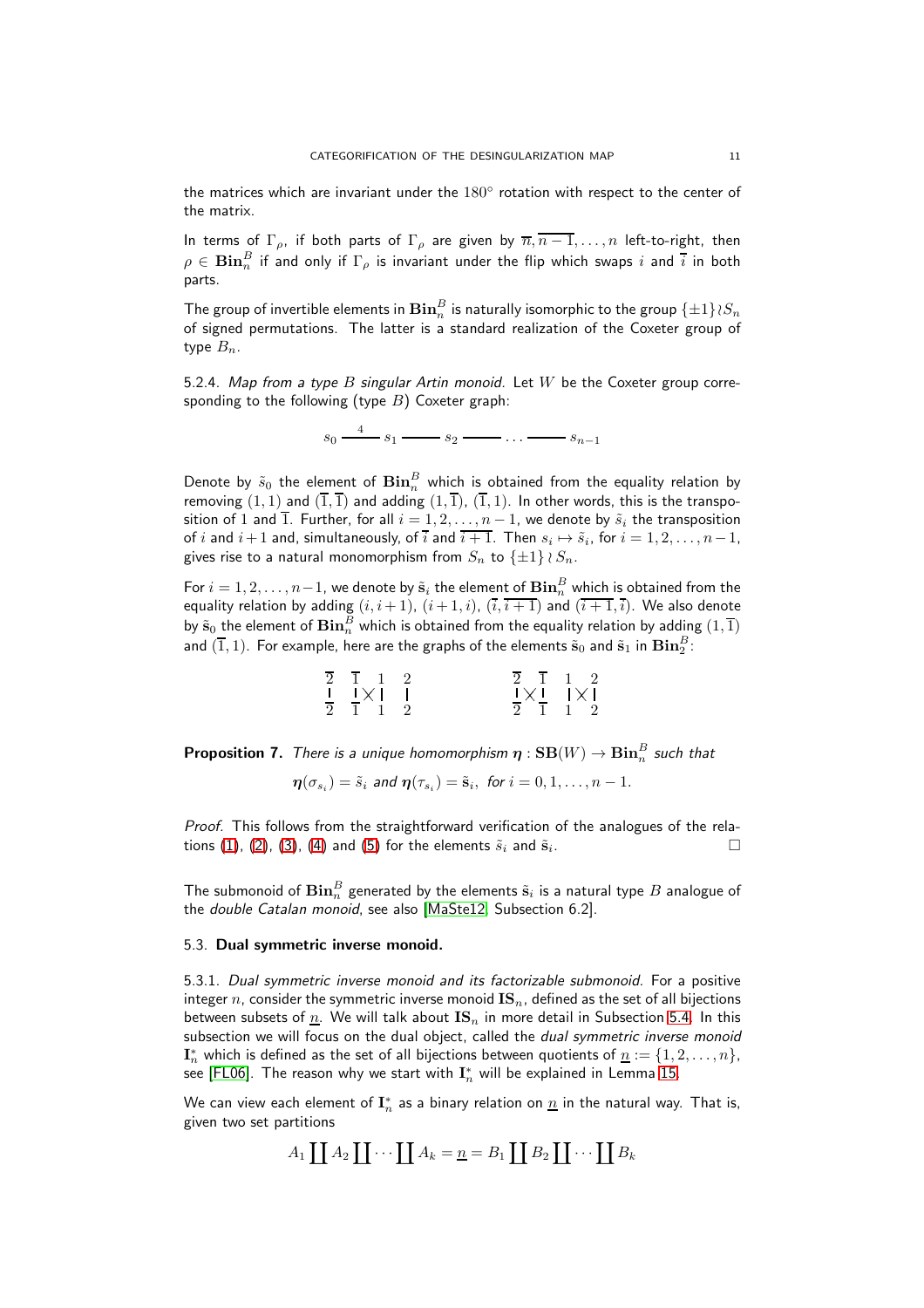the matrices which are invariant under the $180^\circ$ rotation with respect to the center of the matrix.

In terms of $\Gamma_\rho$, if both parts of $\Gamma_\rho$ are given by $\overline{n}, \overline{n-1}, \dots, n$ left-to-right, then $\rho \in \mathbf{Bin}_n^B$ if and only if $\Gamma_\rho$ is invariant under the flip which swaps $i$ and $\overline{i}$ in both parts.

The group of invertible elements in $\mathbf{Bin}_n^B$ is naturally isomorphic to the group $\{\pm 1\} \wr S_n$ of signed permutations. The latter is a standard realization of the Coxeter group of type $B_n$.

5.2.4. *Map from a type $B$ singular Artin monoid.* Let $W$ be the Coxeter group corresponding to the following (type $B$) Coxeter graph:

$$s_0 \overset{4}{\text{———}} s_1 \text{———} s_2 \text{———} \dots \text{———} s_{n-1}$$

Denote by $\tilde{s}_0$ the element of $\mathbf{Bin}_n^B$ which is obtained from the equality relation by removing $(1,1)$ and $(\overline{1},\overline{1})$ and adding $(1,\overline{1})$, $(\overline{1},1)$. In other words, this is the transposition of $1$ and $\overline{1}$. Further, for all $i = 1, 2, \dots, n-1$, we denote by $\tilde{s}_i$ the transposition of $i$ and $i+1$ and, simultaneously, of $\overline{i}$ and $\overline{i+1}$. Then $s_i \mapsto \tilde{s}_i$, for $i = 1, 2, \dots, n-1$, gives rise to a natural monomorphism from $S_n$ to $\{\pm 1\} \wr S_n$.

For $i = 1, 2, \dots, n-1$, we denote by $\tilde{\mathbf{s}}_i$ the element of $\mathbf{Bin}_n^B$ which is obtained from the equality relation by adding $(i, i+1)$, $(i+1, i)$, $(\overline{i}, \overline{i+1})$ and $(\overline{i+1}, \overline{i})$. We also denote by $\tilde{\mathbf{s}}_0$ the element of $\mathbf{Bin}_n^B$ which is obtained from the equality relation by adding $(1, \overline{1})$ and $(\overline{1}, 1)$. For example, here are the graphs of the elements $\tilde{\mathbf{s}}_0$ and $\tilde{\mathbf{s}}_1$ in $\mathbf{Bin}_2^B$:

$$\begin{array}{cccc} \overline{2} & \overline{1} & 1 & 2 \\ | & |\times| & & | \\ \overline{2} & \overline{1} & 1 & 2 \end{array} \qquad\qquad \begin{array}{cccc} \overline{2} & \overline{1} & 1 & 2 \\ |\times| & & |\times| & \\ \overline{2} & \overline{1} & 1 & 2 \end{array}$$

**Proposition 7.** *There is a unique homomorphism $\boldsymbol{\eta} : \mathbf{SB}(W) \to \mathbf{Bin}_n^B$ such that*

$$\boldsymbol{\eta}(\sigma_{s_i}) = \tilde{s}_i \text{ and } \boldsymbol{\eta}(\tau_{s_i}) = \tilde{\mathbf{s}}_i, \text{ for } i = 0, 1, \dots, n-1.$$

*Proof.* This follows from the straightforward verification of the analogues of the relations (1), (2), (3), (4) and (5) for the elements $\tilde{s}_i$ and $\tilde{\mathbf{s}}_i$. □

The submonoid of $\mathbf{Bin}_n^B$ generated by the elements $\tilde{\mathbf{s}}_i$ is a natural type $B$ analogue of the *double Catalan monoid*, see also [MaSte12, Subsection 6.2].

### 5.3. **Dual symmetric inverse monoid.**

5.3.1. *Dual symmetric inverse monoid and its factorizable submonoid.* For a positive integer $n$, consider the symmetric inverse monoid $\mathbf{IS}_n$, defined as the set of all bijections between subsets of $\underline{n}$. We will talk about $\mathbf{IS}_n$ in more detail in Subsection 5.4. In this subsection we will focus on the dual object, called the *dual symmetric inverse monoid* $\mathbf{I}_n^*$ which is defined as the set of all bijections between quotients of $\underline{n} := \{1, 2, \dots, n\}$, see [FL06]. The reason why we start with $\mathbf{I}_n^*$ will be explained in Lemma 15.

We can view each element of $\mathbf{I}_n^*$ as a binary relation on $\underline{n}$ in the natural way. That is, given two set partitions

$$A_1 \coprod A_2 \coprod \dots \coprod A_k = \underline{n} = B_1 \coprod B_2 \coprod \dots \coprod B_k$$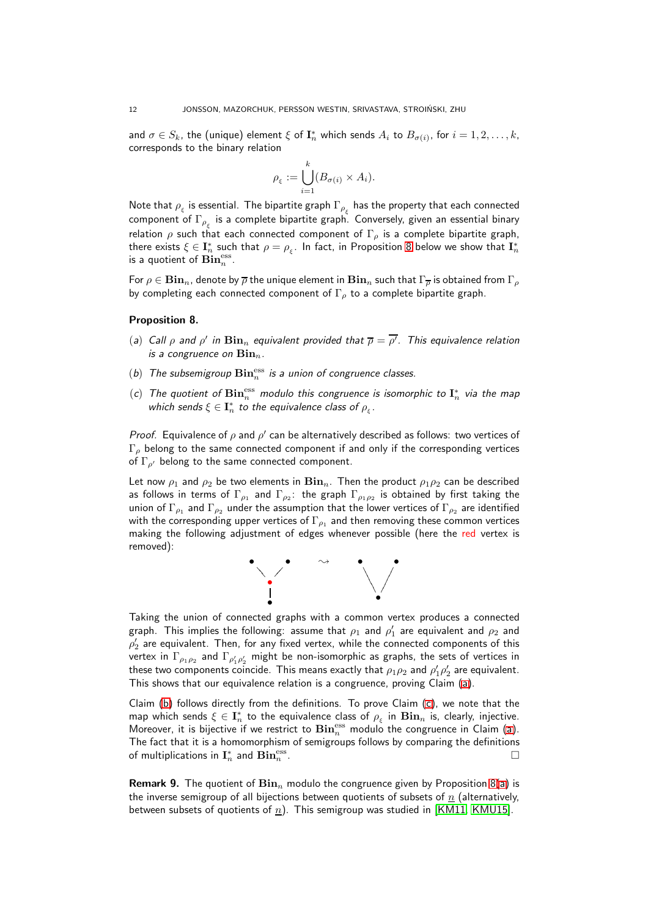and $\sigma \in S_k$, the (unique) element $\xi$ of $\mathbf{I}_n^*$ which sends $A_i$ to $B_{\sigma(i)}$, for $i = 1, 2, \dots, k$, corresponds to the binary relation

$$\rho_\xi := \bigcup_{i=1}^{k} (B_{\sigma(i)} \times A_i).$$

Note that $\rho_\xi$ is essential. The bipartite graph $\Gamma_{\rho_\xi}$ has the property that each connected component of $\Gamma_{\rho_\xi}$ is a complete bipartite graph. Conversely, given an essential binary relation $\rho$ such that each connected component of $\Gamma_\rho$ is a complete bipartite graph, there exists $\xi \in \mathbf{I}_n^*$ such that $\rho = \rho_\xi$. In fact, in Proposition 8 below we show that $\mathbf{I}_n^*$ is a quotient of $\mathbf{Bin}_n^{\mathrm{ess}}$.

For $\rho \in \mathbf{Bin}_n$, denote by $\overline{\rho}$ the unique element in $\mathbf{Bin}_n$ such that $\Gamma_{\overline{\rho}}$ is obtained from $\Gamma_\rho$ by completing each connected component of $\Gamma_\rho$ to a complete bipartite graph.

**Proposition 8.**

(a) *Call $\rho$ and $\rho'$ in $\mathbf{Bin}_n$ equivalent provided that $\overline{\rho} = \overline{\rho'}$. This equivalence relation is a congruence on $\mathbf{Bin}_n$.*

(b) *The subsemigroup $\mathbf{Bin}_n^{\mathrm{ess}}$ is a union of congruence classes.*

(c) *The quotient of $\mathbf{Bin}_n^{\mathrm{ess}}$ modulo this congruence is isomorphic to $\mathbf{I}_n^*$ via the map which sends $\xi \in \mathbf{I}_n^*$ to the equivalence class of $\rho_\xi$.*

*Proof.* Equivalence of $\rho$ and $\rho'$ can be alternatively described as follows: two vertices of $\Gamma_\rho$ belong to the same connected component if and only if the corresponding vertices of $\Gamma_{\rho'}$ belong to the same connected component.

Let now $\rho_1$ and $\rho_2$ be two elements in $\mathbf{Bin}_n$. Then the product $\rho_1\rho_2$ can be described as follows in terms of $\Gamma_{\rho_1}$ and $\Gamma_{\rho_2}$: the graph $\Gamma_{\rho_1\rho_2}$ is obtained by first taking the union of $\Gamma_{\rho_1}$ and $\Gamma_{\rho_2}$ under the assumption that the lower vertices of $\Gamma_{\rho_2}$ are identified with the corresponding upper vertices of $\Gamma_{\rho_1}$ and then removing these common vertices making the following adjustment of edges whenever possible (here the red vertex is removed):

Taking the union of connected graphs with a common vertex produces a connected graph. This implies the following: assume that $\rho_1$ and $\rho_1'$ are equivalent and $\rho_2$ and $\rho_2'$ are equivalent. Then, for any fixed vertex, while the connected components of this vertex in $\Gamma_{\rho_1\rho_2}$ and $\Gamma_{\rho_1'\rho_2'}$ might be non-isomorphic as graphs, the sets of vertices in these two components coincide. This means exactly that $\rho_1\rho_2$ and $\rho_1'\rho_2'$ are equivalent. This shows that our equivalence relation is a congruence, proving Claim (a).

Claim (b) follows directly from the definitions. To prove Claim (c), we note that the map which sends $\xi \in \mathbf{I}_n^*$ to the equivalence class of $\rho_\xi$ in $\mathbf{Bin}_n$ is, clearly, injective. Moreover, it is bijective if we restrict to $\mathbf{Bin}_n^{\mathrm{ess}}$ modulo the congruence in Claim (a). The fact that it is a homomorphism of semigroups follows by comparing the definitions of multiplications in $\mathbf{I}_n^*$ and $\mathbf{Bin}_n^{\mathrm{ess}}$. $\square$

**Remark 9.** The quotient of $\mathbf{Bin}_n$ modulo the congruence given by Proposition 8(a) is the inverse semigroup of all bijections between quotients of subsets of $\underline{n}$ (alternatively, between subsets of quotients of $\underline{n}$). This semigroup was studied in [KM11, KMU15].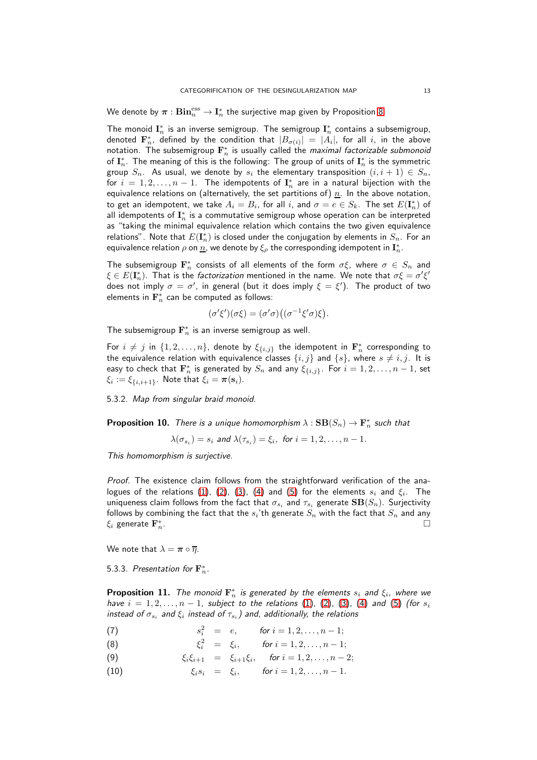We denote by $\boldsymbol{\pi} : \mathbf{Bin}_n^{\mathrm{ess}} \to \mathbf{I}_n^*$ the surjective map given by Proposition 8.

The monoid $\mathbf{I}_n^*$ is an inverse semigroup. The semigroup $\mathbf{I}_n^*$ contains a subsemigroup, denoted $\mathbf{F}_n^*$, defined by the condition that $|B_{\sigma(i)}| = |A_i|$, for all $i$, in the above notation. The subsemigroup $\mathbf{F}_n^*$ is usually called the *maximal factorizable submonoid* of $\mathbf{I}_n^*$. The meaning of this is the following: The group of units of $\mathbf{I}_n^*$ is the symmetric group $S_n$. As usual, we denote by $s_i$ the elementary transposition $(i, i+1) \in S_n$, for $i = 1, 2, \dots, n-1$. The idempotents of $\mathbf{I}_n^*$ are in a natural bijection with the equivalence relations on (alternatively, the set partitions of) $\underline{n}$. In the above notation, to get an idempotent, we take $A_i = B_i$, for all $i$, and $\sigma = e \in S_k$. The set $E(\mathbf{I}_n^*)$ of all idempotents of $\mathbf{I}_n^*$ is a commutative semigroup whose operation can be interpreted as "taking the minimal equivalence relation which contains the two given equivalence relations". Note that $E(\mathbf{I}_n^*)$ is closed under the conjugation by elements in $S_n$. For an equivalence relation $\rho$ on $\underline{n}$, we denote by $\xi_\rho$ the corresponding idempotent in $\mathbf{I}_n^*$.

The subsemigroup $\mathbf{F}_n^*$ consists of all elements of the form $\sigma\xi$, where $\sigma \in S_n$ and $\xi \in E(\mathbf{I}_n^*)$. That is the *factorization* mentioned in the name. We note that $\sigma\xi = \sigma'\xi'$ does not imply $\sigma = \sigma'$, in general (but it does imply $\xi = \xi'$). The product of two elements in $\mathbf{F}_n^*$ can be computed as follows:

$$(\sigma'\xi')(\sigma\xi) = (\sigma'\sigma)\big((\sigma^{-1}\xi'\sigma)\xi\big).$$

The subsemigroup $\mathbf{F}_n^*$ is an inverse semigroup as well.

For $i \neq j$ in $\{1, 2, \dots, n\}$, denote by $\xi_{\{i,j\}}$ the idempotent in $\mathbf{F}_n^*$ corresponding to the equivalence relation with equivalence classes $\{i, j\}$ and $\{s\}$, where $s \neq i, j$. It is easy to check that $\mathbf{F}_n^*$ is generated by $S_n$ and any $\xi_{\{i,j\}}$. For $i = 1, 2, \dots, n-1$, set $\xi_i := \xi_{\{i,i+1\}}$. Note that $\xi_i = \boldsymbol{\pi}(\mathbf{s}_i)$.

5.3.2. *Map from singular braid monoid.*

**Proposition 10.** *There is a unique homomorphism $\lambda : \mathbf{SB}(S_n) \to \mathbf{F}_n^*$ such that*

$$\lambda(\sigma_{s_i}) = s_i \text{ and } \lambda(\tau_{s_i}) = \xi_i, \text{ for } i = 1, 2, \dots, n-1.$$

*This homomorphism is surjective.*

*Proof.* The existence claim follows from the straightforward verification of the analogues of the relations (1), (2), (3), (4) and (5) for the elements $s_i$ and $\xi_i$. The uniqueness claim follows from the fact that $\sigma_{s_i}$ and $\tau_{s_i}$ generate $\mathbf{SB}(S_n)$. Surjectivity follows by combining the fact that the $s_i$'th generate $S_n$ with the fact that $S_n$ and any $\xi_i$ generate $\mathbf{F}_n^*$. □

We note that $\lambda = \boldsymbol{\pi} \circ \overline{\eta}$.

5.3.3. *Presentation for $\mathbf{F}_n^*$.*

**Proposition 11.** *The monoid $\mathbf{F}_n^*$ is generated by the elements $s_i$ and $\xi_i$, where we have $i = 1, 2, \dots, n-1$, subject to the relations (1), (2), (3), (4) and (5) (for $s_i$ instead of $\sigma_{s_i}$ and $\xi_i$ instead of $\tau_{s_i}$) and, additionally, the relations*

$$s_i^2 = e, \qquad \text{for } i = 1, 2, \dots, n-1; \tag{7}$$

$$\xi_i^2 = \xi_i, \qquad \text{for } i = 1, 2, \dots, n-1; \tag{8}$$

$$\xi_i\xi_{i+1} = \xi_{i+1}\xi_i, \qquad \text{for } i = 1, 2, \dots, n-2; \tag{9}$$

$$\xi_i s_i = \xi_i, \qquad \text{for } i = 1, 2, \dots, n-1. \tag{10}$$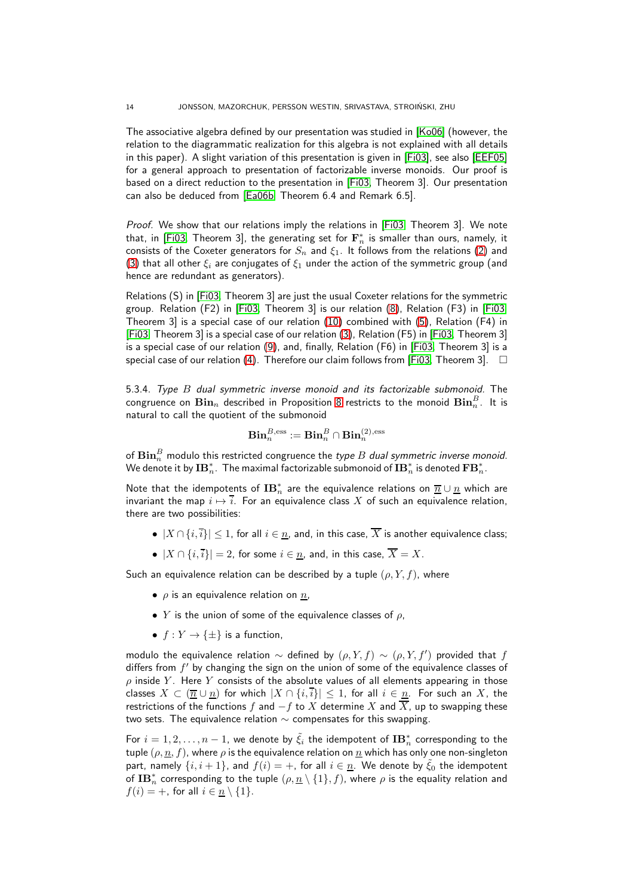The associative algebra defined by our presentation was studied in [Ko06] (however, the relation to the diagrammatic realization for this algebra is not explained with all details in this paper). A slight variation of this presentation is given in [Fi03], see also [EEF05] for a general approach to presentation of factorizable inverse monoids. Our proof is based on a direct reduction to the presentation in [Fi03, Theorem 3]. Our presentation can also be deduced from [Ea06b, Theorem 6.4 and Remark 6.5].

*Proof.* We show that our relations imply the relations in [Fi03, Theorem 3]. We note that, in [Fi03, Theorem 3], the generating set for $\mathbf{F}_n^*$ is smaller than ours, namely, it consists of the Coxeter generators for $S_n$ and $\xi_1$. It follows from the relations (2) and (3) that all other $\xi_i$ are conjugates of $\xi_1$ under the action of the symmetric group (and hence are redundant as generators).

Relations (S) in [Fi03, Theorem 3] are just the usual Coxeter relations for the symmetric group. Relation (F2) in [Fi03, Theorem 3] is our relation (8), Relation (F3) in [Fi03, Theorem 3] is a special case of our relation (10) combined with (5), Relation (F4) in [Fi03, Theorem 3] is a special case of our relation (3), Relation (F5) in [Fi03, Theorem 3] is a special case of our relation (9), and, finally, Relation (F6) in [Fi03, Theorem 3] is a special case of our relation (4). Therefore our claim follows from [Fi03, Theorem 3]. □

5.3.4. *Type $B$ dual symmetric inverse monoid and its factorizable submonoid.* The congruence on $\mathbf{Bin}_n$ described in Proposition 8 restricts to the monoid $\mathbf{Bin}_n^B$. It is natural to call the quotient of the submonoid

$$\mathbf{Bin}_n^{B,\mathrm{ess}} := \mathbf{Bin}_n^B \cap \mathbf{Bin}_n^{(2),\mathrm{ess}}$$

of $\mathbf{Bin}_n^B$ modulo this restricted congruence the *type $B$ dual symmetric inverse monoid*. We denote it by $\mathbf{IB}_n^*$. The maximal factorizable submonoid of $\mathbf{IB}_n^*$ is denoted $\mathbf{FB}_n^*$.

Note that the idempotents of $\mathbf{IB}_n^*$ are the equivalence relations on $\overline{\underline{n}} \cup \underline{n}$ which are invariant the map $i \mapsto \overline{i}$. For an equivalence class $X$ of such an equivalence relation, there are two possibilities:

- $|X \cap \{i, \overline{i}\}| \leq 1$, for all $i \in \underline{n}$, and, in this case, $\overline{X}$ is another equivalence class;
- $|X \cap \{i, \overline{i}\}| = 2$, for some $i \in \underline{n}$, and, in this case, $\overline{X} = X$.

Such an equivalence relation can be described by a tuple $(\rho, Y, f)$, where

- $\rho$ is an equivalence relation on $\underline{n}$,
- $Y$ is the union of some of the equivalence classes of $\rho$,
- $f : Y \to \{\pm\}$ is a function,

modulo the equivalence relation $\sim$ defined by $(\rho, Y, f) \sim (\rho, Y, f')$ provided that $f$ differs from $f'$ by changing the sign on the union of some of the equivalence classes of $\rho$ inside $Y$. Here $Y$ consists of the absolute values of all elements appearing in those classes $X \subset (\overline{\underline{n}} \cup \underline{n})$ for which $|X \cap \{i, \overline{i}\}| \leq 1$, for all $i \in \underline{n}$. For such an $X$, the restrictions of the functions $f$ and $-f$ to $X$ determine $X$ and $\overline{X}$, up to swapping these two sets. The equivalence relation $\sim$ compensates for this swapping.

For $i = 1, 2, \dots, n-1$, we denote by $\tilde{\xi}_i$ the idempotent of $\mathbf{IB}_n^*$ corresponding to the tuple $(\rho, \underline{n}, f)$, where $\rho$ is the equivalence relation on $\underline{n}$ which has only one non-singleton part, namely $\{i, i+1\}$, and $f(i) = +$, for all $i \in \underline{n}$. We denote by $\tilde{\xi}_0$ the idempotent of $\mathbf{IB}_n^*$ corresponding to the tuple $(\rho, \underline{n} \setminus \{1\}, f)$, where $\rho$ is the equality relation and $f(i) = +$, for all $i \in \underline{n} \setminus \{1\}$.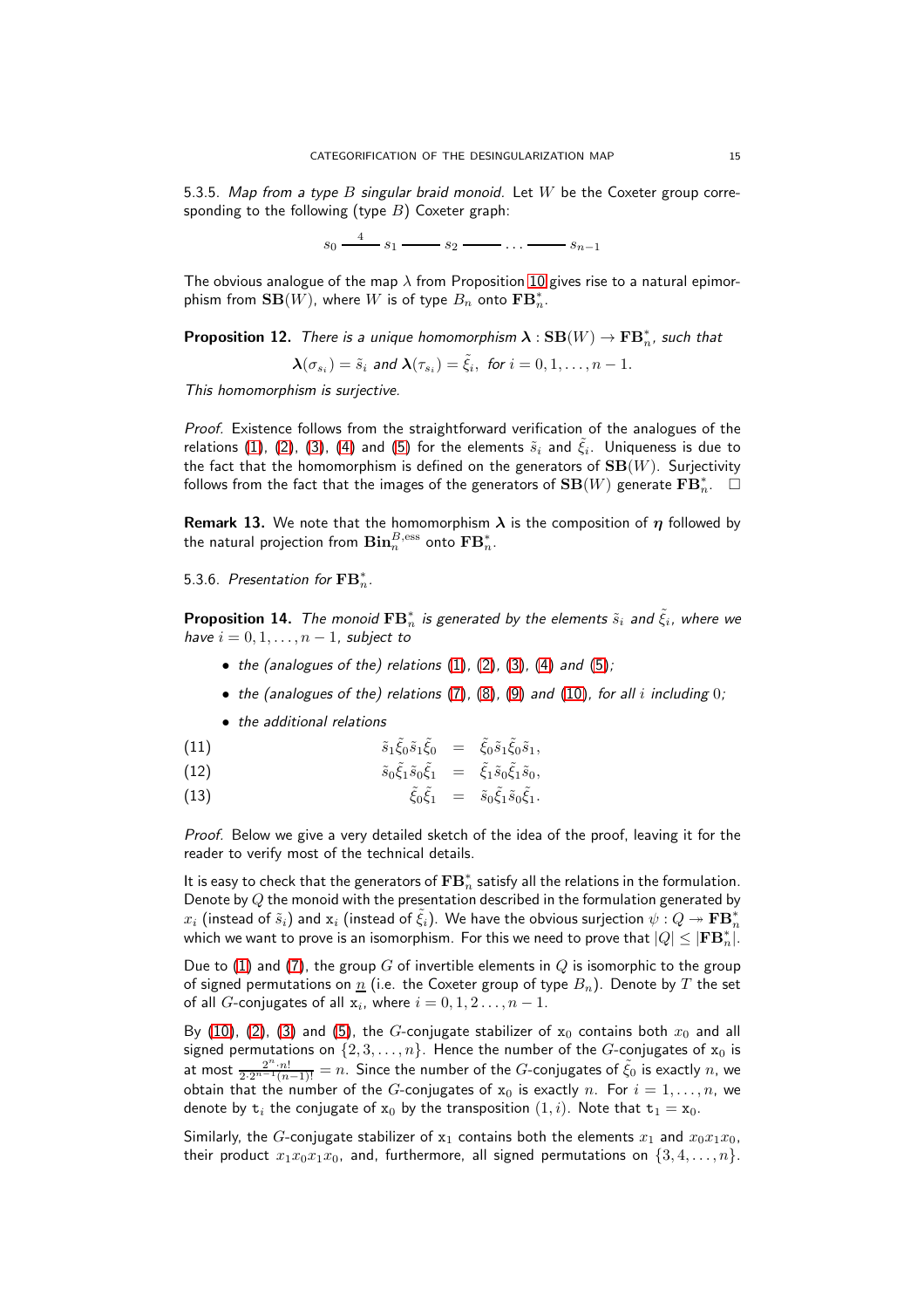5.3.5. *Map from a type $B$ singular braid monoid.* Let $W$ be the Coxeter group corresponding to the following (type $B$) Coxeter graph:

$$s_0 \overset{4}{\text{———}} s_1 \text{———} s_2 \text{———} \dots \text{———} s_{n-1}$$

The obvious analogue of the map $\lambda$ from Proposition 10 gives rise to a natural epimorphism from $\mathbf{SB}(W)$, where $W$ is of type $B_n$ onto $\mathbf{FB}_n^*$.

**Proposition 12.** *There is a unique homomorphism $\boldsymbol{\lambda} : \mathbf{SB}(W) \to \mathbf{FB}_n^*$, such that*

$$\boldsymbol{\lambda}(\sigma_{s_i}) = \tilde{s}_i \text{ and } \boldsymbol{\lambda}(\tau_{s_i}) = \tilde{\xi}_i, \text{ for } i = 0, 1, \dots, n-1.$$

*This homomorphism is surjective.*

*Proof.* Existence follows from the straightforward verification of the analogues of the relations (1), (2), (3), (4) and (5) for the elements $\tilde{s}_i$ and $\tilde{\xi}_i$. Uniqueness is due to the fact that the homomorphism is defined on the generators of $\mathbf{SB}(W)$. Surjectivity follows from the fact that the images of the generators of $\mathbf{SB}(W)$ generate $\mathbf{FB}_n^*$. $\square$

**Remark 13.** We note that the homomorphism $\boldsymbol{\lambda}$ is the composition of $\boldsymbol{\eta}$ followed by the natural projection from $\mathbf{Bin}_n^{B,\text{ess}}$ onto $\mathbf{FB}_n^*$.

5.3.6. *Presentation for $\mathbf{FB}_n^*$.*

**Proposition 14.** *The monoid $\mathbf{FB}_n^*$ is generated by the elements $\tilde{s}_i$ and $\tilde{\xi}_i$, where we have $i = 0, 1, \dots, n-1$, subject to*

- *the (analogues of the) relations (1), (2), (3), (4) and (5);*
- *the (analogues of the) relations (7), (8), (9) and (10), for all $i$ including $0$;*
- *the additional relations*

$$\tilde{s}_1\tilde{\xi}_0\tilde{s}_1\tilde{\xi}_0 = \tilde{\xi}_0\tilde{s}_1\tilde{\xi}_0\tilde{s}_1, \tag{11}$$

$$\tilde{s}_0\tilde{\xi}_1\tilde{s}_0\tilde{\xi}_1 = \tilde{\xi}_1\tilde{s}_0\tilde{\xi}_1\tilde{s}_0, \tag{12}$$

$$\tilde{\xi}_0\tilde{\xi}_1 = \tilde{s}_0\tilde{\xi}_1\tilde{s}_0\tilde{\xi}_1. \tag{13}$$

*Proof.* Below we give a very detailed sketch of the idea of the proof, leaving it for the reader to verify most of the technical details.

It is easy to check that the generators of $\mathbf{FB}_n^*$ satisfy all the relations in the formulation. Denote by $Q$ the monoid with the presentation described in the formulation generated by $x_i$ (instead of $\tilde{s}_i$) and $\mathtt{x}_i$ (instead of $\tilde{\xi}_i$). We have the obvious surjection $\psi : Q \twoheadrightarrow \mathbf{FB}_n^*$ which we want to prove is an isomorphism. For this we need to prove that $|Q| \leq |\mathbf{FB}_n^*|$.

Due to (1) and (7), the group $G$ of invertible elements in $Q$ is isomorphic to the group of signed permutations on $\underline{n}$ (i.e. the Coxeter group of type $B_n$). Denote by $T$ the set of all $G$-conjugates of all $\mathtt{x}_i$, where $i = 0, 1, 2 \dots, n-1$.

By (10), (2), (3) and (5), the $G$-conjugate stabilizer of $\mathtt{x}_0$ contains both $x_0$ and all signed permutations on $\{2, 3, \dots, n\}$. Hence the number of the $G$-conjugates of $\mathtt{x}_0$ is at most $\frac{2^n \cdot n!}{2 \cdot 2^{n-1}(n-1)!} = n$. Since the number of the $G$-conjugates of $\tilde{\xi}_0$ is exactly $n$, we obtain that the number of the $G$-conjugates of $\mathtt{x}_0$ is exactly $n$. For $i = 1, \dots, n$, we denote by $\mathtt{t}_i$ the conjugate of $\mathtt{x}_0$ by the transposition $(1, i)$. Note that $\mathtt{t}_1 = \mathtt{x}_0$.

Similarly, the $G$-conjugate stabilizer of $\mathtt{x}_1$ contains both the elements $x_1$ and $x_0x_1x_0$, their product $x_1x_0x_1x_0$, and, furthermore, all signed permutations on $\{3, 4, \dots, n\}$.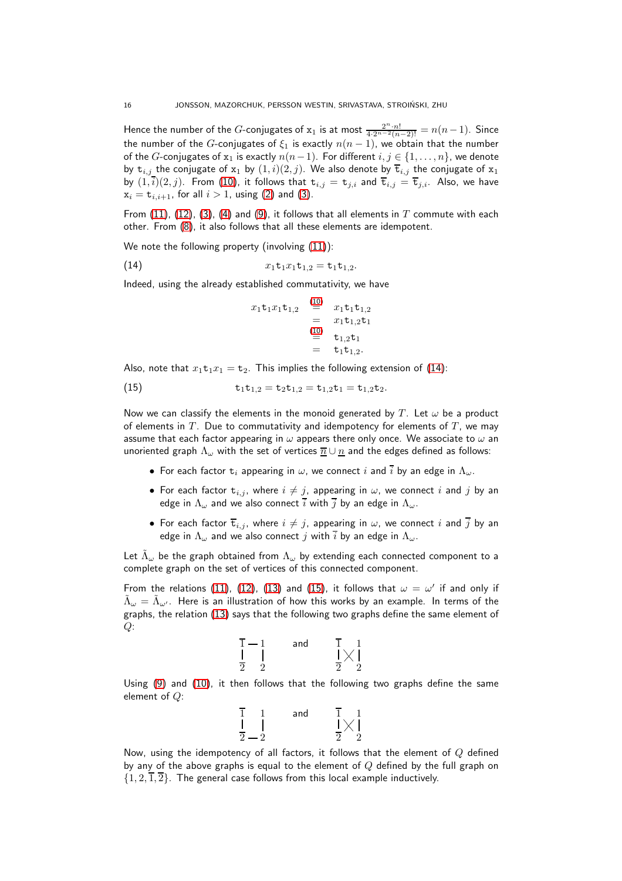Hence the number of the $G$-conjugates of $\mathtt{x}_1$ is at most $\frac{2^n \cdot n!}{4 \cdot 2^{n-2}(n-2)!} = n(n-1)$. Since the number of the $G$-conjugates of $\xi_1$ is exactly $n(n-1)$, we obtain that the number of the $G$-conjugates of $\mathtt{x}_1$ is exactly $n(n-1)$. For different $i, j \in \{1, \dots, n\}$, we denote by $\mathtt{t}_{i,j}$ the conjugate of $\mathtt{x}_1$ by $(1,i)(2,j)$. We also denote by $\overline{\mathtt{t}}_{i,j}$ the conjugate of $\mathtt{x}_1$ by $(1,\overline{i})(2,j)$. From (10), it follows that $\mathtt{t}_{i,j} = \mathtt{t}_{j,i}$ and $\overline{\mathtt{t}}_{i,j} = \overline{\mathtt{t}}_{j,i}$. Also, we have $\mathtt{x}_i = \mathtt{t}_{i,i+1}$, for all $i > 1$, using (2) and (3).

From (11), (12), (3), (4) and (9), it follows that all elements in $T$ commute with each other. From (8), it also follows that all these elements are idempotent.

We note the following property (involving (11)):

$$x_1 \mathtt{t}_1 x_1 \mathtt{t}_{1,2} = \mathtt{t}_1 \mathtt{t}_{1,2}. \tag{14}$$

Indeed, using the already established commutativity, we have

$$\begin{aligned} x_1 \mathtt{t}_1 x_1 \mathtt{t}_{1,2} &\overset{(10)}{=} x_1 \mathtt{t}_1 \mathtt{t}_{1,2} \\ &= x_1 \mathtt{t}_{1,2} \mathtt{t}_1 \\ &\overset{(10)}{=} \mathtt{t}_{1,2} \mathtt{t}_1 \\ &= \mathtt{t}_1 \mathtt{t}_{1,2}. \end{aligned}$$

Also, note that $x_1 \mathtt{t}_1 x_1 = \mathtt{t}_2$. This implies the following extension of (14):

$$\mathtt{t}_1 \mathtt{t}_{1,2} = \mathtt{t}_2 \mathtt{t}_{1,2} = \mathtt{t}_{1,2} \mathtt{t}_1 = \mathtt{t}_{1,2} \mathtt{t}_2. \tag{15}$$

Now we can classify the elements in the monoid generated by $T$. Let $\omega$ be a product of elements in $T$. Due to commutativity and idempotency for elements of $T$, we may assume that each factor appearing in $\omega$ appears there only once. We associate to $\omega$ an unoriented graph $\Lambda_\omega$ with the set of vertices $\overline{\underline{n}} \cup \underline{n}$ and the edges defined as follows:

- For each factor $\mathtt{t}_i$ appearing in $\omega$, we connect $i$ and $\overline{i}$ by an edge in $\Lambda_\omega$.
- For each factor $\mathtt{t}_{i,j}$, where $i \neq j$, appearing in $\omega$, we connect $i$ and $j$ by an edge in $\Lambda_\omega$ and we also connect $\overline{i}$ with $\overline{j}$ by an edge in $\Lambda_\omega$.
- For each factor $\overline{\mathtt{t}}_{i,j}$, where $i \neq j$, appearing in $\omega$, we connect $i$ and $\overline{j}$ by an edge in $\Lambda_\omega$ and we also connect $j$ with $\overline{i}$ by an edge in $\Lambda_\omega$.

Let $\tilde{\Lambda}_\omega$ be the graph obtained from $\Lambda_\omega$ by extending each connected component to a complete graph on the set of vertices of this connected component.

From the relations (11), (12), (13) and (15), it follows that $\omega = \omega'$ if and only if $\tilde{\Lambda}_\omega = \tilde{\Lambda}_{\omega'}$. Here is an illustration of how this works by an example. In terms of the graphs, the relation (13) says that the following two graphs define the same element of $Q$:

$$\begin{array}{ccc} \overline{1} - 1 & & \overline{1} \quad 1 \\ | \quad\;\; | & \text{and} & | \times | \\ \overline{2} \quad\; 2 & & \overline{2} \quad 2 \end{array}$$

Using (9) and (10), it then follows that the following two graphs define the same element of $Q$:

$$\begin{array}{ccc} \overline{1} \quad\; 1 & & \overline{1} \quad 1 \\ | \quad\;\; | & \text{and} & | \times | \\ \overline{2} - 2 & & \overline{2} \quad 2 \end{array}$$

Now, using the idempotency of all factors, it follows that the element of $Q$ defined by any of the above graphs is equal to the element of $Q$ defined by the full graph on $\{1, 2, \overline{1}, \overline{2}\}$. The general case follows from this local example inductively.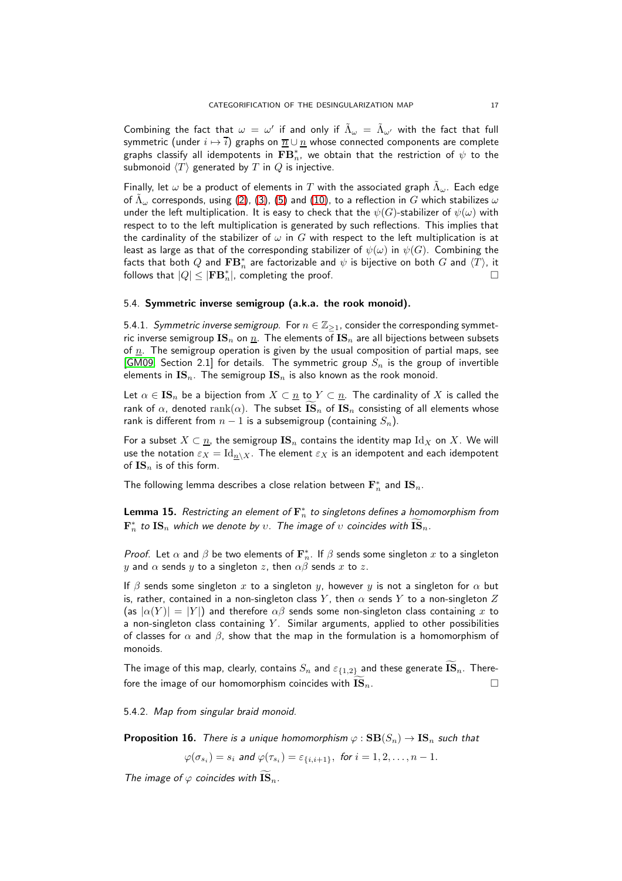Combining the fact that $\omega = \omega'$ if and only if $\tilde{\Lambda}_\omega = \tilde{\Lambda}_{\omega'}$ with the fact that full symmetric (under $i \mapsto \overline{i}$) graphs on $\overline{n} \cup \underline{n}$ whose connected components are complete graphs classify all idempotents in $\mathbf{FB}_n^*$, we obtain that the restriction of $\psi$ to the submonoid $\langle T \rangle$ generated by $T$ in $Q$ is injective.

Finally, let $\omega$ be a product of elements in $T$ with the associated graph $\tilde{\Lambda}_\omega$. Each edge of $\tilde{\Lambda}_\omega$ corresponds, using (2), (3), (5) and (10), to a reflection in $G$ which stabilizes $\omega$ under the left multiplication. It is easy to check that the $\psi(G)$-stabilizer of $\psi(\omega)$ with respect to to the left multiplication is generated by such reflections. This implies that the cardinality of the stabilizer of $\omega$ in $G$ with respect to the left multiplication is at least as large as that of the corresponding stabilizer of $\psi(\omega)$ in $\psi(G)$. Combining the facts that both $Q$ and $\mathbf{FB}_n^*$ are factorizable and $\psi$ is bijective on both $G$ and $\langle T \rangle$, it follows that $|Q| \leq |\mathbf{FB}_n^*|$, completing the proof. □

### 5.4. Symmetric inverse semigroup (a.k.a. the rook monoid).

5.4.1. *Symmetric inverse semigroup.* For $n \in \mathbb{Z}_{\geq 1}$, consider the corresponding symmetric inverse semigroup $\mathbf{IS}_n$ on $\underline{n}$. The elements of $\mathbf{IS}_n$ are all bijections between subsets of $\underline{n}$. The semigroup operation is given by the usual composition of partial maps, see [GM09, Section 2.1] for details. The symmetric group $S_n$ is the group of invertible elements in $\mathbf{IS}_n$. The semigroup $\mathbf{IS}_n$ is also known as the rook monoid.

Let $\alpha \in \mathbf{IS}_n$ be a bijection from $X \subset \underline{n}$ to $Y \subset \underline{n}$. The cardinality of $X$ is called the rank of $\alpha$, denoted $\mathrm{rank}(\alpha)$. The subset $\widetilde{\mathbf{IS}}_n$ of $\mathbf{IS}_n$ consisting of all elements whose rank is different from $n-1$ is a subsemigroup (containing $S_n$).

For a subset $X \subset \underline{n}$, the semigroup $\mathbf{IS}_n$ contains the identity map $\mathrm{Id}_X$ on $X$. We will use the notation $\varepsilon_X = \mathrm{Id}_{\underline{n}\setminus X}$. The element $\varepsilon_X$ is an idempotent and each idempotent of $\mathbf{IS}_n$ is of this form.

The following lemma describes a close relation between $\mathbf{F}_n^*$ and $\mathbf{IS}_n$.

**Lemma 15.** *Restricting an element of $\mathbf{F}_n^*$ to singletons defines a homomorphism from $\mathbf{F}_n^*$ to $\mathbf{IS}_n$ which we denote by $\upsilon$. The image of $\upsilon$ coincides with $\widetilde{\mathbf{IS}}_n$.*

*Proof.* Let $\alpha$ and $\beta$ be two elements of $\mathbf{F}_n^*$. If $\beta$ sends some singleton $x$ to a singleton $y$ and $\alpha$ sends $y$ to a singleton $z$, then $\alpha\beta$ sends $x$ to $z$.

If $\beta$ sends some singleton $x$ to a singleton $y$, however $y$ is not a singleton for $\alpha$ but is, rather, contained in a non-singleton class $Y$, then $\alpha$ sends $Y$ to a non-singleton $Z$ (as $|\alpha(Y)| = |Y|$) and therefore $\alpha\beta$ sends some non-singleton class containing $x$ to a non-singleton class containing $Y$. Similar arguments, applied to other possibilities of classes for $\alpha$ and $\beta$, show that the map in the formulation is a homomorphism of monoids.

The image of this map, clearly, contains $S_n$ and $\varepsilon_{\{1,2\}}$ and these generate $\widetilde{\mathbf{IS}}_n$. Therefore the image of our homomorphism coincides with $\widetilde{\mathbf{IS}}_n$. □

5.4.2. *Map from singular braid monoid.*

**Proposition 16.** *There is a unique homomorphism $\varphi : \mathbf{SB}(S_n) \to \mathbf{IS}_n$ such that*

$$\varphi(\sigma_{s_i}) = s_i \text{ and } \varphi(\tau_{s_i}) = \varepsilon_{\{i,i+1\}}, \text{ for } i = 1, 2, \ldots, n-1.$$

*The image of $\varphi$ coincides with $\widetilde{\mathbf{IS}}_n$.*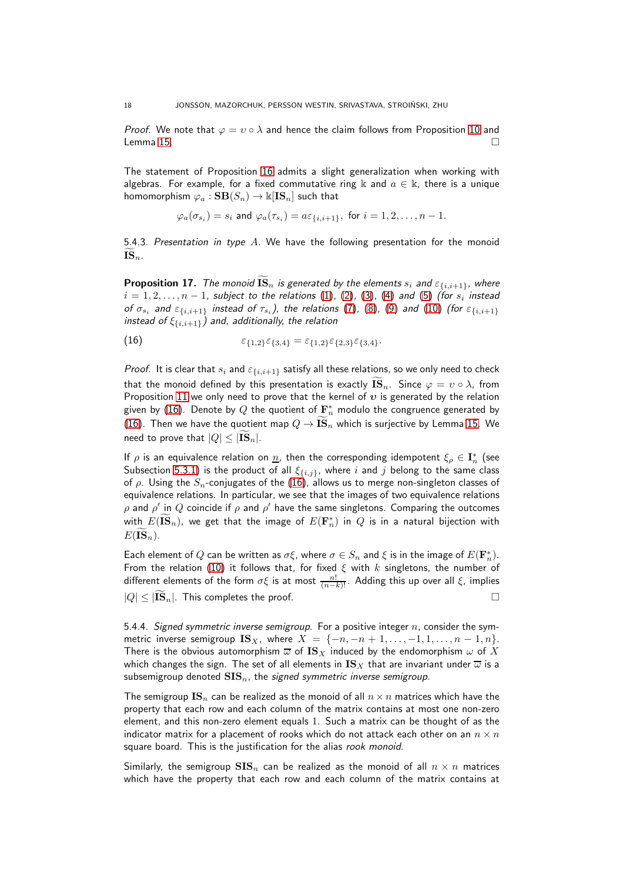*Proof.* We note that $\varphi = \upsilon \circ \lambda$ and hence the claim follows from Proposition 10 and Lemma 15. $\square$

The statement of Proposition 16 admits a slight generalization when working with algebras. For example, for a fixed commutative ring $\Bbbk$ and $a \in \Bbbk$, there is a unique homomorphism $\varphi_a : \mathbf{SB}(S_n) \to \Bbbk[\mathbf{IS}_n]$ such that

$$\varphi_a(\sigma_{s_i}) = s_i \text{ and } \varphi_a(\tau_{s_i}) = a\varepsilon_{\{i,i+1\}}, \text{ for } i = 1, 2, \ldots, n-1.$$

5.4.3. *Presentation in type A.* We have the following presentation for the monoid $\widetilde{\mathbf{IS}}_n$.

**Proposition 17.** *The monoid $\widetilde{\mathbf{IS}}_n$ is generated by the elements $s_i$ and $\varepsilon_{\{i,i+1\}}$, where $i = 1, 2, \ldots, n-1$, subject to the relations (1), (2), (3), (4) and (5) (for $s_i$ instead of $\sigma_{s_i}$ and $\varepsilon_{\{i,i+1\}}$ instead of $\tau_{s_i}$), the relations (7), (8), (9) and (10) (for $\varepsilon_{\{i,i+1\}}$ instead of $\xi_{\{i,i+1\}}$) and, additionally, the relation*

$$\varepsilon_{\{1,2\}}\varepsilon_{\{3,4\}} = \varepsilon_{\{1,2\}}\varepsilon_{\{2,3\}}\varepsilon_{\{3,4\}}. \tag{16}$$

*Proof.* It is clear that $s_i$ and $\varepsilon_{\{i,i+1\}}$ satisfy all these relations, so we only need to check that the monoid defined by this presentation is exactly $\widetilde{\mathbf{IS}}_n$. Since $\varphi = \upsilon \circ \lambda$, from Proposition 11 we only need to prove that the kernel of $\upsilon$ is generated by the relation given by (16). Denote by $Q$ the quotient of $\mathbf{F}^*_n$ modulo the congruence generated by (16). Then we have the quotient map $Q \to \widetilde{\mathbf{IS}}_n$ which is surjective by Lemma 15. We need to prove that $|Q| \leq |\widetilde{\mathbf{IS}}_n|$.

If $\rho$ is an equivalence relation on $\underline{n}$, then the corresponding idempotent $\xi_\rho \in \mathbf{I}^*_n$ (see Subsection 5.3.1) is the product of all $\xi_{\{i,j\}}$, where $i$ and $j$ belong to the same class of $\rho$. Using the $S_n$-conjugates of the (16), allows us to merge non-singleton classes of equivalence relations. In particular, we see that the images of two equivalence relations $\rho$ and $\rho'$ in $Q$ coincide if $\rho$ and $\rho'$ have the same singletons. Comparing the outcomes with $E(\widetilde{\mathbf{IS}}_n)$, we get that the image of $E(\mathbf{F}^*_n)$ in $Q$ is in a natural bijection with $E(\widetilde{\mathbf{IS}}_n)$.

Each element of $Q$ can be written as $\sigma\xi$, where $\sigma \in S_n$ and $\xi$ is in the image of $E(\mathbf{F}^*_n)$. From the relation (10) it follows that, for fixed $\xi$ with $k$ singletons, the number of different elements of the form $\sigma\xi$ is at most $\frac{n!}{(n-k)!}$. Adding this up over all $\xi$, implies $|Q| \leq |\widetilde{\mathbf{IS}}_n|$. This completes the proof. $\square$

5.4.4. *Signed symmetric inverse semigroup.* For a positive integer $n$, consider the symmetric inverse semigroup $\mathbf{IS}_X$, where $X = \{-n, -n+1, \ldots, -1, 1, \ldots, n-1, n\}$. There is the obvious automorphism $\varpi$ of $\mathbf{IS}_X$ induced by the endomorphism $\omega$ of $X$ which changes the sign. The set of all elements in $\mathbf{IS}_X$ that are invariant under $\varpi$ is a subsemigroup denoted $\mathbf{SIS}_n$, the *signed symmetric inverse semigroup*.

The semigroup $\mathbf{IS}_n$ can be realized as the monoid of all $n \times n$ matrices which have the property that each row and each column of the matrix contains at most one non-zero element, and this non-zero element equals 1. Such a matrix can be thought of as the indicator matrix for a placement of rooks which do not attack each other on an $n \times n$ square board. This is the justification for the alias *rook monoid*.

Similarly, the semigroup $\mathbf{SIS}_n$ can be realized as the monoid of all $n \times n$ matrices which have the property that each row and each column of the matrix contains at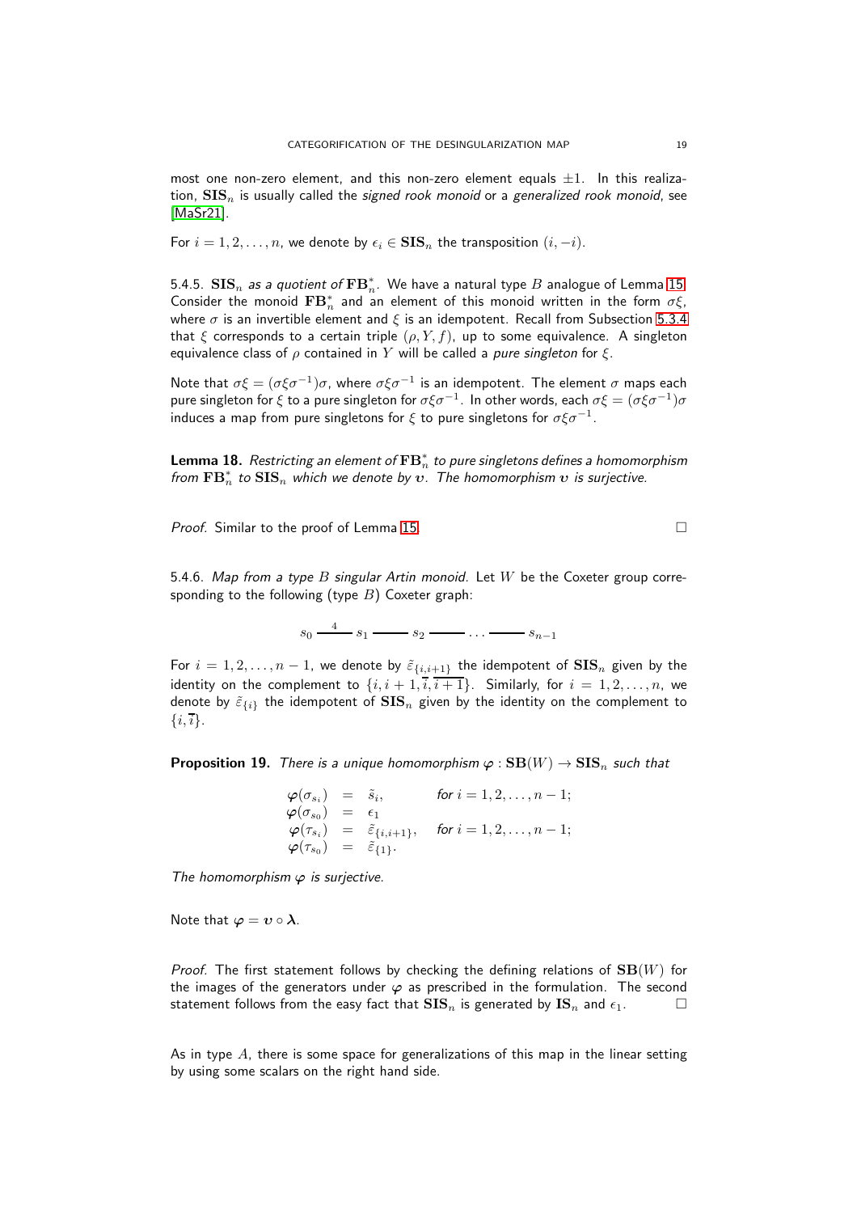most one non-zero element, and this non-zero element equals $\pm 1$. In this realization, $\mathbf{SIS}_n$ is usually called the *signed rook monoid* or a *generalized rook monoid*, see [MaSr21].

For $i = 1, 2, \dots, n$, we denote by $\epsilon_i \in \mathbf{SIS}_n$ the transposition $(i, -i)$.

5.4.5. $\mathbf{SIS}_n$ *as a quotient of* $\mathbf{FB}_n^*$. We have a natural type $B$ analogue of Lemma 15. Consider the monoid $\mathbf{FB}_n^*$ and an element of this monoid written in the form $\sigma\xi$, where $\sigma$ is an invertible element and $\xi$ is an idempotent. Recall from Subsection 5.3.4 that $\xi$ corresponds to a certain triple $(\rho, Y, f)$, up to some equivalence. A singleton equivalence class of $\rho$ contained in $Y$ will be called a *pure singleton* for $\xi$.

Note that $\sigma\xi = (\sigma\xi\sigma^{-1})\sigma$, where $\sigma\xi\sigma^{-1}$ is an idempotent. The element $\sigma$ maps each pure singleton for $\xi$ to a pure singleton for $\sigma\xi\sigma^{-1}$. In other words, each $\sigma\xi = (\sigma\xi\sigma^{-1})\sigma$ induces a map from pure singletons for $\xi$ to pure singletons for $\sigma\xi\sigma^{-1}$.

**Lemma 18.** *Restricting an element of $\mathbf{FB}_n^*$ to pure singletons defines a homomorphism from $\mathbf{FB}_n^*$ to $\mathbf{SIS}_n$ which we denote by $\boldsymbol{\upsilon}$. The homomorphism $\boldsymbol{\upsilon}$ is surjective.*

*Proof.* Similar to the proof of Lemma 15. □

5.4.6. *Map from a type $B$ singular Artin monoid.* Let $W$ be the Coxeter group corresponding to the following (type $B$) Coxeter graph:

$$s_0 \overset{4}{\text{———}} s_1 \text{———} s_2 \text{———} \dots \text{———} s_{n-1}$$

For $i = 1, 2, \dots, n-1$, we denote by $\tilde{\varepsilon}_{\{i,i+1\}}$ the idempotent of $\mathbf{SIS}_n$ given by the identity on the complement to $\{i, i+1, \overline{i}, \overline{i+1}\}$. Similarly, for $i = 1, 2, \dots, n$, we denote by $\tilde{\varepsilon}_{\{i\}}$ the idempotent of $\mathbf{SIS}_n$ given by the identity on the complement to $\{i, \overline{i}\}$.

**Proposition 19.** *There is a unique homomorphism $\boldsymbol{\varphi} : \mathbf{SB}(W) \to \mathbf{SIS}_n$ such that*

$$\begin{array}{rcll}
\boldsymbol{\varphi}(\sigma_{s_i}) & = & \tilde{s}_i, & \text{for } i = 1, 2, \dots, n-1; \\
\boldsymbol{\varphi}(\sigma_{s_0}) & = & \epsilon_1 & \\
\boldsymbol{\varphi}(\tau_{s_i}) & = & \tilde{\varepsilon}_{\{i,i+1\}}, & \text{for } i = 1, 2, \dots, n-1; \\
\boldsymbol{\varphi}(\tau_{s_0}) & = & \tilde{\varepsilon}_{\{1\}}. &
\end{array}$$

*The homomorphism $\boldsymbol{\varphi}$ is surjective.*

Note that $\boldsymbol{\varphi} = \boldsymbol{\upsilon} \circ \boldsymbol{\lambda}$.

*Proof.* The first statement follows by checking the defining relations of $\mathbf{SB}(W)$ for the images of the generators under $\boldsymbol{\varphi}$ as prescribed in the formulation. The second statement follows from the easy fact that $\mathbf{SIS}_n$ is generated by $\mathbf{IS}_n$ and $\epsilon_1$. □

As in type $A$, there is some space for generalizations of this map in the linear setting by using some scalars on the right hand side.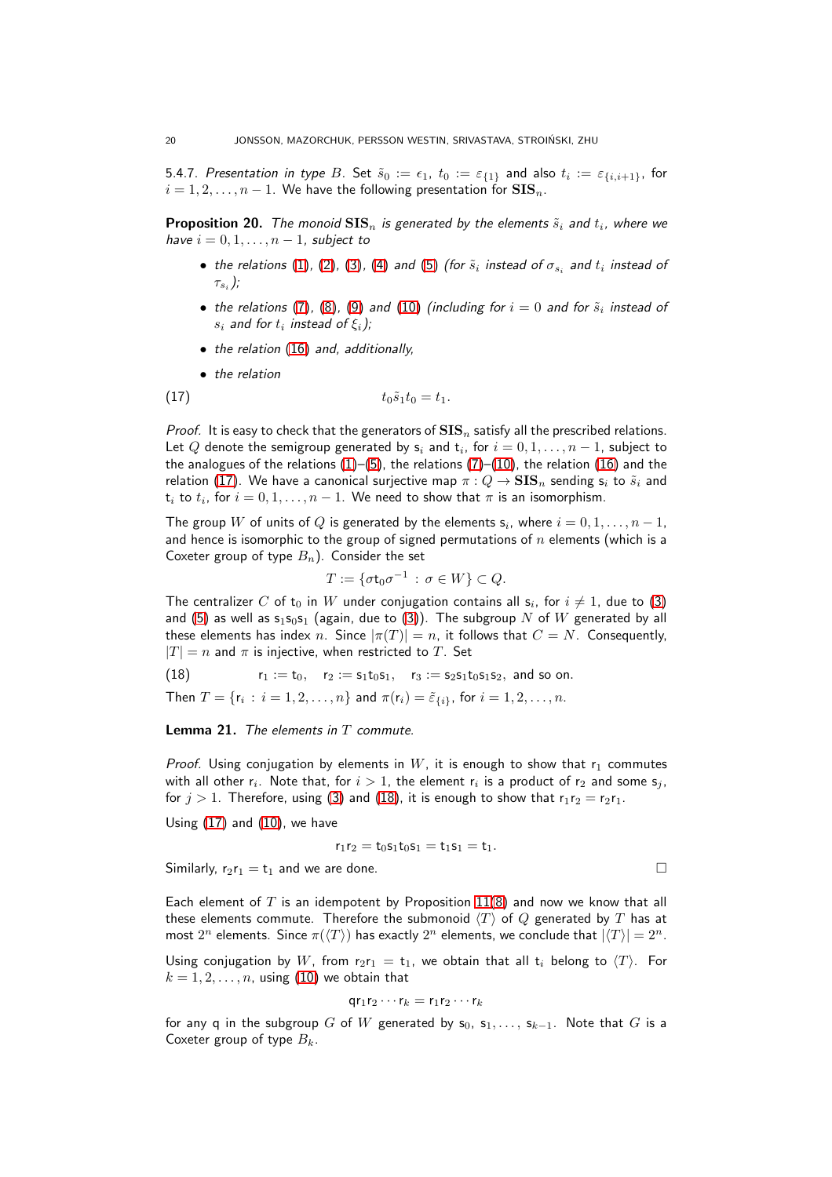5.4.7. *Presentation in type $B$.* Set $\tilde{s}_0 := \epsilon_1$, $t_0 := \varepsilon_{\{1\}}$ and also $t_i := \varepsilon_{\{i,i+1\}}$, for $i = 1, 2, \dots, n-1$. We have the following presentation for $\mathbf{SIS}_n$.

**Proposition 20.** *The monoid $\mathbf{SIS}_n$ is generated by the elements $\tilde{s}_i$ and $t_i$, where we have $i = 0, 1, \dots, n-1$, subject to*

- *the relations (1), (2), (3), (4) and (5) (for $\tilde{s}_i$ instead of $\sigma_{s_i}$ and $t_i$ instead of $\tau_{s_i}$);*
- *the relations (7), (8), (9) and (10) (including for $i = 0$ and for $\tilde{s}_i$ instead of $s_i$ and for $t_i$ instead of $\xi_i$);*
- *the relation (16) and, additionally,*
- *the relation*

$$t_0 \tilde{s}_1 t_0 = t_1. \tag{17}$$

*Proof.* It is easy to check that the generators of $\mathbf{SIS}_n$ satisfy all the prescribed relations. Let $Q$ denote the semigroup generated by $\mathsf{s}_i$ and $\mathsf{t}_i$, for $i = 0, 1, \dots, n-1$, subject to the analogues of the relations (1)–(5), the relations (7)–(10), the relation (16) and the relation (17). We have a canonical surjective map $\pi : Q \to \mathbf{SIS}_n$ sending $\mathsf{s}_i$ to $\tilde{s}_i$ and $\mathsf{t}_i$ to $t_i$, for $i = 0, 1, \dots, n-1$. We need to show that $\pi$ is an isomorphism.

The group $W$ of units of $Q$ is generated by the elements $\mathsf{s}_i$, where $i = 0, 1, \dots, n-1$, and hence is isomorphic to the group of signed permutations of $n$ elements (which is a Coxeter group of type $B_n$). Consider the set

$$T := \{\sigma \mathsf{t}_0 \sigma^{-1} : \sigma \in W\} \subset Q.$$

The centralizer $C$ of $\mathsf{t}_0$ in $W$ under conjugation contains all $\mathsf{s}_i$, for $i \neq 1$, due to (3) and (5) as well as $\mathsf{s}_1\mathsf{s}_0\mathsf{s}_1$ (again, due to (3)). The subgroup $N$ of $W$ generated by all these elements has index $n$. Since $|\pi(T)| = n$, it follows that $C = N$. Consequently, $|T| = n$ and $\pi$ is injective, when restricted to $T$. Set

$$\mathsf{r}_1 := \mathsf{t}_0, \quad \mathsf{r}_2 := \mathsf{s}_1\mathsf{t}_0\mathsf{s}_1, \quad \mathsf{r}_3 := \mathsf{s}_2\mathsf{s}_1\mathsf{t}_0\mathsf{s}_1\mathsf{s}_2, \text{ and so on.} \tag{18}$$

Then $T = \{\mathsf{r}_i : i = 1, 2, \dots, n\}$ and $\pi(\mathsf{r}_i) = \tilde{\varepsilon}_{\{i\}}$, for $i = 1, 2, \dots, n$.

**Lemma 21.** *The elements in $T$ commute.*

*Proof.* Using conjugation by elements in $W$, it is enough to show that $\mathsf{r}_1$ commutes with all other $\mathsf{r}_i$. Note that, for $i > 1$, the element $\mathsf{r}_i$ is a product of $\mathsf{r}_2$ and some $\mathsf{s}_j$, for $j > 1$. Therefore, using (3) and (18), it is enough to show that $\mathsf{r}_1\mathsf{r}_2 = \mathsf{r}_2\mathsf{r}_1$.

Using (17) and (10), we have

$$\mathsf{r}_1\mathsf{r}_2 = \mathsf{t}_0\mathsf{s}_1\mathsf{t}_0\mathsf{s}_1 = \mathsf{t}_1\mathsf{s}_1 = \mathsf{t}_1.$$

Similarly, $\mathsf{r}_2\mathsf{r}_1 = \mathsf{t}_1$ and we are done. □

Each element of $T$ is an idempotent by Proposition 11(8) and now we know that all these elements commute. Therefore the submonoid $\langle T \rangle$ of $Q$ generated by $T$ has at most $2^n$ elements. Since $\pi(\langle T \rangle)$ has exactly $2^n$ elements, we conclude that $|\langle T \rangle| = 2^n$.

Using conjugation by $W$, from $\mathsf{r}_2\mathsf{r}_1 = \mathsf{t}_1$, we obtain that all $\mathsf{t}_i$ belong to $\langle T \rangle$. For $k = 1, 2, \dots, n$, using (10) we obtain that

$$\mathsf{q}\mathsf{r}_1\mathsf{r}_2 \cdots \mathsf{r}_k = \mathsf{r}_1\mathsf{r}_2 \cdots \mathsf{r}_k$$

for any $\mathsf{q}$ in the subgroup $G$ of $W$ generated by $\mathsf{s}_0, \mathsf{s}_1, \dots, \mathsf{s}_{k-1}$. Note that $G$ is a Coxeter group of type $B_k$.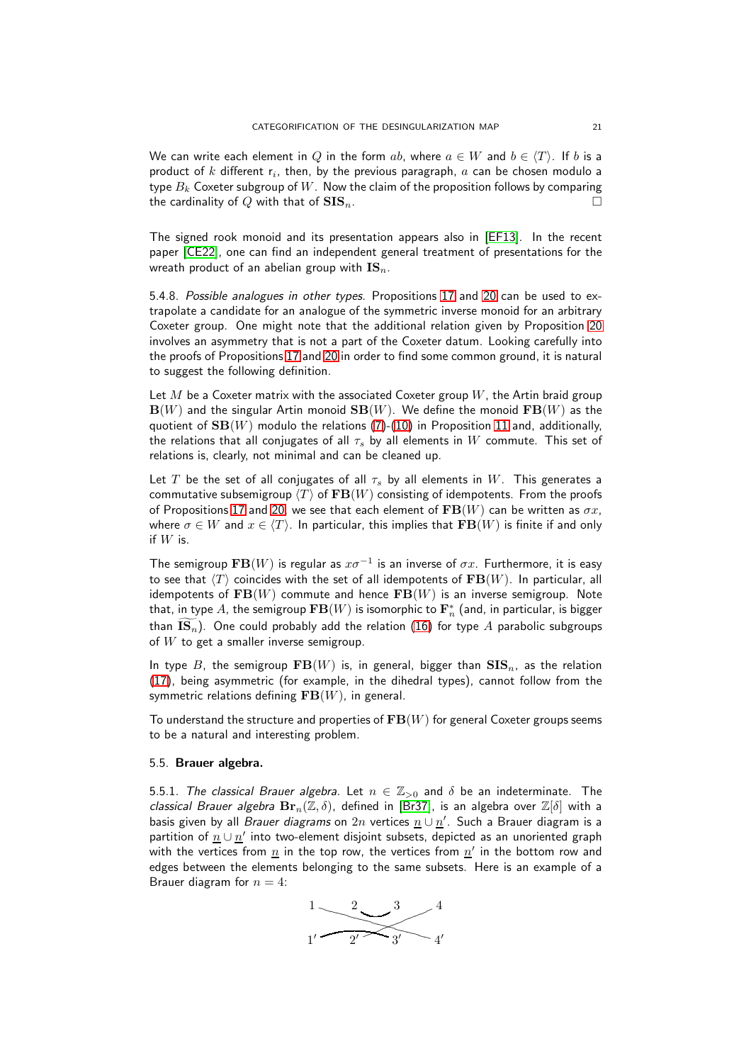We can write each element in $Q$ in the form $ab$, where $a \in W$ and $b \in \langle T \rangle$. If $b$ is a product of $k$ different $\mathrm{r}_i$, then, by the previous paragraph, $a$ can be chosen modulo a type $B_k$ Coxeter subgroup of $W$. Now the claim of the proposition follows by comparing the cardinality of $Q$ with that of $\mathbf{SIS}_n$. □

The signed rook monoid and its presentation appears also in [EF13]. In the recent paper [CE22], one can find an independent general treatment of presentations for the wreath product of an abelian group with $\mathbf{IS}_n$.

5.4.8. *Possible analogues in other types.* Propositions 17 and 20 can be used to extrapolate a candidate for an analogue of the symmetric inverse monoid for an arbitrary Coxeter group. One might note that the additional relation given by Proposition 20 involves an asymmetry that is not a part of the Coxeter datum. Looking carefully into the proofs of Propositions 17 and 20 in order to find some common ground, it is natural to suggest the following definition.

Let $M$ be a Coxeter matrix with the associated Coxeter group $W$, the Artin braid group $\mathbf{B}(W)$ and the singular Artin monoid $\mathbf{SB}(W)$. We define the monoid $\mathbf{FB}(W)$ as the quotient of $\mathbf{SB}(W)$ modulo the relations (7)-(10) in Proposition 11 and, additionally, the relations that all conjugates of all $\tau_s$ by all elements in $W$ commute. This set of relations is, clearly, not minimal and can be cleaned up.

Let $T$ be the set of all conjugates of all $\tau_s$ by all elements in $W$. This generates a commutative subsemigroup $\langle T \rangle$ of $\mathbf{FB}(W)$ consisting of idempotents. From the proofs of Propositions 17 and 20, we see that each element of $\mathbf{FB}(W)$ can be written as $\sigma x$, where $\sigma \in W$ and $x \in \langle T \rangle$. In particular, this implies that $\mathbf{FB}(W)$ is finite if and only if $W$ is.

The semigroup $\mathbf{FB}(W)$ is regular as $x\sigma^{-1}$ is an inverse of $\sigma x$. Furthermore, it is easy to see that $\langle T \rangle$ coincides with the set of all idempotents of $\mathbf{FB}(W)$. In particular, all idempotents of $\mathbf{FB}(W)$ commute and hence $\mathbf{FB}(W)$ is an inverse semigroup. Note that, in type $A$, the semigroup $\mathbf{FB}(W)$ is isomorphic to $\mathbf{F}_n^*$ (and, in particular, is bigger than $\widetilde{\mathbf{IS}_n}$). One could probably add the relation (16) for type $A$ parabolic subgroups of $W$ to get a smaller inverse semigroup.

In type $B$, the semigroup $\mathbf{FB}(W)$ is, in general, bigger than $\mathbf{SIS}_n$, as the relation (17), being asymmetric (for example, in the dihedral types), cannot follow from the symmetric relations defining $\mathbf{FB}(W)$, in general.

To understand the structure and properties of $\mathbf{FB}(W)$ for general Coxeter groups seems to be a natural and interesting problem.

## 5.5. Brauer algebra.

5.5.1. *The classical Brauer algebra.* Let $n \in \mathbb{Z}_{>0}$ and $\delta$ be an indeterminate. The *classical Brauer algebra* $\mathbf{Br}_n(\mathbb{Z}, \delta)$, defined in [Br37], is an algebra over $\mathbb{Z}[\delta]$ with a basis given by all *Brauer diagrams* on $2n$ vertices $\underline{n} \cup \underline{n}'$. Such a Brauer diagram is a partition of $\underline{n} \cup \underline{n}'$ into two-element disjoint subsets, depicted as an unoriented graph with the vertices from $\underline{n}$ in the top row, the vertices from $\underline{n}'$ in the bottom row and edges between the elements belonging to the same subsets. Here is an example of a Brauer diagram for $n = 4$: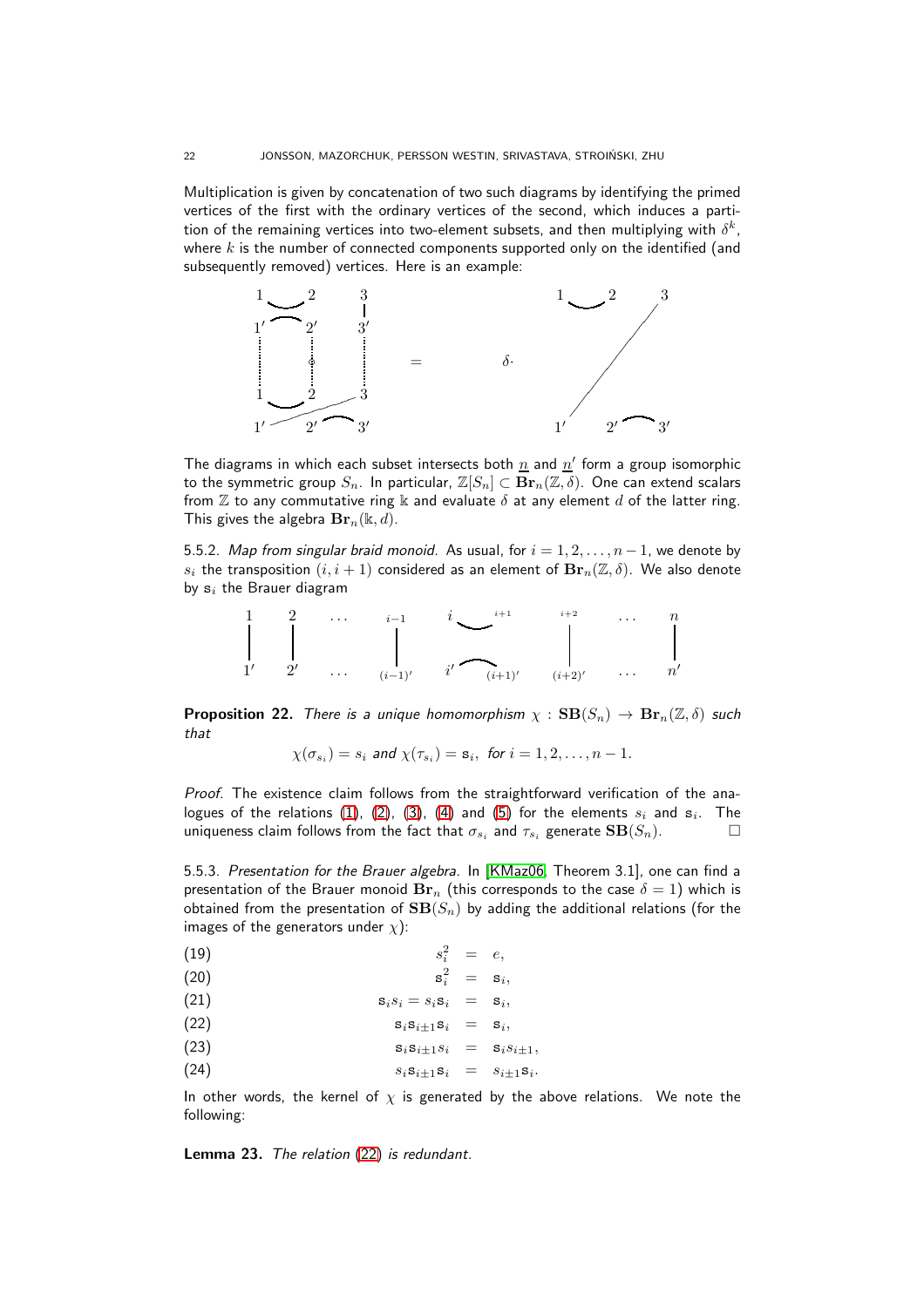Multiplication is given by concatenation of two such diagrams by identifying the primed vertices of the first with the ordinary vertices of the second, which induces a partition of the remaining vertices into two-element subsets, and then multiplying with $\delta^k$, where $k$ is the number of connected components supported only on the identified (and subsequently removed) vertices. Here is an example:

The diagrams in which each subset intersects both $\underline{n}$ and $\underline{n}'$ form a group isomorphic to the symmetric group $S_n$. In particular, $\mathbb{Z}[S_n] \subset \mathbf{Br}_n(\mathbb{Z}, \delta)$. One can extend scalars from $\mathbb{Z}$ to any commutative ring $\Bbbk$ and evaluate $\delta$ at any element $d$ of the latter ring. This gives the algebra $\mathbf{Br}_n(\Bbbk, d)$.

5.5.2. *Map from singular braid monoid.* As usual, for $i = 1, 2, \dots, n-1$, we denote by $s_i$ the transposition $(i, i+1)$ considered as an element of $\mathbf{Br}_n(\mathbb{Z}, \delta)$. We also denote by $\mathtt{s}_i$ the Brauer diagram

**Proposition 22.** *There is a unique homomorphism $\chi : \mathbf{SB}(S_n) \to \mathbf{Br}_n(\mathbb{Z}, \delta)$ such that*

$$\chi(\sigma_{s_i}) = s_i \text{ and } \chi(\tau_{s_i}) = \mathtt{s}_i, \text{ for } i = 1, 2, \dots, n-1.$$

*Proof.* The existence claim follows from the straightforward verification of the analogues of the relations (1), (2), (3), (4) and (5) for the elements $s_i$ and $\mathtt{s}_i$. The uniqueness claim follows from the fact that $\sigma_{s_i}$ and $\tau_{s_i}$ generate $\mathbf{SB}(S_n)$. $\square$

5.5.3. *Presentation for the Brauer algebra.* In [KMaz06, Theorem 3.1], one can find a presentation of the Brauer monoid $\mathbf{Br}_n$ (this corresponds to the case $\delta = 1$) which is obtained from the presentation of $\mathbf{SB}(S_n)$ by adding the additional relations (for the images of the generators under $\chi$):

$$s_i^2 = e, \tag{19}$$

$$\mathtt{s}_i^2 = \mathtt{s}_i, \tag{20}$$

$$\mathtt{s}_i s_i = s_i \mathtt{s}_i = \mathtt{s}_i, \tag{21}$$

$$\mathtt{s}_i \mathtt{s}_{i\pm1} \mathtt{s}_i = \mathtt{s}_i, \tag{22}$$

$$\mathtt{s}_i \mathtt{s}_{i\pm1} s_i = \mathtt{s}_i s_{i\pm1}, \tag{23}$$

$$s_i \mathtt{s}_{i\pm1} \mathtt{s}_i = s_{i\pm1} \mathtt{s}_i. \tag{24}$$

In other words, the kernel of $\chi$ is generated by the above relations. We note the following:

**Lemma 23.** *The relation (22) is redundant.*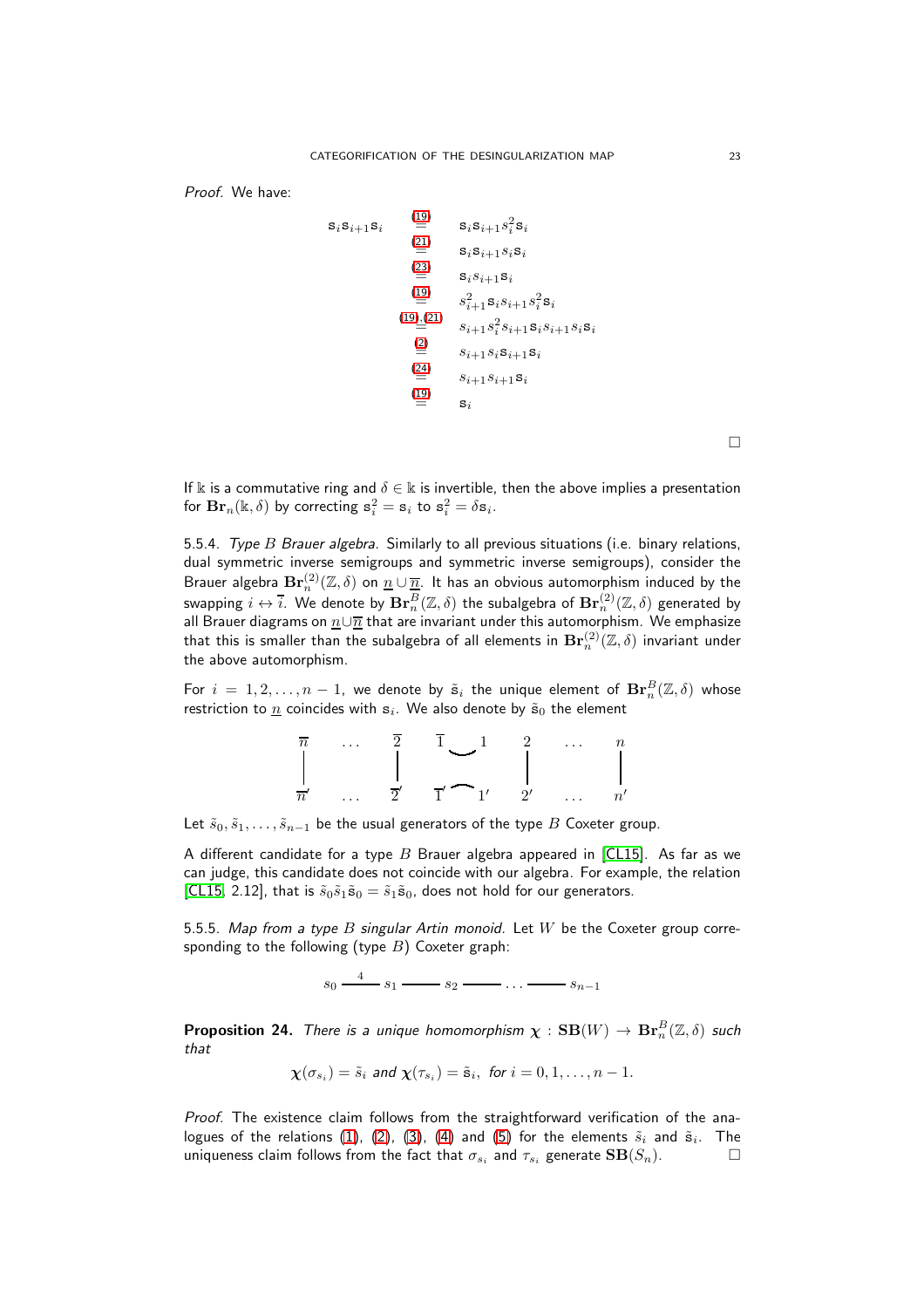*Proof.* We have:

$$
\begin{aligned}
\mathtt{s}_i\mathtt{s}_{i+1}\mathtt{s}_i &\overset{(19)}{=} \mathtt{s}_i\mathtt{s}_{i+1}s_i^2\mathtt{s}_i\\
&\overset{(21)}{=} \mathtt{s}_i\mathtt{s}_{i+1}s_i\mathtt{s}_i\\
&\overset{(23)}{=} \mathtt{s}_i s_{i+1}\mathtt{s}_i\\
&\overset{(19)}{=} s_{i+1}^2\mathtt{s}_i s_{i+1}s_i^2\mathtt{s}_i\\
&\overset{(19),(21)}{=} s_{i+1}s_i^2 s_{i+1}\mathtt{s}_i s_{i+1}s_i\mathtt{s}_i\\
&\overset{(2)}{=} s_{i+1}s_i\mathtt{s}_{i+1}\mathtt{s}_i\\
&\overset{(24)}{=} s_{i+1}s_{i+1}\mathtt{s}_i\\
&\overset{(19)}{=} \mathtt{s}_i
\end{aligned}
$$

□

If $\Bbbk$ is a commutative ring and $\delta \in \Bbbk$ is invertible, then the above implies a presentation for $\mathbf{Br}_n(\Bbbk,\delta)$ by correcting $\mathtt{s}_i^2 = \mathtt{s}_i$ to $\mathtt{s}_i^2 = \delta\mathtt{s}_i$.

5.5.4. *Type $B$ Brauer algebra.* Similarly to all previous situations (i.e. binary relations, dual symmetric inverse semigroups and symmetric inverse semigroups), consider the Brauer algebra $\mathbf{Br}_n^{(2)}(\mathbb{Z},\delta)$ on $\underline{n}\cup\overline{\underline{n}}$. It has an obvious automorphism induced by the swapping $i \leftrightarrow \bar{i}$. We denote by $\mathbf{Br}_n^B(\mathbb{Z},\delta)$ the subalgebra of $\mathbf{Br}_n^{(2)}(\mathbb{Z},\delta)$ generated by all Brauer diagrams on $\underline{n}\cup\overline{\underline{n}}$ that are invariant under this automorphism. We emphasize that this is smaller than the subalgebra of all elements in $\mathbf{Br}_n^{(2)}(\mathbb{Z},\delta)$ invariant under the above automorphism.

For $i = 1,2,\dots,n-1$, we denote by $\tilde{\mathtt{s}}_i$ the unique element of $\mathbf{Br}_n^B(\mathbb{Z},\delta)$ whose restriction to $\underline{n}$ coincides with $\mathtt{s}_i$. We also denote by $\tilde{\mathtt{s}}_0$ the element

$$
\begin{array}{ccccccc}
\bar{n} & \dots & \bar{2} & \bar{1} \smile 1 & 2 & \dots & n\\
| & & | & & | & & |\\
\bar{n}' & \dots & \bar{2}' & \bar{1}' \frown 1' & 2' & \dots & n'
\end{array}
$$

Let $\tilde{s}_0, \tilde{s}_1, \dots, \tilde{s}_{n-1}$ be the usual generators of the type $B$ Coxeter group.

A different candidate for a type $B$ Brauer algebra appeared in [CL15]. As far as we can judge, this candidate does not coincide with our algebra. For example, the relation [CL15, 2.12], that is $\tilde{s}_0\tilde{s}_1\tilde{\mathtt{s}}_0 = \tilde{s}_1\tilde{\mathtt{s}}_0$, does not hold for our generators.

5.5.5. *Map from a type $B$ singular Artin monoid.* Let $W$ be the Coxeter group corresponding to the following (type $B$) Coxeter graph:

$$
s_0 \overset{4}{\text{———}} s_1 \text{———} s_2 \text{———} \dots \text{———} s_{n-1}
$$

**Proposition 24.** *There is a unique homomorphism $\boldsymbol{\chi} : \mathbf{SB}(W) \to \mathbf{Br}_n^B(\mathbb{Z},\delta)$ such that*

$$
\boldsymbol{\chi}(\sigma_{s_i}) = \tilde{s}_i \text{ and } \boldsymbol{\chi}(\tau_{s_i}) = \tilde{\mathtt{s}}_i, \text{ for } i = 0,1,\dots,n-1.
$$

*Proof.* The existence claim follows from the straightforward verification of the analogues of the relations (1), (2), (3), (4) and (5) for the elements $\tilde{s}_i$ and $\tilde{\mathtt{s}}_i$. The uniqueness claim follows from the fact that $\sigma_{s_i}$ and $\tau_{s_i}$ generate $\mathbf{SB}(S_n)$. □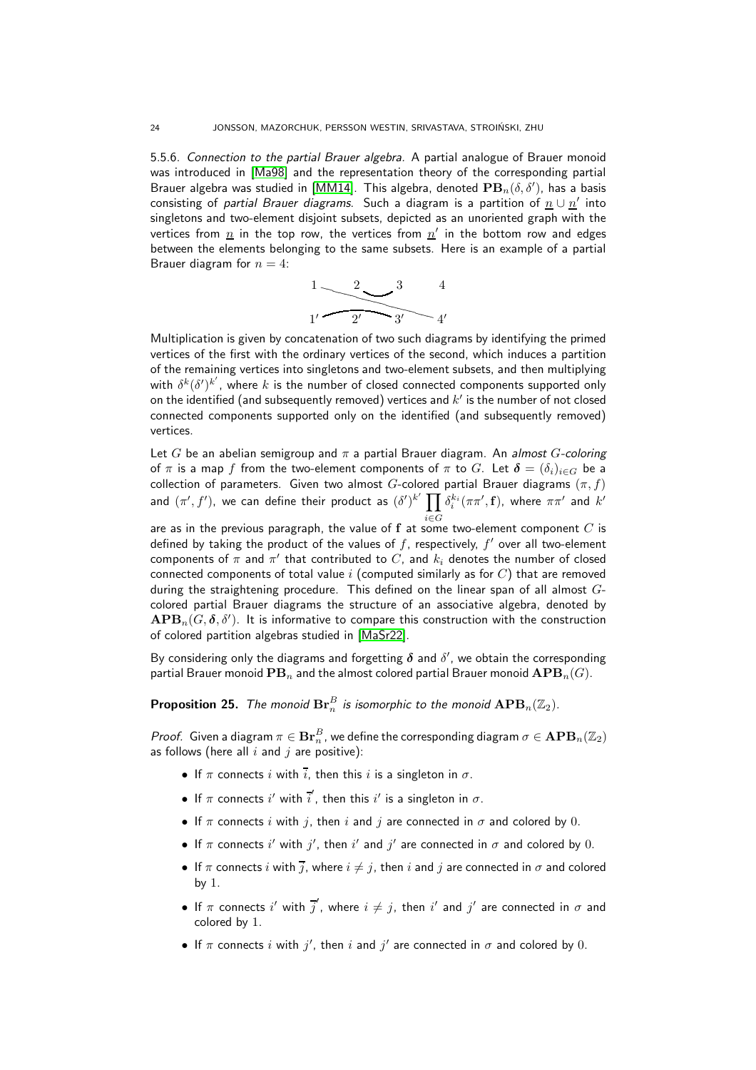5.5.6. *Connection to the partial Brauer algebra.* A partial analogue of Brauer monoid was introduced in [Ma98] and the representation theory of the corresponding partial Brauer algebra was studied in [MM14]. This algebra, denoted $\mathbf{PB}_n(\delta, \delta')$, has a basis consisting of *partial Brauer diagrams*. Such a diagram is a partition of $\underline{n} \cup \underline{n}'$ into singletons and two-element disjoint subsets, depicted as an unoriented graph with the vertices from $\underline{n}$ in the top row, the vertices from $\underline{n}'$ in the bottom row and edges between the elements belonging to the same subsets. Here is an example of a partial Brauer diagram for $n = 4$:

$$
\begin{array}{cccc}
1 & 2 & 3 & 4 \\
1' & 2' & 3' & 4'
\end{array}
$$

Multiplication is given by concatenation of two such diagrams by identifying the primed vertices of the first with the ordinary vertices of the second, which induces a partition of the remaining vertices into singletons and two-element subsets, and then multiplying with $\delta^k (\delta')^{k'}$, where $k$ is the number of closed connected components supported only on the identified (and subsequently removed) vertices and $k'$ is the number of not closed connected components supported only on the identified (and subsequently removed) vertices.

Let $G$ be an abelian semigroup and $\pi$ a partial Brauer diagram. An *almost $G$-coloring* of $\pi$ is a map $f$ from the two-element components of $\pi$ to $G$. Let $\boldsymbol{\delta} = (\delta_i)_{i \in G}$ be a collection of parameters. Given two almost $G$-colored partial Brauer diagrams $(\pi, f)$ and $(\pi', f')$, we can define their product as $(\delta')^{k'} \prod_{i \in G} \delta_i^{k_i} (\pi\pi', \mathbf{f})$, where $\pi\pi'$ and $k'$ are as in the previous paragraph, the value of $\mathbf{f}$ at some two-element component $C$ is defined by taking the product of the values of $f$, respectively, $f'$ over all two-element components of $\pi$ and $\pi'$ that contributed to $C$, and $k_i$ denotes the number of closed connected components of total value $i$ (computed similarly as for $C$) that are removed during the straightening procedure. This defined on the linear span of all almost $G$-colored partial Brauer diagrams the structure of an associative algebra, denoted by $\mathbf{APB}_n(G, \boldsymbol{\delta}, \delta')$. It is informative to compare this construction with the construction of colored partition algebras studied in [MaSr22].

By considering only the diagrams and forgetting $\boldsymbol{\delta}$ and $\delta'$, we obtain the corresponding partial Brauer monoid $\mathbf{PB}_n$ and the almost colored partial Brauer monoid $\mathbf{APB}_n(G)$.

**Proposition 25.** *The monoid $\mathbf{Br}_n^B$ is isomorphic to the monoid $\mathbf{APB}_n(\mathbb{Z}_2)$.*

*Proof.* Given a diagram $\pi \in \mathbf{Br}_n^B$, we define the corresponding diagram $\sigma \in \mathbf{APB}_n(\mathbb{Z}_2)$ as follows (here all $i$ and $j$ are positive):

- If $\pi$ connects $i$ with $\overline{i}$, then this $i$ is a singleton in $\sigma$.
- If $\pi$ connects $i'$ with $\overline{i}'$, then this $i'$ is a singleton in $\sigma$.
- If $\pi$ connects $i$ with $j$, then $i$ and $j$ are connected in $\sigma$ and colored by $0$.
- If $\pi$ connects $i'$ with $j'$, then $i'$ and $j'$ are connected in $\sigma$ and colored by $0$.
- If $\pi$ connects $i$ with $\overline{j}$, where $i \neq j$, then $i$ and $j$ are connected in $\sigma$ and colored by $1$.
- If $\pi$ connects $i'$ with $\overline{j}'$, where $i \neq j$, then $i'$ and $j'$ are connected in $\sigma$ and colored by $1$.
- If $\pi$ connects $i$ with $j'$, then $i$ and $j'$ are connected in $\sigma$ and colored by $0$.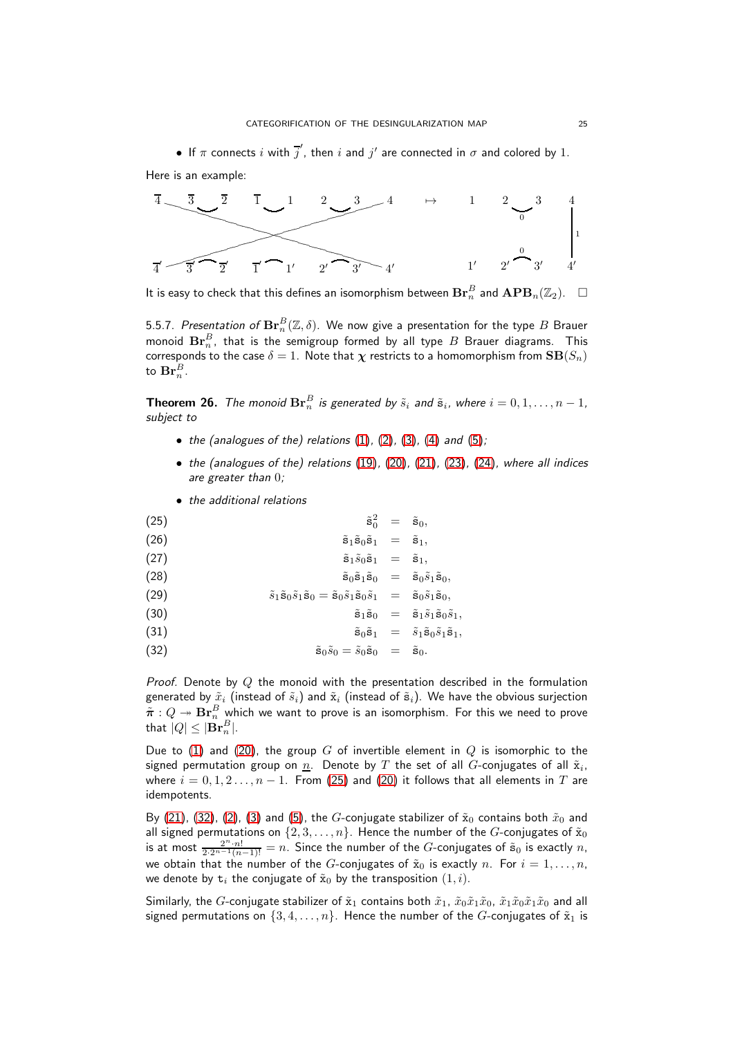- If $\pi$ connects $i$ with $\overline{j}'$, then $i$ and $j'$ are connected in $\sigma$ and colored by $1$.

Here is an example:

It is easy to check that this defines an isomorphism between $\mathbf{Br}_n^B$ and $\mathbf{APB}_n(\mathbb{Z}_2)$. $\square$

5.5.7. *Presentation of $\mathbf{Br}_n^B(\mathbb{Z},\delta)$.* We now give a presentation for the type $B$ Brauer monoid $\mathbf{Br}_n^B$, that is the semigroup formed by all type $B$ Brauer diagrams. This corresponds to the case $\delta = 1$. Note that $\boldsymbol{\chi}$ restricts to a homomorphism from $\mathbf{SB}(S_n)$ to $\mathbf{Br}_n^B$.

**Theorem 26.** *The monoid $\mathbf{Br}_n^B$ is generated by $\tilde{s}_i$ and $\tilde{\mathtt{s}}_i$, where $i = 0, 1, \dots, n-1$, subject to*

- *the (analogues of the) relations (1), (2), (3), (4) and (5);*
- *the (analogues of the) relations (19), (20), (21), (23), (24), where all indices are greater than $0$;*
- *the additional relations*

$$
\begin{aligned}
&(25) & \tilde{\mathtt{s}}_0^2 &= \tilde{\mathtt{s}}_0,\\
&(26) & \tilde{\mathtt{s}}_1\tilde{\mathtt{s}}_0\tilde{\mathtt{s}}_1 &= \tilde{\mathtt{s}}_1,\\
&(27) & \tilde{\mathtt{s}}_1\tilde{s}_0\tilde{\mathtt{s}}_1 &= \tilde{\mathtt{s}}_1,\\
&(28) & \tilde{\mathtt{s}}_0\tilde{\mathtt{s}}_1\tilde{\mathtt{s}}_0 &= \tilde{\mathtt{s}}_0\tilde{s}_1\tilde{\mathtt{s}}_0,\\
&(29) & \tilde{s}_1\tilde{\mathtt{s}}_0\tilde{s}_1\tilde{\mathtt{s}}_0 = \tilde{\mathtt{s}}_0\tilde{s}_1\tilde{\mathtt{s}}_0\tilde{s}_1 &= \tilde{\mathtt{s}}_0\tilde{s}_1\tilde{\mathtt{s}}_0,\\
&(30) & \tilde{\mathtt{s}}_1\tilde{\mathtt{s}}_0 &= \tilde{\mathtt{s}}_1\tilde{s}_1\tilde{\mathtt{s}}_0\tilde{s}_1,\\
&(31) & \tilde{\mathtt{s}}_0\tilde{\mathtt{s}}_1 &= \tilde{s}_1\tilde{\mathtt{s}}_0\tilde{s}_1\tilde{\mathtt{s}}_1,\\
&(32) & \tilde{\mathtt{s}}_0\tilde{s}_0 = \tilde{s}_0\tilde{\mathtt{s}}_0 &= \tilde{\mathtt{s}}_0.
\end{aligned}
$$

*Proof.* Denote by $Q$ the monoid with the presentation described in the formulation generated by $\tilde{x}_i$ (instead of $\tilde{s}_i$) and $\tilde{\mathtt{x}}_i$ (instead of $\tilde{\mathtt{s}}_i$). We have the obvious surjection $\tilde{\boldsymbol{\pi}} : Q \twoheadrightarrow \mathbf{Br}_n^B$ which we want to prove is an isomorphism. For this we need to prove that $|Q| \leq |\mathbf{Br}_n^B|$.

Due to (1) and (20), the group $G$ of invertible element in $Q$ is isomorphic to the signed permutation group on $\underline{n}$. Denote by $T$ the set of all $G$-conjugates of all $\tilde{\mathtt{x}}_i$, where $i = 0, 1, 2 \dots, n-1$. From (25) and (20) it follows that all elements in $T$ are idempotents.

By (21), (32), (2), (3) and (5), the $G$-conjugate stabilizer of $\tilde{\mathtt{x}}_0$ contains both $\tilde{x}_0$ and all signed permutations on $\{2, 3, \dots, n\}$. Hence the number of the $G$-conjugates of $\tilde{\mathtt{x}}_0$ is at most $\frac{2^n \cdot n!}{2 \cdot 2^{n-1}(n-1)!} = n$. Since the number of the $G$-conjugates of $\tilde{\mathtt{s}}_0$ is exactly $n$, we obtain that the number of the $G$-conjugates of $\tilde{\mathtt{x}}_0$ is exactly $n$. For $i = 1, \dots, n$, we denote by $\mathtt{t}_i$ the conjugate of $\tilde{\mathtt{x}}_0$ by the transposition $(1, i)$.

Similarly, the $G$-conjugate stabilizer of $\tilde{\mathtt{x}}_1$ contains both $\tilde{x}_1$, $\tilde{x}_0\tilde{x}_1\tilde{x}_0$, $\tilde{x}_1\tilde{x}_0\tilde{x}_1\tilde{x}_0$ and all signed permutations on $\{3, 4, \dots, n\}$. Hence the number of the $G$-conjugates of $\tilde{\mathtt{x}}_1$ is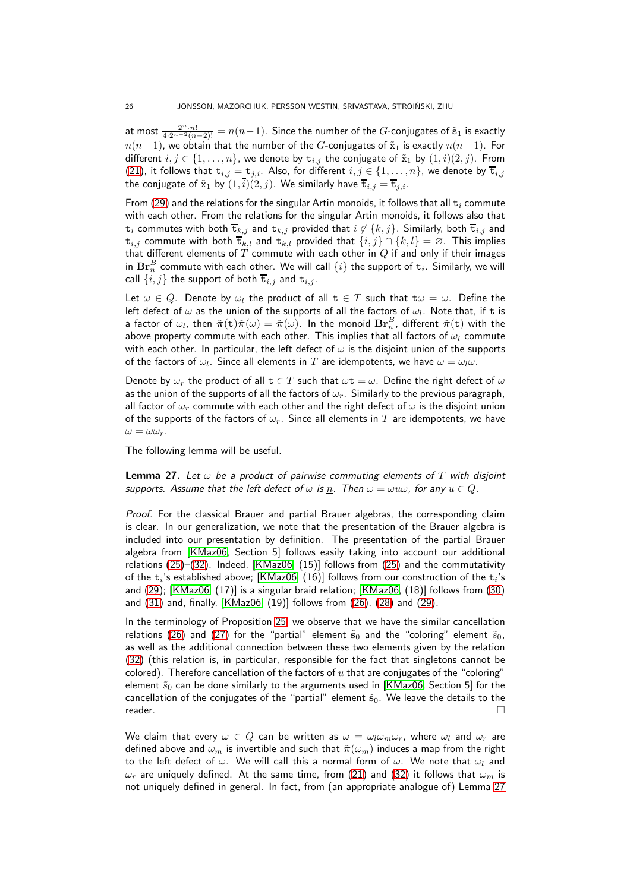at most $\frac{2^n \cdot n!}{4 \cdot 2^{n-2}(n-2)!} = n(n-1)$. Since the number of the $G$-conjugates of $\tilde{s}_1$ is exactly $n(n-1)$, we obtain that the number of the $G$-conjugates of $\tilde{x}_1$ is exactly $n(n-1)$. For different $i, j \in \{1, \dots, n\}$, we denote by $\mathtt{t}_{i,j}$ the conjugate of $\tilde{x}_1$ by $(1,i)(2,j)$. From (21), it follows that $\mathtt{t}_{i,j} = \mathtt{t}_{j,i}$. Also, for different $i, j \in \{1, \dots, n\}$, we denote by $\overline{\mathtt{t}}_{i,j}$ the conjugate of $\tilde{x}_1$ by $(1,\bar{i})(2,j)$. We similarly have $\overline{\mathtt{t}}_{i,j} = \overline{\mathtt{t}}_{j,i}$.

From (29) and the relations for the singular Artin monoids, it follows that all $\mathtt{t}_i$ commute with each other. From the relations for the singular Artin monoids, it follows also that $\mathtt{t}_i$ commutes with both $\overline{\mathtt{t}}_{k,j}$ and $\mathtt{t}_{k,j}$ provided that $i \notin \{k,j\}$. Similarly, both $\overline{\mathtt{t}}_{i,j}$ and $\mathtt{t}_{i,j}$ commute with both $\overline{\mathtt{t}}_{k,l}$ and $\mathtt{t}_{k,l}$ provided that $\{i,j\} \cap \{k,l\} = \varnothing$. This implies that different elements of $T$ commute with each other in $Q$ if and only if their images in $\mathbf{Br}_n^B$ commute with each other. We will call $\{i\}$ the support of $\mathtt{t}_i$. Similarly, we will call $\{i,j\}$ the support of both $\overline{\mathtt{t}}_{i,j}$ and $\mathtt{t}_{i,j}$.

Let $\omega \in Q$. Denote by $\omega_l$ the product of all $\mathtt{t} \in T$ such that $\mathtt{t}\omega = \omega$. Define the left defect of $\omega$ as the union of the supports of all the factors of $\omega_l$. Note that, if $\mathtt{t}$ is a factor of $\omega_l$, then $\tilde{\boldsymbol{\pi}}(\mathtt{t})\tilde{\boldsymbol{\pi}}(\omega) = \tilde{\boldsymbol{\pi}}(\omega)$. In the monoid $\mathbf{Br}_n^B$, different $\tilde{\boldsymbol{\pi}}(\mathtt{t})$ with the above property commute with each other. This implies that all factors of $\omega_l$ commute with each other. In particular, the left defect of $\omega$ is the disjoint union of the supports of the factors of $\omega_l$. Since all elements in $T$ are idempotents, we have $\omega = \omega_l\omega$.

Denote by $\omega_r$ the product of all $\mathtt{t} \in T$ such that $\omega\mathtt{t} = \omega$. Define the right defect of $\omega$ as the union of the supports of all the factors of $\omega_r$. Similarly to the previous paragraph, all factor of $\omega_r$ commute with each other and the right defect of $\omega$ is the disjoint union of the supports of the factors of $\omega_r$. Since all elements in $T$ are idempotents, we have $\omega = \omega\omega_r$.

The following lemma will be useful.

**Lemma 27.** *Let $\omega$ be a product of pairwise commuting elements of $T$ with disjoint supports. Assume that the left defect of $\omega$ is $\underline{n}$. Then $\omega = \omega u \omega$, for any $u \in Q$.*

*Proof.* For the classical Brauer and partial Brauer algebras, the corresponding claim is clear. In our generalization, we note that the presentation of the Brauer algebra is included into our presentation by definition. The presentation of the partial Brauer algebra from [KMaz06, Section 5] follows easily taking into account our additional relations (25)–(32). Indeed, [KMaz06, (15)] follows from (25) and the commutativity of the $\mathtt{t}_i$'s established above; [KMaz06, (16)] follows from our construction of the $\mathtt{t}_i$'s and (29); [KMaz06, (17)] is a singular braid relation; [KMaz06, (18)] follows from (30) and (31) and, finally, [KMaz06, (19)] follows from (26), (28) and (29).

In the terminology of Proposition 25, we observe that we have the similar cancellation relations (26) and (27) for the "partial" element $\tilde{\mathtt{s}}_0$ and the "coloring" element $\tilde{s}_0$, as well as the additional connection between these two elements given by the relation (32) (this relation is, in particular, responsible for the fact that singletons cannot be colored). Therefore cancellation of the factors of $u$ that are conjugates of the "coloring" element $\tilde{s}_0$ can be done similarly to the arguments used in [KMaz06, Section 5] for the cancellation of the conjugates of the "partial" element $\tilde{\mathtt{s}}_0$. We leave the details to the reader. $\square$

We claim that every $\omega \in Q$ can be written as $\omega = \omega_l\omega_m\omega_r$, where $\omega_l$ and $\omega_r$ are defined above and $\omega_m$ is invertible and such that $\tilde{\boldsymbol{\pi}}(\omega_m)$ induces a map from the right to the left defect of $\omega$. We will call this a normal form of $\omega$. We note that $\omega_l$ and $\omega_r$ are uniquely defined. At the same time, from (21) and (32) it follows that $\omega_m$ is not uniquely defined in general. In fact, from (an appropriate analogue of) Lemma 27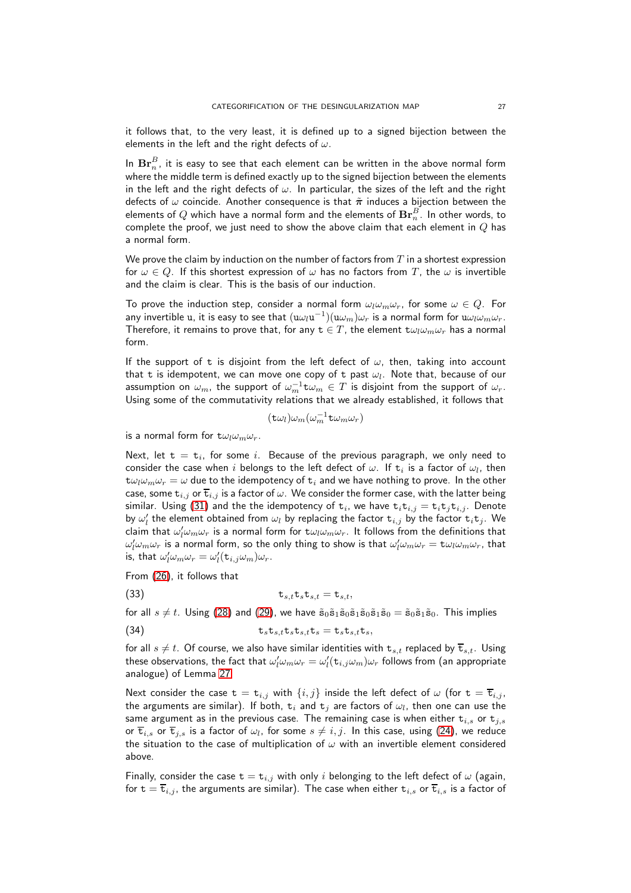it follows that, to the very least, it is defined up to a signed bijection between the elements in the left and the right defects of $\omega$.

In $\mathbf{Br}_n^B$, it is easy to see that each element can be written in the above normal form where the middle term is defined exactly up to the signed bijection between the elements in the left and the right defects of $\omega$. In particular, the sizes of the left and the right defects of $\omega$ coincide. Another consequence is that $\tilde{\boldsymbol{\pi}}$ induces a bijection between the elements of $Q$ which have a normal form and the elements of $\mathbf{Br}_n^B$. In other words, to complete the proof, we just need to show the above claim that each element in $Q$ has a normal form.

We prove the claim by induction on the number of factors from $T$ in a shortest expression for $\omega \in Q$. If this shortest expression of $\omega$ has no factors from $T$, the $\omega$ is invertible and the claim is clear. This is the basis of our induction.

To prove the induction step, consider a normal form $\omega_l\omega_m\omega_r$, for some $\omega \in Q$. For any invertible $\mathtt{u}$, it is easy to see that $(\mathtt{u}\omega_l\mathtt{u}^{-1})(\mathtt{u}\omega_m)\omega_r$ is a normal form for $\mathtt{u}\omega_l\omega_m\omega_r$. Therefore, it remains to prove that, for any $\mathtt{t} \in T$, the element $\mathtt{t}\omega_l\omega_m\omega_r$ has a normal form.

If the support of $\mathtt{t}$ is disjoint from the left defect of $\omega$, then, taking into account that $\mathtt{t}$ is idempotent, we can move one copy of $\mathtt{t}$ past $\omega_l$. Note that, because of our assumption on $\omega_m$, the support of $\omega_m^{-1}\mathtt{t}\omega_m \in T$ is disjoint from the support of $\omega_r$. Using some of the commutativity relations that we already established, it follows that

$$(\mathtt{t}\omega_l)\omega_m(\omega_m^{-1}\mathtt{t}\omega_m\omega_r)$$

is a normal form for $\mathtt{t}\omega_l\omega_m\omega_r$.

Next, let $\mathtt{t} = \mathtt{t}_i$, for some $i$. Because of the previous paragraph, we only need to consider the case when $i$ belongs to the left defect of $\omega$. If $\mathtt{t}_i$ is a factor of $\omega_l$, then $\mathtt{t}\omega_l\omega_m\omega_r = \omega$ due to the idempotency of $\mathtt{t}_i$ and we have nothing to prove. In the other case, some $\mathtt{t}_{i,j}$ or $\overline{\mathtt{t}}_{i,j}$ is a factor of $\omega$. We consider the former case, with the latter being similar. Using (31) and the the idempotency of $\mathtt{t}_i$, we have $\mathtt{t}_i\mathtt{t}_{i,j} = \mathtt{t}_i\mathtt{t}_j\mathtt{t}_{i,j}$. Denote by $\omega_l'$ the element obtained from $\omega_l$ by replacing the factor $\mathtt{t}_{i,j}$ by the factor $\mathtt{t}_i\mathtt{t}_j$. We claim that $\omega_l'\omega_m\omega_r$ is a normal form for $\mathtt{t}\omega_l\omega_m\omega_r$. It follows from the definitions that $\omega_l'\omega_m\omega_r$ is a normal form, so the only thing to show is that $\omega_l'\omega_m\omega_r = \mathtt{t}\omega_l\omega_m\omega_r$, that is, that $\omega_l'\omega_m\omega_r = \omega_l'(\mathtt{t}_{i,j}\omega_m)\omega_r$.

From (26), it follows that

$$\mathtt{t}_{s,t}\mathtt{t}_s\mathtt{t}_{s,t} = \mathtt{t}_{s,t}, \tag{33}$$

for all $s \neq t$. Using (28) and (29), we have $\tilde{\mathtt{s}}_0\tilde{\mathtt{s}}_1\tilde{\mathtt{s}}_0\tilde{\mathtt{s}}_1\tilde{\mathtt{s}}_0\tilde{\mathtt{s}}_1\tilde{\mathtt{s}}_0 = \tilde{\mathtt{s}}_0\tilde{\mathtt{s}}_1\tilde{\mathtt{s}}_0$. This implies

$$\mathtt{t}_s\mathtt{t}_{s,t}\mathtt{t}_s\mathtt{t}_{s,t}\mathtt{t}_s = \mathtt{t}_s\mathtt{t}_{s,t}\mathtt{t}_s, \tag{34}$$

for all $s \neq t$. Of course, we also have similar identities with $\mathtt{t}_{s,t}$ replaced by $\overline{\mathtt{t}}_{s,t}$. Using these observations, the fact that $\omega_l'\omega_m\omega_r = \omega_l'(\mathtt{t}_{i,j}\omega_m)\omega_r$ follows from (an appropriate analogue) of Lemma 27.

Next consider the case $\mathtt{t} = \mathtt{t}_{i,j}$ with $\{i,j\}$ inside the left defect of $\omega$ (for $\mathtt{t} = \overline{\mathtt{t}}_{i,j}$, the arguments are similar). If both, $\mathtt{t}_i$ and $\mathtt{t}_j$ are factors of $\omega_l$, then one can use the same argument as in the previous case. The remaining case is when either $\mathtt{t}_{i,s}$ or $\mathtt{t}_{j,s}$ or $\overline{\mathtt{t}}_{i,s}$ or $\overline{\mathtt{t}}_{j,s}$ is a factor of $\omega_l$, for some $s \neq i,j$. In this case, using (24), we reduce the situation to the case of multiplication of $\omega$ with an invertible element considered above.

Finally, consider the case $\mathtt{t} = \mathtt{t}_{i,j}$ with only $i$ belonging to the left defect of $\omega$ (again, for $\mathtt{t} = \overline{\mathtt{t}}_{i,j}$, the arguments are similar). The case when either $\mathtt{t}_{i,s}$ or $\overline{\mathtt{t}}_{i,s}$ is a factor of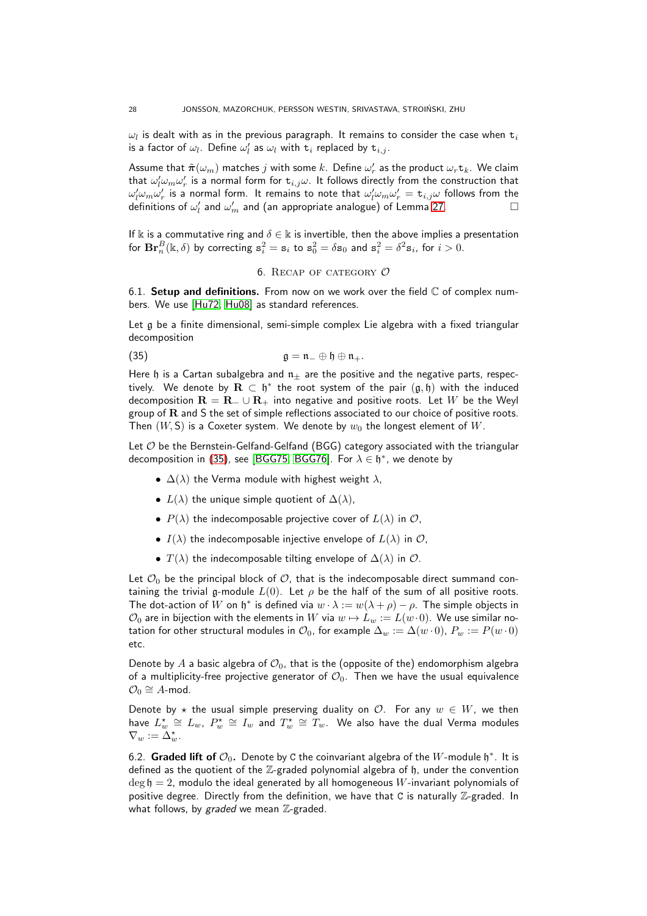$\omega_l$ is dealt with as in the previous paragraph. It remains to consider the case when $\mathtt{t}_i$ is a factor of $\omega_l$. Define $\omega_l'$ as $\omega_l$ with $\mathtt{t}_i$ replaced by $\mathtt{t}_{i,j}$.

Assume that $\tilde{\boldsymbol{\pi}}(\omega_m)$ matches $j$ with some $k$. Define $\omega_r'$ as the product $\omega_r \mathtt{t}_k$. We claim that $\omega_l'\omega_m\omega_r'$ is a normal form for $\mathtt{t}_{i,j}\omega$. It follows directly from the construction that $\omega_l'\omega_m\omega_r'$ is a normal form. It remains to note that $\omega_l'\omega_m\omega_r' = \mathtt{t}_{i,j}\omega$ follows from the definitions of $\omega_l'$ and $\omega_m'$ and (an appropriate analogue) of Lemma 27. □

If $\Bbbk$ is a commutative ring and $\delta \in \Bbbk$ is invertible, then the above implies a presentation for $\mathbf{Br}_n^B(\Bbbk, \delta)$ by correcting $\mathtt{s}_i^2 = \mathtt{s}_i$ to $\mathtt{s}_0^2 = \delta\mathtt{s}_0$ and $\mathtt{s}_i^2 = \delta^2\mathtt{s}_i$, for $i > 0$.

## 6. Recap of category $\mathcal{O}$

**6.1. Setup and definitions.** From now on we work over the field $\mathbb{C}$ of complex numbers. We use [Hu72, Hu08] as standard references.

Let $\mathfrak{g}$ be a finite dimensional, semi-simple complex Lie algebra with a fixed triangular decomposition

$$\mathfrak{g} = \mathfrak{n}_- \oplus \mathfrak{h} \oplus \mathfrak{n}_+. \tag{35}$$

Here $\mathfrak{h}$ is a Cartan subalgebra and $\mathfrak{n}_\pm$ are the positive and the negative parts, respectively. We denote by $\mathbf{R} \subset \mathfrak{h}^*$ the root system of the pair $(\mathfrak{g}, \mathfrak{h})$ with the induced decomposition $\mathbf{R} = \mathbf{R}_- \cup \mathbf{R}_+$ into negative and positive roots. Let $W$ be the Weyl group of $\mathbf{R}$ and $\mathsf{S}$ the set of simple reflections associated to our choice of positive roots. Then $(W, \mathsf{S})$ is a Coxeter system. We denote by $w_0$ the longest element of $W$.

Let $\mathcal{O}$ be the Bernstein-Gelfand-Gelfand (BGG) category associated with the triangular decomposition in (35), see [BGG75, BGG76]. For $\lambda \in \mathfrak{h}^*$, we denote by

- $\Delta(\lambda)$ the Verma module with highest weight $\lambda$,
- $L(\lambda)$ the unique simple quotient of $\Delta(\lambda)$,
- $P(\lambda)$ the indecomposable projective cover of $L(\lambda)$ in $\mathcal{O}$,
- $I(\lambda)$ the indecomposable injective envelope of $L(\lambda)$ in $\mathcal{O}$,
- $T(\lambda)$ the indecomposable tilting envelope of $\Delta(\lambda)$ in $\mathcal{O}$.

Let $\mathcal{O}_0$ be the principal block of $\mathcal{O}$, that is the indecomposable direct summand containing the trivial $\mathfrak{g}$-module $L(0)$. Let $\rho$ be the half of the sum of all positive roots. The dot-action of $W$ on $\mathfrak{h}^*$ is defined via $w \cdot \lambda := w(\lambda + \rho) - \rho$. The simple objects in $\mathcal{O}_0$ are in bijection with the elements in $W$ via $w \mapsto L_w := L(w \cdot 0)$. We use similar notation for other structural modules in $\mathcal{O}_0$, for example $\Delta_w := \Delta(w \cdot 0)$, $P_w := P(w \cdot 0)$ etc.

Denote by $A$ a basic algebra of $\mathcal{O}_0$, that is the (opposite of the) endomorphism algebra of a multiplicity-free projective generator of $\mathcal{O}_0$. Then we have the usual equivalence $\mathcal{O}_0 \cong A\text{-mod}$.

Denote by $\star$ the usual simple preserving duality on $\mathcal{O}$. For any $w \in W$, we then have $L_w^\star \cong L_w$, $P_w^\star \cong I_w$ and $T_w^\star \cong T_w$. We also have the dual Verma modules $\nabla_w := \Delta_w^\star$.

**6.2. Graded lift of $\mathcal{O}_0$.** Denote by $\mathtt{C}$ the coinvariant algebra of the $W$-module $\mathfrak{h}^*$. It is defined as the quotient of the $\mathbb{Z}$-graded polynomial algebra of $\mathfrak{h}$, under the convention $\deg \mathfrak{h} = 2$, modulo the ideal generated by all homogeneous $W$-invariant polynomials of positive degree. Directly from the definition, we have that $\mathtt{C}$ is naturally $\mathbb{Z}$-graded. In what follows, by *graded* we mean $\mathbb{Z}$-graded.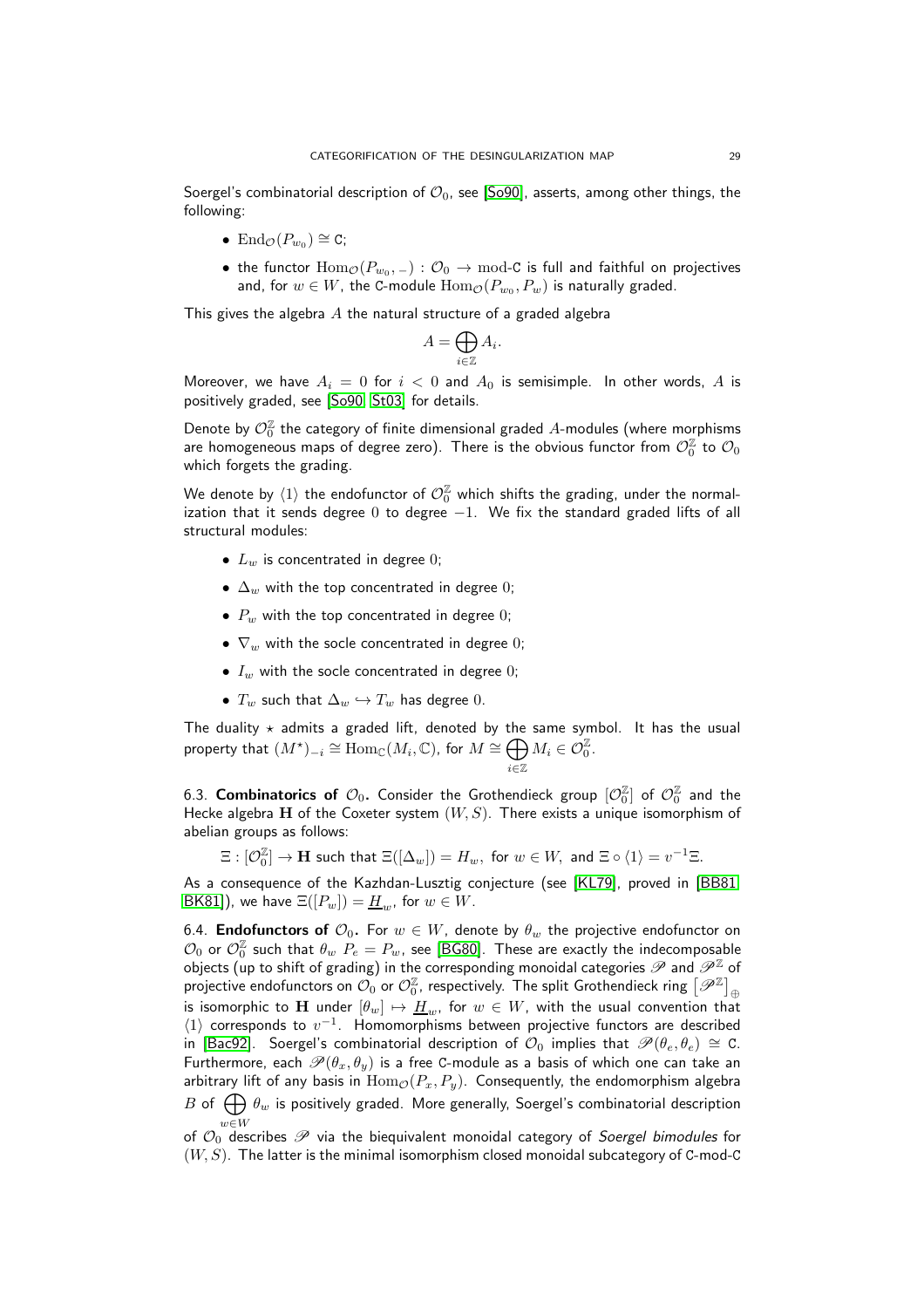Soergel's combinatorial description of $\mathcal{O}_0$, see [So90], asserts, among other things, the following:

- $\mathrm{End}_{\mathcal{O}}(P_{w_0}) \cong \mathtt{C}$;
- the functor $\mathrm{Hom}_{\mathcal{O}}(P_{w_0}, {}_-) : \mathcal{O}_0 \to \mathrm{mod}\text{-}\mathtt{C}$ is full and faithful on projectives and, for $w \in W$, the $\mathtt{C}$-module $\mathrm{Hom}_{\mathcal{O}}(P_{w_0}, P_w)$ is naturally graded.

This gives the algebra $A$ the natural structure of a graded algebra

$$A = \bigoplus_{i \in \mathbb{Z}} A_i.$$

Moreover, we have $A_i = 0$ for $i < 0$ and $A_0$ is semisimple. In other words, $A$ is positively graded, see [So90, St03] for details.

Denote by $\mathcal{O}_0^{\mathbb{Z}}$ the category of finite dimensional graded $A$-modules (where morphisms are homogeneous maps of degree zero). There is the obvious functor from $\mathcal{O}_0^{\mathbb{Z}}$ to $\mathcal{O}_0$ which forgets the grading.

We denote by $\langle 1 \rangle$ the endofunctor of $\mathcal{O}_0^{\mathbb{Z}}$ which shifts the grading, under the normalization that it sends degree $0$ to degree $-1$. We fix the standard graded lifts of all structural modules:

- $L_w$ is concentrated in degree $0$;
- $\Delta_w$ with the top concentrated in degree $0$;
- $P_w$ with the top concentrated in degree $0$;
- $\nabla_w$ with the socle concentrated in degree $0$;
- $I_w$ with the socle concentrated in degree $0$;
- $T_w$ such that $\Delta_w \hookrightarrow T_w$ has degree $0$.

The duality $\star$ admits a graded lift, denoted by the same symbol. It has the usual property that $(M^\star)_{-i} \cong \mathrm{Hom}_{\mathbb{C}}(M_i, \mathbb{C})$, for $M \cong \bigoplus_{i \in \mathbb{Z}} M_i \in \mathcal{O}_0^{\mathbb{Z}}$.

6.3. **Combinatorics of** $\mathcal{O}_0$**.** Consider the Grothendieck group $[\mathcal{O}_0^{\mathbb{Z}}]$ of $\mathcal{O}_0^{\mathbb{Z}}$ and the Hecke algebra $\mathbf{H}$ of the Coxeter system $(W, S)$. There exists a unique isomorphism of abelian groups as follows:

$$\Xi : [\mathcal{O}_0^{\mathbb{Z}}] \to \mathbf{H} \text{ such that } \Xi([\Delta_w]) = H_w, \text{ for } w \in W, \text{ and } \Xi \circ \langle 1 \rangle = v^{-1}\Xi.$$

As a consequence of the Kazhdan-Lusztig conjecture (see [KL79], proved in [BB81, BK81]), we have $\Xi([P_w]) = \underline{H}_w$, for $w \in W$.

6.4. **Endofunctors of** $\mathcal{O}_0$**.** For $w \in W$, denote by $\theta_w$ the projective endofunctor on $\mathcal{O}_0$ or $\mathcal{O}_0^{\mathbb{Z}}$ such that $\theta_w\, P_e = P_w$, see [BG80]. These are exactly the indecomposable objects (up to shift of grading) in the corresponding monoidal categories $\mathscr{P}$ and $\mathscr{P}^{\mathbb{Z}}$ of projective endofunctors on $\mathcal{O}_0$ or $\mathcal{O}_0^{\mathbb{Z}}$, respectively. The split Grothendieck ring $[\mathscr{P}^{\mathbb{Z}}]_{\oplus}$ is isomorphic to $\mathbf{H}$ under $[\theta_w] \mapsto \underline{H}_w$, for $w \in W$, with the usual convention that $\langle 1 \rangle$ corresponds to $v^{-1}$. Homomorphisms between projective functors are described in [Bac92]. Soergel's combinatorial description of $\mathcal{O}_0$ implies that $\mathscr{P}(\theta_e, \theta_e) \cong \mathtt{C}$. Furthermore, each $\mathscr{P}(\theta_x, \theta_y)$ is a free $\mathtt{C}$-module as a basis of which one can take an arbitrary lift of any basis in $\mathrm{Hom}_{\mathcal{O}}(P_x, P_y)$. Consequently, the endomorphism algebra $B$ of $\bigoplus_{w \in W} \theta_w$ is positively graded. More generally, Soergel's combinatorial description of $\mathcal{O}_0$ describes $\mathscr{P}$ via the biequivalent monoidal category of *Soergel bimodules* for $(W, S)$. The latter is the minimal isomorphism closed monoidal subcategory of $\mathtt{C}$-mod-$\mathtt{C}$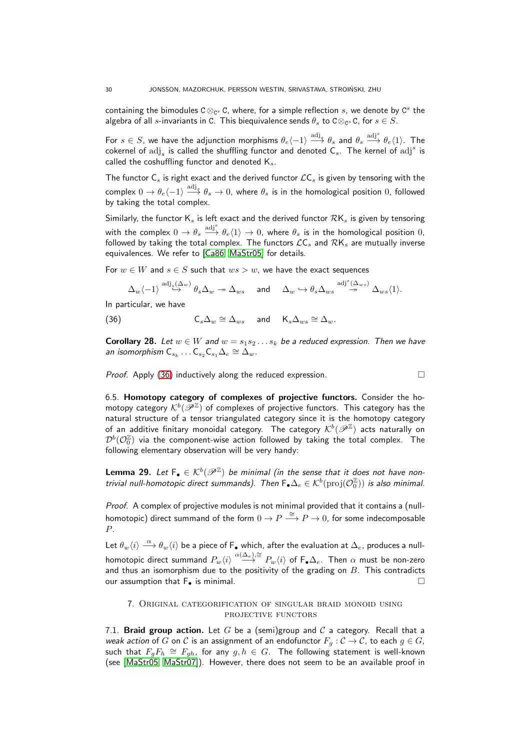containing the bimodules $\mathtt{C} \otimes_{\mathtt{C}^s} \mathtt{C}$, where, for a simple reflection $s$, we denote by $\mathtt{C}^s$ the algebra of all $s$-invariants in $\mathtt{C}$. This biequivalence sends $\theta_s$ to $\mathtt{C} \otimes_{\mathtt{C}^s} \mathtt{C}$, for $s \in S$.

For $s \in S$, we have the adjunction morphisms $\theta_e\langle -1\rangle \xrightarrow{\mathrm{adj}_s} \theta_s$ and $\theta_s \xrightarrow{\mathrm{adj}^s} \theta_e\langle 1\rangle$. The cokernel of $\mathrm{adj}_s$ is called the shuffling functor and denoted $\mathsf{C}_s$. The kernel of $\mathrm{adj}^s$ is called the coshuffling functor and denoted $\mathsf{K}_s$.

The functor $\mathsf{C}_s$ is right exact and the derived functor $\mathcal{L}\mathsf{C}_s$ is given by tensoring with the complex $0 \to \theta_e\langle -1\rangle \xrightarrow{\mathrm{adj}_s} \theta_s \to 0$, where $\theta_s$ is in the homological position $0$, followed by taking the total complex.

Similarly, the functor $\mathsf{K}_s$ is left exact and the derived functor $\mathcal{R}\mathsf{K}_s$ is given by tensoring with the complex $0 \to \theta_s \xrightarrow{\mathrm{adj}^s} \theta_e\langle 1\rangle \to 0$, where $\theta_s$ is in the homological position $0$, followed by taking the total complex. The functors $\mathcal{L}\mathsf{C}_s$ and $\mathcal{R}\mathsf{K}_s$ are mutually inverse equivalences. We refer to [Ca86, MaStr05] for details.

For $w \in W$ and $s \in S$ such that $ws > w$, we have the exact sequences

$$\Delta_w\langle -1\rangle \overset{\mathrm{adj}_s(\Delta_w)}{\hookrightarrow} \theta_s\Delta_w \twoheadrightarrow \Delta_{ws} \quad \text{and} \quad \Delta_w \hookrightarrow \theta_s\Delta_{ws} \overset{\mathrm{adj}^s(\Delta_{ws})}{\twoheadrightarrow} \Delta_{ws}\langle 1\rangle.$$

In particular, we have

$$\mathsf{C}_s\Delta_w \cong \Delta_{ws} \quad \text{and} \quad \mathsf{K}_s\Delta_{ws} \cong \Delta_w. \tag{36}$$

**Corollary 28.** *Let $w \in W$ and $w = s_1 s_2 \dots s_k$ be a reduced expression. Then we have an isomorphism $\mathsf{C}_{s_k} \dots \mathsf{C}_{s_2}\mathsf{C}_{s_1}\Delta_e \cong \Delta_w$.*

*Proof.* Apply (36) inductively along the reduced expression. □

6.5. **Homotopy category of complexes of projective functors.** Consider the homotopy category $\mathcal{K}^b(\mathscr{P}^{\mathbb{Z}})$ of complexes of projective functors. This category has the natural structure of a tensor triangulated category since it is the homotopy category of an additive finitary monoidal category. The category $\mathcal{K}^b(\mathscr{P}^{\mathbb{Z}})$ acts naturally on $\mathcal{D}^b(\mathcal{O}_0^{\mathbb{Z}})$ via the component-wise action followed by taking the total complex. The following elementary observation will be very handy:

**Lemma 29.** *Let $\mathsf{F}_\bullet \in \mathcal{K}^b(\mathscr{P}^{\mathbb{Z}})$ be minimal (in the sense that it does not have non-trivial null-homotopic direct summands). Then $\mathsf{F}_\bullet\Delta_e \in \mathcal{K}^b(\mathrm{proj}(\mathcal{O}_0^{\mathbb{Z}}))$ is also minimal.*

*Proof.* A complex of projective modules is not minimal provided that it contains a (null-homotopic) direct summand of the form $0 \to P \xrightarrow{\cong} P \to 0$, for some indecomposable $P$.

Let $\theta_w\langle i\rangle \xrightarrow{\alpha} \theta_w\langle i\rangle$ be a piece of $\mathsf{F}_\bullet$ which, after the evaluation at $\Delta_e$, produces a null-homotopic direct summand $P_w\langle i\rangle \xrightarrow{\alpha(\Delta_e),\cong} P_w\langle i\rangle$ of $\mathsf{F}_\bullet\Delta_e$. Then $\alpha$ must be non-zero and thus an isomorphism due to the positivity of the grading on $B$. This contradicts our assumption that $\mathsf{F}_\bullet$ is minimal. □

## 7. Original categorification of singular braid monoid using projective functors

7.1. **Braid group action.** Let $G$ be a (semi)group and $\mathcal{C}$ a category. Recall that a *weak action* of $G$ on $\mathcal{C}$ is an assignment of an endofunctor $F_g : \mathcal{C} \to \mathcal{C}$, to each $g \in G$, such that $F_g F_h \cong F_{gh}$, for any $g, h \in G$. The following statement is well-known (see [MaStr05, MaStr07]). However, there does not seem to be an available proof in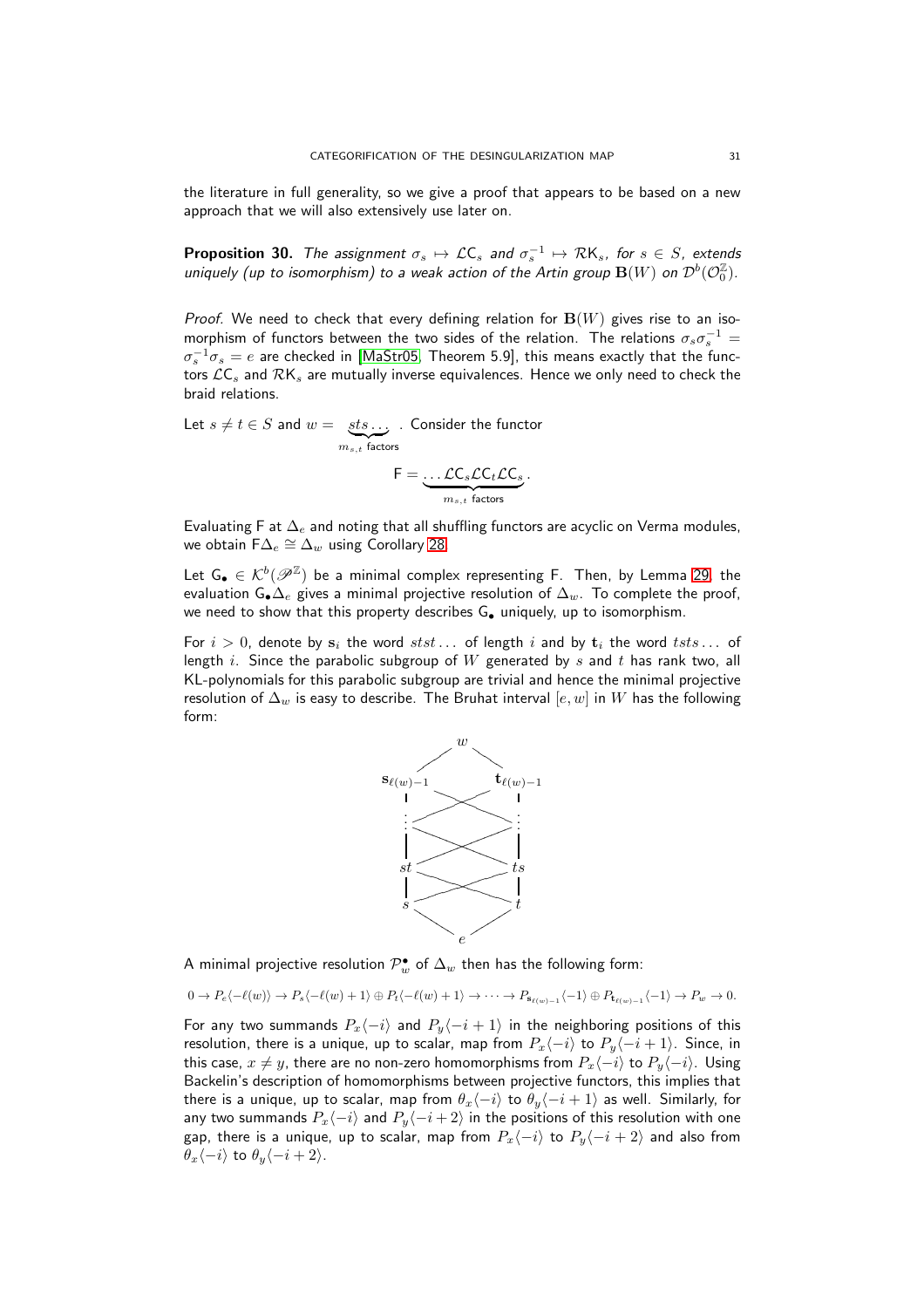the literature in full generality, so we give a proof that appears to be based on a new approach that we will also extensively use later on.

**Proposition 30.** *The assignment $\sigma_s \mapsto \mathcal{L}\mathsf{C}_s$ and $\sigma_s^{-1} \mapsto \mathcal{R}\mathsf{K}_s$, for $s \in S$, extends uniquely (up to isomorphism) to a weak action of the Artin group $\mathbf{B}(W)$ on $\mathcal{D}^b(\mathcal{O}_0^{\mathbb{Z}})$.*

*Proof.* We need to check that every defining relation for $\mathbf{B}(W)$ gives rise to an isomorphism of functors between the two sides of the relation. The relations $\sigma_s\sigma_s^{-1} = \sigma_s^{-1}\sigma_s = e$ are checked in [MaStr05, Theorem 5.9], this means exactly that the functors $\mathcal{L}\mathsf{C}_s$ and $\mathcal{R}\mathsf{K}_s$ are mutually inverse equivalences. Hence we only need to check the braid relations.

Let $s \neq t \in S$ and $w = \underbrace{sts\dots}_{m_{s,t} \text{ factors}}$. Consider the functor

$$\mathsf{F} = \underbrace{\dots\mathcal{L}\mathsf{C}_s\mathcal{L}\mathsf{C}_t\mathcal{L}\mathsf{C}_s}_{m_{s,t} \text{ factors}}.$$

Evaluating $\mathsf{F}$ at $\Delta_e$ and noting that all shuffling functors are acyclic on Verma modules, we obtain $\mathsf{F}\Delta_e \cong \Delta_w$ using Corollary 28.

Let $\mathsf{G}_\bullet \in \mathcal{K}^b(\mathscr{P}^{\mathbb{Z}})$ be a minimal complex representing $\mathsf{F}$. Then, by Lemma 29, the evaluation $\mathsf{G}_\bullet\Delta_e$ gives a minimal projective resolution of $\Delta_w$. To complete the proof, we need to show that this property describes $\mathsf{G}_\bullet$ uniquely, up to isomorphism.

For $i > 0$, denote by $\mathbf{s}_i$ the word $stst\dots$ of length $i$ and by $\mathbf{t}_i$ the word $tsts\dots$ of length $i$. Since the parabolic subgroup of $W$ generated by $s$ and $t$ has rank two, all KL-polynomials for this parabolic subgroup are trivial and hence the minimal projective resolution of $\Delta_w$ is easy to describe. The Bruhat interval $[e, w]$ in $W$ has the following form:

A minimal projective resolution $\mathcal{P}_w^\bullet$ of $\Delta_w$ then has the following form:

$$0 \to P_e\langle -\ell(w)\rangle \to P_s\langle -\ell(w)+1\rangle \oplus P_t\langle -\ell(w)+1\rangle \to \dots \to P_{\mathbf{s}_{\ell(w)-1}}\langle -1\rangle \oplus P_{\mathbf{t}_{\ell(w)-1}}\langle -1\rangle \to P_w \to 0.$$

For any two summands $P_x\langle -i\rangle$ and $P_y\langle -i+1\rangle$ in the neighboring positions of this resolution, there is a unique, up to scalar, map from $P_x\langle -i\rangle$ to $P_y\langle -i+1\rangle$. Since, in this case, $x \neq y$, there are no non-zero homomorphisms from $P_x\langle -i\rangle$ to $P_y\langle -i\rangle$. Using Backelin's description of homomorphisms between projective functors, this implies that there is a unique, up to scalar, map from $\theta_x\langle -i\rangle$ to $\theta_y\langle -i+1\rangle$ as well. Similarly, for any two summands $P_x\langle -i\rangle$ and $P_y\langle -i+2\rangle$ in the positions of this resolution with one gap, there is a unique, up to scalar, map from $P_x\langle -i\rangle$ to $P_y\langle -i+2\rangle$ and also from $\theta_x\langle -i\rangle$ to $\theta_y\langle -i+2\rangle$.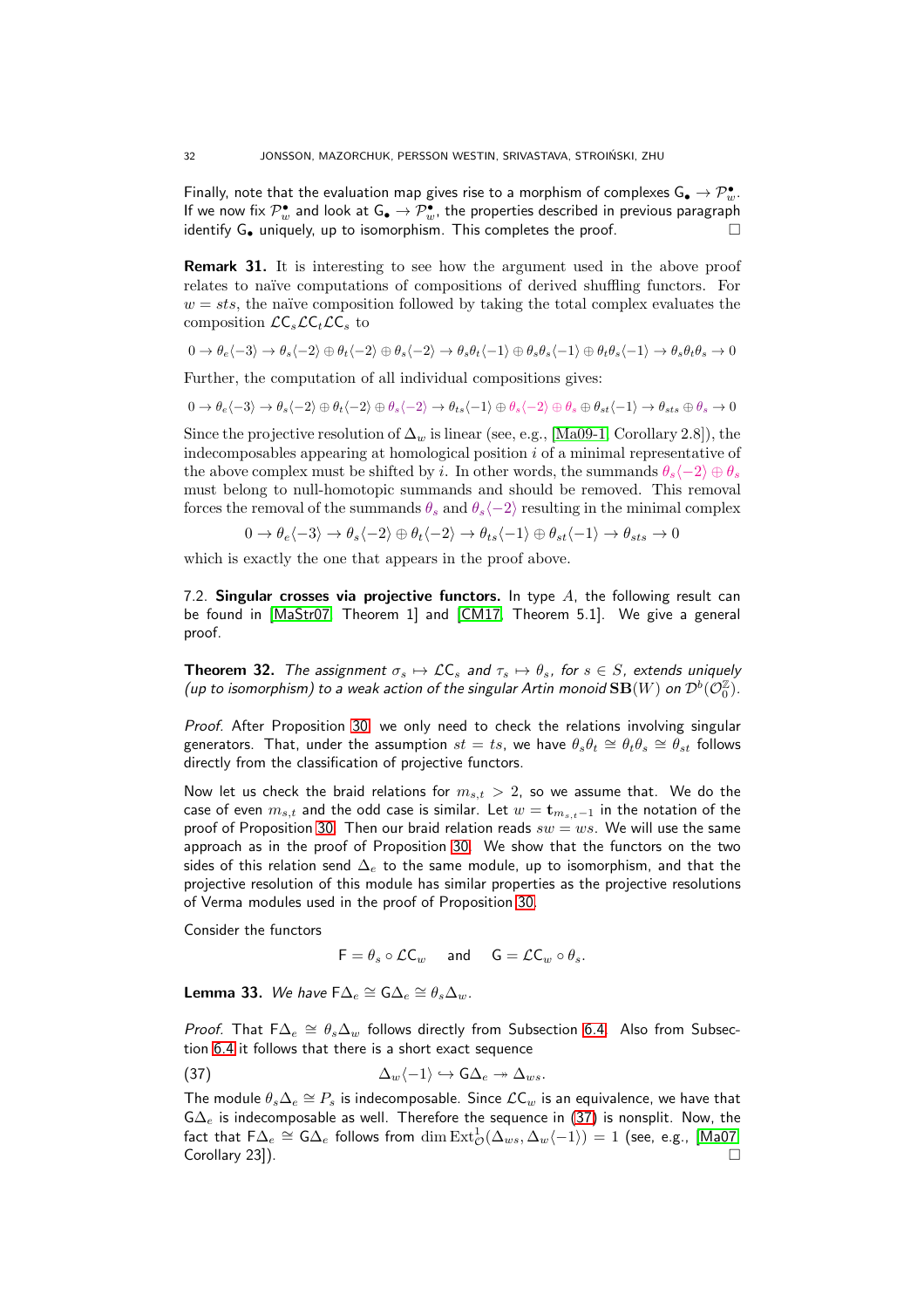Finally, note that the evaluation map gives rise to a morphism of complexes $\mathsf{G}_\bullet \to \mathcal{P}^\bullet_w$. If we now fix $\mathcal{P}^\bullet_w$ and look at $\mathsf{G}_\bullet \to \mathcal{P}^\bullet_w$, the properties described in previous paragraph identify $\mathsf{G}_\bullet$ uniquely, up to isomorphism. This completes the proof. □

**Remark 31.** It is interesting to see how the argument used in the above proof relates to naïve computations of compositions of derived shuffling functors. For $w = sts$, the naïve composition followed by taking the total complex evaluates the composition $\mathcal{L}\mathsf{C}_s\mathcal{L}\mathsf{C}_t\mathcal{L}\mathsf{C}_s$ to

$$0 \to \theta_e\langle -3\rangle \to \theta_s\langle -2\rangle \oplus \theta_t\langle -2\rangle \oplus \theta_s\langle -2\rangle \to \theta_s\theta_t\langle -1\rangle \oplus \theta_s\theta_s\langle -1\rangle \oplus \theta_t\theta_s\langle -1\rangle \to \theta_s\theta_t\theta_s \to 0$$

Further, the computation of all individual compositions gives:

$$0 \to \theta_e\langle -3\rangle \to \theta_s\langle -2\rangle \oplus \theta_t\langle -2\rangle \oplus \theta_s\langle -2\rangle \to \theta_{ts}\langle -1\rangle \oplus \theta_s\langle -2\rangle \oplus \theta_s \oplus \theta_{st}\langle -1\rangle \to \theta_{sts} \oplus \theta_s \to 0$$

Since the projective resolution of $\Delta_w$ is linear (see, e.g., [Ma09-1, Corollary 2.8]), the indecomposables appearing at homological position $i$ of a minimal representative of the above complex must be shifted by $i$. In other words, the summands $\theta_s\langle -2\rangle \oplus \theta_s$ must belong to null-homotopic summands and should be removed. This removal forces the removal of the summands $\theta_s$ and $\theta_s\langle -2\rangle$ resulting in the minimal complex

$$0 \to \theta_e\langle -3\rangle \to \theta_s\langle -2\rangle \oplus \theta_t\langle -2\rangle \to \theta_{ts}\langle -1\rangle \oplus \theta_{st}\langle -1\rangle \to \theta_{sts} \to 0$$

which is exactly the one that appears in the proof above.

7.2. **Singular crosses via projective functors.** In type $A$, the following result can be found in [MaStr07, Theorem 1] and [CM17, Theorem 5.1]. We give a general proof.

**Theorem 32.** *The assignment $\sigma_s \mapsto \mathcal{L}\mathsf{C}_s$ and $\tau_s \mapsto \theta_s$, for $s \in S$, extends uniquely (up to isomorphism) to a weak action of the singular Artin monoid $\mathbf{SB}(W)$ on $\mathcal{D}^b(\mathcal{O}_0^{\mathbb{Z}})$.*

*Proof.* After Proposition 30, we only need to check the relations involving singular generators. That, under the assumption $st = ts$, we have $\theta_s\theta_t \cong \theta_t\theta_s \cong \theta_{st}$ follows directly from the classification of projective functors.

Now let us check the braid relations for $m_{s,t} > 2$, so we assume that. We do the case of even $m_{s,t}$ and the odd case is similar. Let $w = \mathbf{t}_{m_{s,t}-1}$ in the notation of the proof of Proposition 30. Then our braid relation reads $sw = ws$. We will use the same approach as in the proof of Proposition 30. We show that the functors on the two sides of this relation send $\Delta_e$ to the same module, up to isomorphism, and that the projective resolution of this module has similar properties as the projective resolutions of Verma modules used in the proof of Proposition 30.

Consider the functors

$$\mathsf{F} = \theta_s \circ \mathcal{L}\mathsf{C}_w \quad \text{and} \quad \mathsf{G} = \mathcal{L}\mathsf{C}_w \circ \theta_s.$$

**Lemma 33.** *We have $\mathsf{F}\Delta_e \cong \mathsf{G}\Delta_e \cong \theta_s\Delta_w$.*

*Proof.* That $\mathsf{F}\Delta_e \cong \theta_s\Delta_w$ follows directly from Subsection 6.4. Also from Subsection 6.4 it follows that there is a short exact sequence

$$\Delta_w\langle -1\rangle \hookrightarrow \mathsf{G}\Delta_e \twoheadrightarrow \Delta_{ws}. \tag{37}$$

The module $\theta_s\Delta_e \cong P_s$ is indecomposable. Since $\mathcal{L}\mathsf{C}_w$ is an equivalence, we have that $\mathsf{G}\Delta_e$ is indecomposable as well. Therefore the sequence in (37) is nonsplit. Now, the fact that $\mathsf{F}\Delta_e \cong \mathsf{G}\Delta_e$ follows from $\dim \mathrm{Ext}^1_{\mathcal{O}}(\Delta_{ws}, \Delta_w\langle -1\rangle) = 1$ (see, e.g., [Ma07, Corollary 23]). □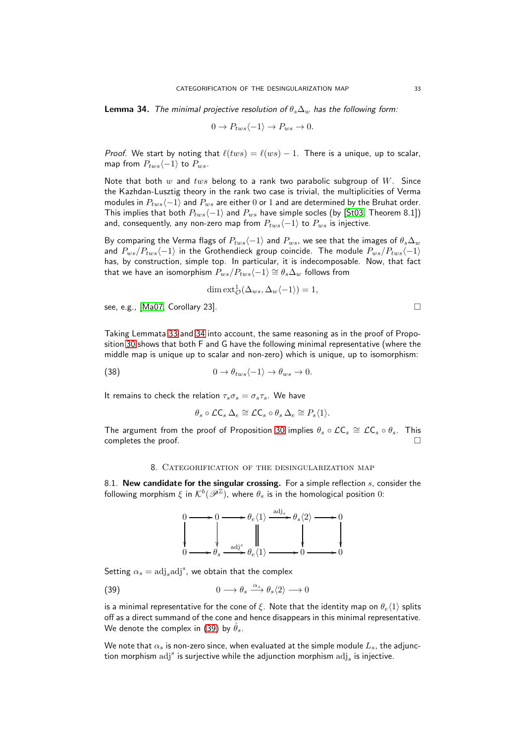**Lemma 34.** *The minimal projective resolution of $\theta_s\Delta_w$ has the following form:*

$$0 \to P_{tws}\langle -1\rangle \to P_{ws} \to 0.$$

*Proof.* We start by noting that $\ell(tws) = \ell(ws) - 1$. There is a unique, up to scalar, map from $P_{tws}\langle -1\rangle$ to $P_{ws}$.

Note that both $w$ and $tws$ belong to a rank two parabolic subgroup of $W$. Since the Kazhdan-Lusztig theory in the rank two case is trivial, the multiplicities of Verma modules in $P_{tws}\langle -1\rangle$ and $P_{ws}$ are either 0 or 1 and are determined by the Bruhat order. This implies that both $P_{tws}\langle -1\rangle$ and $P_{ws}$ have simple socles (by [St03, Theorem 8.1]) and, consequently, any non-zero map from $P_{tws}\langle -1\rangle$ to $P_{ws}$ is injective.

By comparing the Verma flags of $P_{tws}\langle -1\rangle$ and $P_{ws}$, we see that the images of $\theta_s\Delta_w$ and $P_{ws}/P_{tws}\langle -1\rangle$ in the Grothendieck group coincide. The module $P_{ws}/P_{tws}\langle -1\rangle$ has, by construction, simple top. In particular, it is indecomposable. Now, that fact that we have an isomorphism $P_{ws}/P_{tws}\langle -1\rangle \cong \theta_s\Delta_w$ follows from

$$\dim \mathrm{ext}^1_{\mathcal{O}}(\Delta_{ws}, \Delta_w\langle -1\rangle) = 1,$$

see, e.g., [Ma07, Corollary 23]. □

Taking Lemmata 33 and 34 into account, the same reasoning as in the proof of Proposition 30 shows that both F and G have the following minimal representative (where the middle map is unique up to scalar and non-zero) which is unique, up to isomorphism:

$$0 \to \theta_{tws}\langle -1\rangle \to \theta_{ws} \to 0. \tag{38}$$

It remains to check the relation $\tau_s\sigma_s = \sigma_s\tau_s$. We have

$$\theta_s \circ \mathcal{L}\mathsf{C}_s\, \Delta_e \cong \mathcal{L}\mathsf{C}_s \circ \theta_s\, \Delta_e \cong P_s\langle 1\rangle.$$

The argument from the proof of Proposition 30 implies $\theta_s \circ \mathcal{L}\mathsf{C}_s \cong \mathcal{L}\mathsf{C}_s \circ \theta_s$. This completes the proof. □

## 8. Categorification of the desingularization map

8.1. **New candidate for the singular crossing.** For a simple reflection $s$, consider the following morphism $\xi$ in $\mathcal{K}^b(\mathscr{P}^{\mathbb{Z}})$, where $\theta_s$ is in the homological position 0:

$$\begin{array}{ccccccccc}
0 & \longrightarrow & 0 & \longrightarrow & \theta_e\langle 1\rangle & \xrightarrow{\mathrm{adj}_s} & \theta_s\langle 2\rangle & \longrightarrow & 0\\
\downarrow & & \downarrow & & \| & & \downarrow & & \downarrow\\
0 & \longrightarrow & \theta_s & \xrightarrow{\mathrm{adj}^s} & \theta_e\langle 1\rangle & \longrightarrow & 0 & \longrightarrow & 0
\end{array}$$

Setting $\alpha_s = \mathrm{adj}_s\mathrm{adj}^s$, we obtain that the complex

$$0 \longrightarrow \theta_s \xrightarrow{\alpha_s} \theta_s\langle 2\rangle \longrightarrow 0 \tag{39}$$

is a minimal representative for the cone of $\xi$. Note that the identity map on $\theta_e\langle 1\rangle$ splits off as a direct summand of the cone and hence disappears in this minimal representative. We denote the complex in (39) by $\hat{\theta}_s$.

We note that $\alpha_s$ is non-zero since, when evaluated at the simple module $L_s$, the adjunction morphism $\mathrm{adj}^s$ is surjective while the adjunction morphism $\mathrm{adj}_s$ is injective.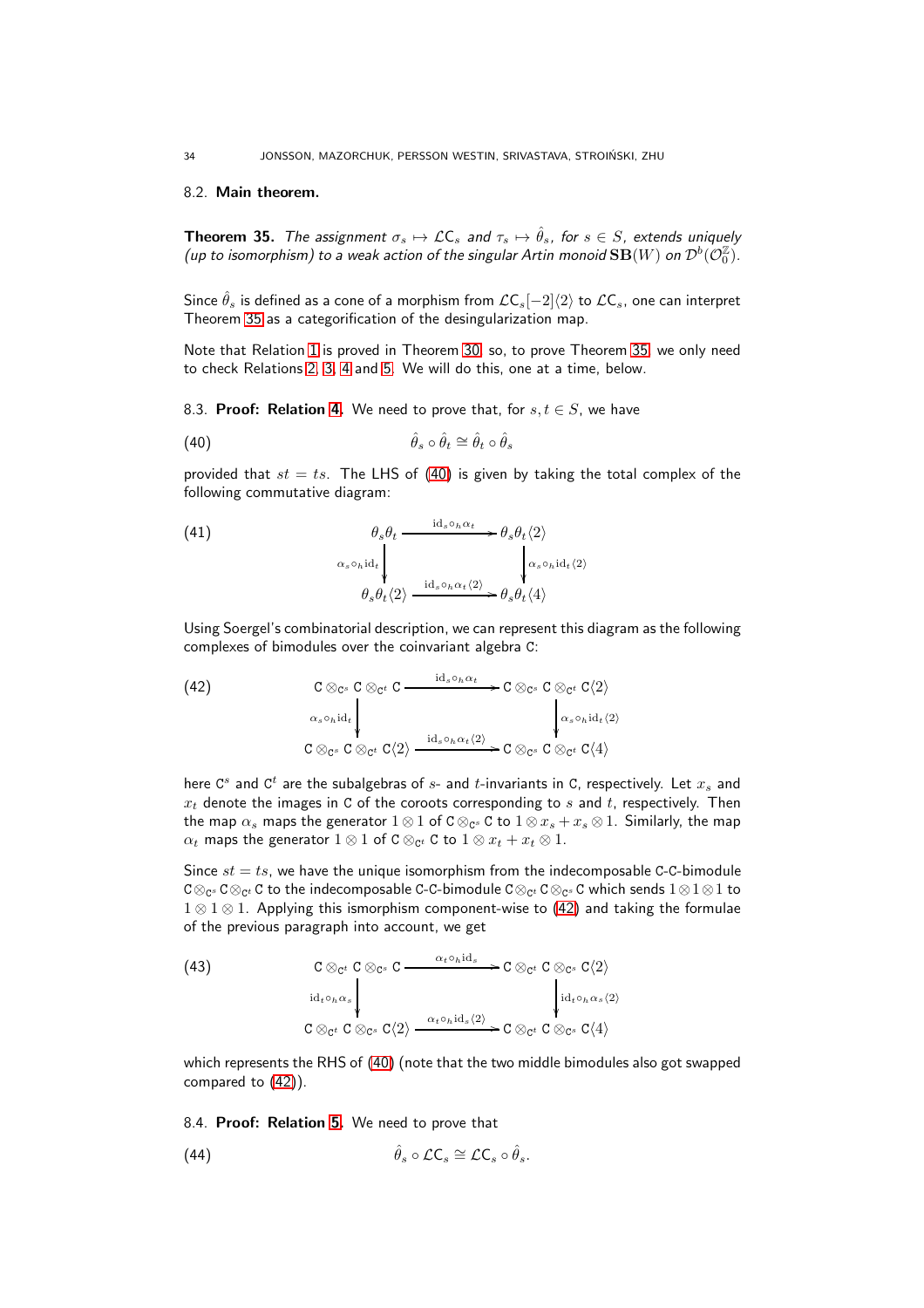### 8.2. **Main theorem.**

**Theorem 35.** *The assignment $\sigma_s \mapsto \mathcal{L}\mathsf{C}_s$ and $\tau_s \mapsto \hat{\theta}_s$, for $s \in S$, extends uniquely (up to isomorphism) to a weak action of the singular Artin monoid $\mathbf{SB}(W)$ on $\mathcal{D}^b(\mathcal{O}_0^{\mathbb{Z}})$.*

Since $\hat{\theta}_s$ is defined as a cone of a morphism from $\mathcal{L}\mathsf{C}_s[-2]\langle 2\rangle$ to $\mathcal{L}\mathsf{C}_s$, one can interpret Theorem 35 as a categorification of the desingularization map.

Note that Relation 1 is proved in Theorem 30, so, to prove Theorem 35, we only need to check Relations 2, 3, 4 and 5. We will do this, one at a time, below.

### 8.3. **Proof: Relation 4.**

We need to prove that, for $s, t \in S$, we have

$$\hat{\theta}_s \circ \hat{\theta}_t \cong \hat{\theta}_t \circ \hat{\theta}_s \tag{40}$$

provided that $st = ts$. The LHS of (40) is given by taking the total complex of the following commutative diagram:

$$\begin{array}{ccc}
\theta_s\theta_t & \xrightarrow{\mathrm{id}_s \circ_h \alpha_t} & \theta_s\theta_t\langle 2\rangle \\
\downarrow{\scriptstyle \alpha_s \circ_h \mathrm{id}_t} & & \downarrow{\scriptstyle \alpha_s \circ_h \mathrm{id}_t\langle 2\rangle} \\
\theta_s\theta_t\langle 2\rangle & \xrightarrow{\mathrm{id}_s \circ_h \alpha_t\langle 2\rangle} & \theta_s\theta_t\langle 4\rangle
\end{array} \tag{41}$$

Using Soergel's combinatorial description, we can represent this diagram as the following complexes of bimodules over the coinvariant algebra $\mathtt{C}$:

$$\begin{array}{ccc}
\mathtt{C} \otimes_{\mathtt{C}^s} \mathtt{C} \otimes_{\mathtt{C}^t} \mathtt{C} & \xrightarrow{\mathrm{id}_s \circ_h \alpha_t} & \mathtt{C} \otimes_{\mathtt{C}^s} \mathtt{C} \otimes_{\mathtt{C}^t} \mathtt{C}\langle 2\rangle \\
\downarrow{\scriptstyle \alpha_s \circ_h \mathrm{id}_t} & & \downarrow{\scriptstyle \alpha_s \circ_h \mathrm{id}_t\langle 2\rangle} \\
\mathtt{C} \otimes_{\mathtt{C}^s} \mathtt{C} \otimes_{\mathtt{C}^t} \mathtt{C}\langle 2\rangle & \xrightarrow{\mathrm{id}_s \circ_h \alpha_t\langle 2\rangle} & \mathtt{C} \otimes_{\mathtt{C}^s} \mathtt{C} \otimes_{\mathtt{C}^t} \mathtt{C}\langle 4\rangle
\end{array} \tag{42}$$

here $\mathtt{C}^s$ and $\mathtt{C}^t$ are the subalgebras of $s$- and $t$-invariants in $\mathtt{C}$, respectively. Let $x_s$ and $x_t$ denote the images in $\mathtt{C}$ of the coroots corresponding to $s$ and $t$, respectively. Then the map $\alpha_s$ maps the generator $1 \otimes 1$ of $\mathtt{C} \otimes_{\mathtt{C}^s} \mathtt{C}$ to $1 \otimes x_s + x_s \otimes 1$. Similarly, the map $\alpha_t$ maps the generator $1 \otimes 1$ of $\mathtt{C} \otimes_{\mathtt{C}^t} \mathtt{C}$ to $1 \otimes x_t + x_t \otimes 1$.

Since $st = ts$, we have the unique isomorphism from the indecomposable $\mathtt{C}$-$\mathtt{C}$-bimodule $\mathtt{C} \otimes_{\mathtt{C}^s} \mathtt{C} \otimes_{\mathtt{C}^t} \mathtt{C}$ to the indecomposable $\mathtt{C}$-$\mathtt{C}$-bimodule $\mathtt{C} \otimes_{\mathtt{C}^t} \mathtt{C} \otimes_{\mathtt{C}^s} \mathtt{C}$ which sends $1 \otimes 1 \otimes 1$ to $1 \otimes 1 \otimes 1$. Applying this ismorphism component-wise to (42) and taking the formulae of the previous paragraph into account, we get

$$\begin{array}{ccc}
\mathtt{C} \otimes_{\mathtt{C}^t} \mathtt{C} \otimes_{\mathtt{C}^s} \mathtt{C} & \xrightarrow{\alpha_t \circ_h \mathrm{id}_s} & \mathtt{C} \otimes_{\mathtt{C}^t} \mathtt{C} \otimes_{\mathtt{C}^s} \mathtt{C}\langle 2\rangle \\
\downarrow{\scriptstyle \mathrm{id}_t \circ_h \alpha_s} & & \downarrow{\scriptstyle \mathrm{id}_t \circ_h \alpha_s\langle 2\rangle} \\
\mathtt{C} \otimes_{\mathtt{C}^t} \mathtt{C} \otimes_{\mathtt{C}^s} \mathtt{C}\langle 2\rangle & \xrightarrow{\alpha_t \circ_h \mathrm{id}_s\langle 2\rangle} & \mathtt{C} \otimes_{\mathtt{C}^t} \mathtt{C} \otimes_{\mathtt{C}^s} \mathtt{C}\langle 4\rangle
\end{array} \tag{43}$$

which represents the RHS of (40) (note that the two middle bimodules also got swapped compared to (42)).

### 8.4. **Proof: Relation 5.**

We need to prove that

$$\hat{\theta}_s \circ \mathcal{L}\mathsf{C}_s \cong \mathcal{L}\mathsf{C}_s \circ \hat{\theta}_s. \tag{44}$$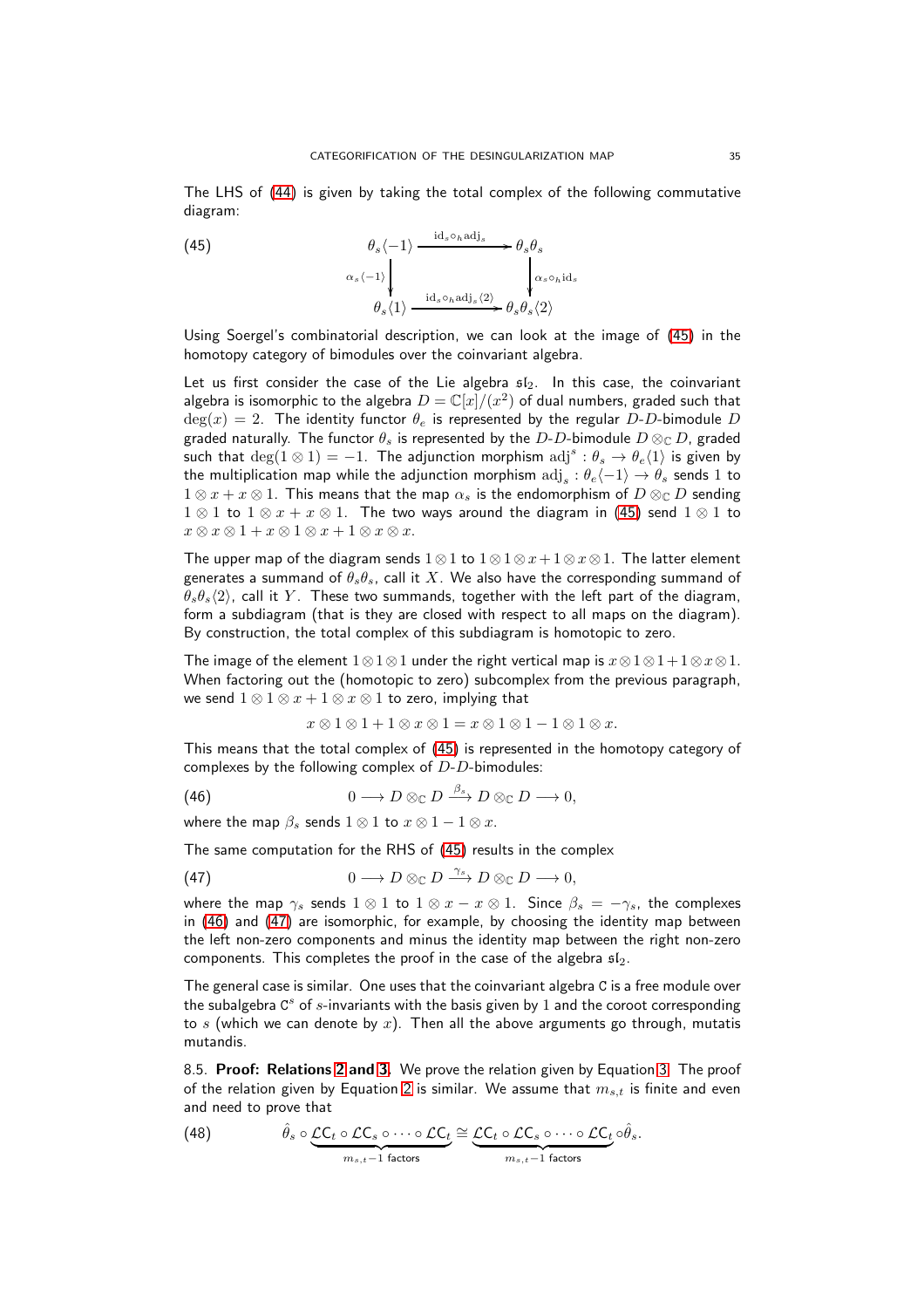The LHS of (44) is given by taking the total complex of the following commutative diagram:

$$
\begin{array}{ccc}
\theta_s\langle -1\rangle & \xrightarrow{\mathrm{id}_s\circ_h \mathrm{adj}_s} & \theta_s\theta_s \\
{\scriptstyle \alpha_s\langle -1\rangle}\big\downarrow & & \big\downarrow{\scriptstyle \alpha_s\circ_h \mathrm{id}_s} \\
\theta_s\langle 1\rangle & \xrightarrow{\mathrm{id}_s\circ_h \mathrm{adj}_s\langle 2\rangle} & \theta_s\theta_s\langle 2\rangle
\end{array}
\tag{45}
$$

Using Soergel's combinatorial description, we can look at the image of (45) in the homotopy category of bimodules over the coinvariant algebra.

Let us first consider the case of the Lie algebra $\mathfrak{sl}_2$. In this case, the coinvariant algebra is isomorphic to the algebra $D = \mathbb{C}[x]/(x^2)$ of dual numbers, graded such that $\deg(x) = 2$. The identity functor $\theta_e$ is represented by the regular $D$-$D$-bimodule $D$ graded naturally. The functor $\theta_s$ is represented by the $D$-$D$-bimodule $D \otimes_{\mathbb{C}} D$, graded such that $\deg(1 \otimes 1) = -1$. The adjunction morphism $\mathrm{adj}^s : \theta_s \to \theta_e\langle 1\rangle$ is given by the multiplication map while the adjunction morphism $\mathrm{adj}_s : \theta_e\langle -1\rangle \to \theta_s$ sends $1$ to $1 \otimes x + x \otimes 1$. This means that the map $\alpha_s$ is the endomorphism of $D \otimes_{\mathbb{C}} D$ sending $1 \otimes 1$ to $1 \otimes x + x \otimes 1$. The two ways around the diagram in (45) send $1 \otimes 1$ to $x \otimes x \otimes 1 + x \otimes 1 \otimes x + 1 \otimes x \otimes x$.

The upper map of the diagram sends $1 \otimes 1$ to $1 \otimes 1 \otimes x + 1 \otimes x \otimes 1$. The latter element generates a summand of $\theta_s\theta_s$, call it $X$. We also have the corresponding summand of $\theta_s\theta_s\langle 2\rangle$, call it $Y$. These two summands, together with the left part of the diagram, form a subdiagram (that is they are closed with respect to all maps on the diagram). By construction, the total complex of this subdiagram is homotopic to zero.

The image of the element $1 \otimes 1 \otimes 1$ under the right vertical map is $x \otimes 1 \otimes 1 + 1 \otimes x \otimes 1$. When factoring out the (homotopic to zero) subcomplex from the previous paragraph, we send $1 \otimes 1 \otimes x + 1 \otimes x \otimes 1$ to zero, implying that

$$x \otimes 1 \otimes 1 + 1 \otimes x \otimes 1 = x \otimes 1 \otimes 1 - 1 \otimes 1 \otimes x.$$

This means that the total complex of (45) is represented in the homotopy category of complexes by the following complex of $D$-$D$-bimodules:

$$0 \longrightarrow D \otimes_{\mathbb{C}} D \xrightarrow{\beta_s} D \otimes_{\mathbb{C}} D \longrightarrow 0, \tag{46}$$

where the map $\beta_s$ sends $1 \otimes 1$ to $x \otimes 1 - 1 \otimes x$.

The same computation for the RHS of (45) results in the complex

$$0 \longrightarrow D \otimes_{\mathbb{C}} D \xrightarrow{\gamma_s} D \otimes_{\mathbb{C}} D \longrightarrow 0, \tag{47}$$

where the map $\gamma_s$ sends $1 \otimes 1$ to $1 \otimes x - x \otimes 1$. Since $\beta_s = -\gamma_s$, the complexes in (46) and (47) are isomorphic, for example, by choosing the identity map between the left non-zero components and minus the identity map between the right non-zero components. This completes the proof in the case of the algebra $\mathfrak{sl}_2$.

The general case is similar. One uses that the coinvariant algebra $\mathtt{C}$ is a free module over the subalgebra $\mathtt{C}^s$ of $s$-invariants with the basis given by $1$ and the coroot corresponding to $s$ (which we can denote by $x$). Then all the above arguments go through, mutatis mutandis.

8.5. **Proof: Relations 2 and 3.** We prove the relation given by Equation 3. The proof of the relation given by Equation 2 is similar. We assume that $m_{s,t}$ is finite and even and need to prove that

$$\hat{\theta}_s \circ \underbrace{\mathcal{L}\mathtt{C}_t \circ \mathcal{L}\mathtt{C}_s \circ \cdots \circ \mathcal{L}\mathtt{C}_t}_{m_{s,t}-1 \text{ factors}} \cong \underbrace{\mathcal{L}\mathtt{C}_t \circ \mathcal{L}\mathtt{C}_s \circ \cdots \circ \mathcal{L}\mathtt{C}_t}_{m_{s,t}-1 \text{ factors}} \circ \hat{\theta}_s. \tag{48}$$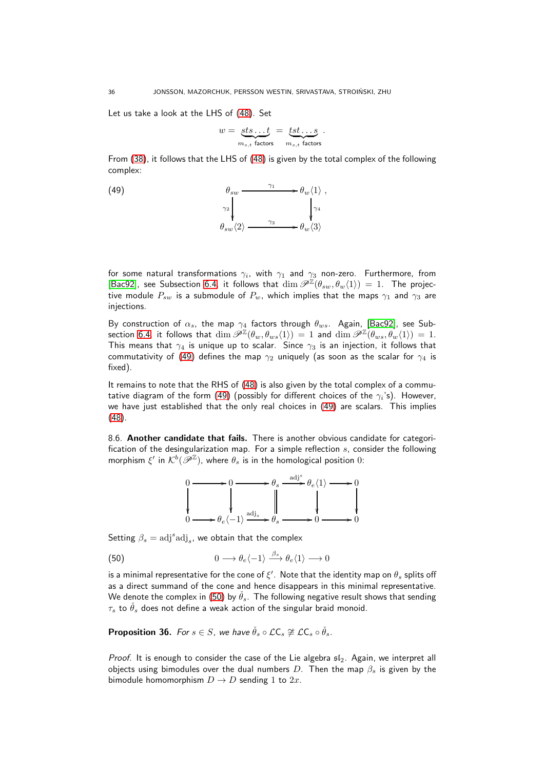Let us take a look at the LHS of (48). Set

$$w = \underbrace{sts\dots t}_{m_{s,t} \text{ factors}} = \underbrace{tst\dots s}_{m_{s,t} \text{ factors}}.$$

From (38), it follows that the LHS of (48) is given by the total complex of the following complex:

$$\begin{array}{ccc} \theta_{sw} & \xrightarrow{\gamma_1} & \theta_w\langle 1\rangle \\ \downarrow{\scriptstyle\gamma_2} & & \downarrow{\scriptstyle\gamma_4} \\ \theta_{sw}\langle 2\rangle & \xrightarrow{\gamma_3} & \theta_w\langle 3\rangle \end{array} \tag{49}$$

for some natural transformations $\gamma_i$, with $\gamma_1$ and $\gamma_3$ non-zero. Furthermore, from [Bac92], see Subsection 6.4, it follows that $\dim \mathscr{P}^{\mathbb{Z}}(\theta_{sw}, \theta_w\langle 1\rangle) = 1$. The projective module $P_{sw}$ is a submodule of $P_w$, which implies that the maps $\gamma_1$ and $\gamma_3$ are injections.

By construction of $\alpha_s$, the map $\gamma_4$ factors through $\theta_{ws}$. Again, [Bac92], see Subsection 6.4, it follows that $\dim \mathscr{P}^{\mathbb{Z}}(\theta_w, \theta_{ws}\langle 1\rangle) = 1$ and $\dim \mathscr{P}^{\mathbb{Z}}(\theta_{ws}, \theta_w\langle 1\rangle) = 1$. This means that $\gamma_4$ is unique up to scalar. Since $\gamma_3$ is an injection, it follows that commutativity of (49) defines the map $\gamma_2$ uniquely (as soon as the scalar for $\gamma_4$ is fixed).

It remains to note that the RHS of (48) is also given by the total complex of a commutative diagram of the form (49) (possibly for different choices of the $\gamma_i$'s). However, we have just established that the only real choices in (49) are scalars. This implies (48).

8.6. **Another candidate that fails.** There is another obvious candidate for categorification of the desingularization map. For a simple reflection $s$, consider the following morphism $\xi'$ in $\mathcal{K}^b(\mathscr{P}^{\mathbb{Z}})$, where $\theta_s$ is in the homological position $0$:

$$\begin{array}{ccccccccc} 0 & \longrightarrow & 0 & \longrightarrow & \theta_s & \xrightarrow{\mathrm{adj}^s} & \theta_e\langle 1\rangle & \longrightarrow & 0 \\ \downarrow & & \downarrow & & \| & & \downarrow & & \downarrow \\ 0 & \longrightarrow & \theta_e\langle -1\rangle & \xrightarrow{\mathrm{adj}_s} & \theta_s & \longrightarrow & 0 & \longrightarrow & 0 \end{array}$$

Setting $\beta_s = \mathrm{adj}^s\mathrm{adj}_s$, we obtain that the complex

$$0 \longrightarrow \theta_e\langle -1\rangle \xrightarrow{\beta_s} \theta_e\langle 1\rangle \longrightarrow 0 \tag{50}$$

is a minimal representative for the cone of $\xi'$. Note that the identity map on $\theta_s$ splits off as a direct summand of the cone and hence disappears in this minimal representative. We denote the complex in (50) by $\check{\theta}_s$. The following negative result shows that sending $\tau_s$ to $\check{\theta}_s$ does not define a weak action of the singular braid monoid.

**Proposition 36.** *For $s \in S$, we have $\check{\theta}_s \circ \mathcal{L}\mathrm{C}_s \not\cong \mathcal{L}\mathrm{C}_s \circ \check{\theta}_s$.*

*Proof.* It is enough to consider the case of the Lie algebra $\mathfrak{sl}_2$. Again, we interpret all objects using bimodules over the dual numbers $D$. Then the map $\beta_s$ is given by the bimodule homomorphism $D \to D$ sending $1$ to $2x$.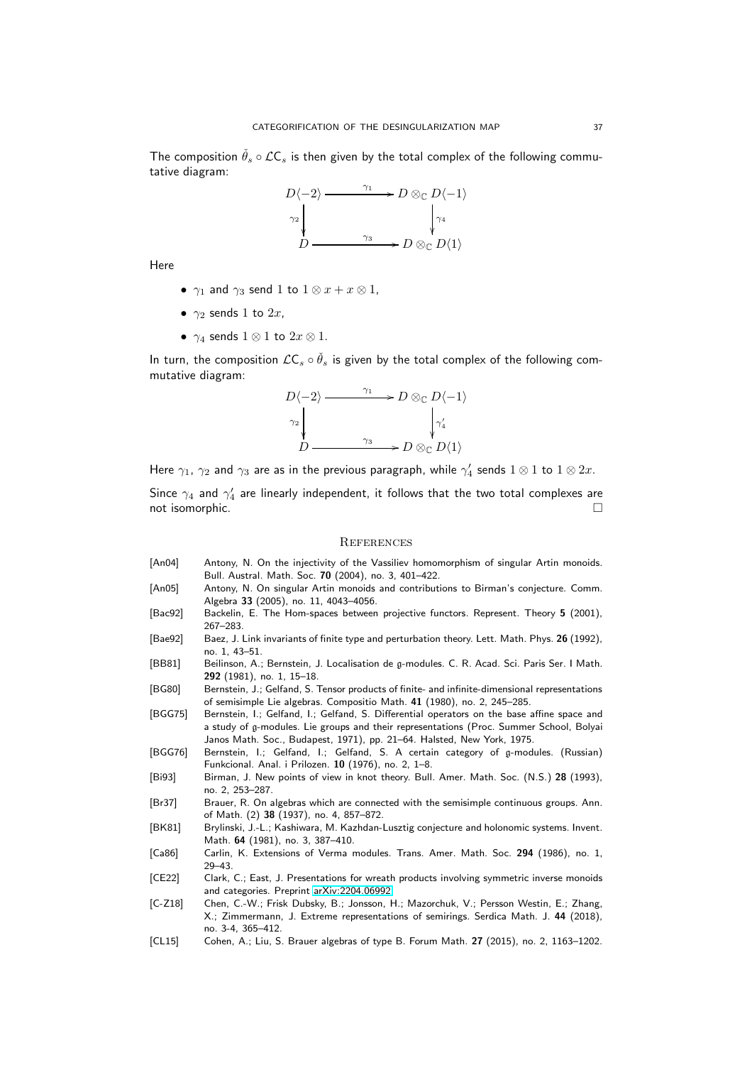The composition $\check{\theta}_s \circ \mathcal{LC}_s$ is then given by the total complex of the following commutative diagram:

$$\begin{array}{ccc}
D\langle -2\rangle & \xrightarrow{\gamma_1} & D\otimes_{\mathbb{C}} D\langle -1\rangle \\
\Big\downarrow{\scriptstyle \gamma_2} & & \Big\downarrow{\scriptstyle \gamma_4} \\
D & \xrightarrow{\gamma_3} & D\otimes_{\mathbb{C}} D\langle 1\rangle
\end{array}$$

Here

- $\gamma_1$ and $\gamma_3$ send $1$ to $1\otimes x + x\otimes 1$,
- $\gamma_2$ sends $1$ to $2x$,
- $\gamma_4$ sends $1\otimes 1$ to $2x\otimes 1$.

In turn, the composition $\mathcal{LC}_s \circ \check{\theta}_s$ is given by the total complex of the following commutative diagram:

$$\begin{array}{ccc}
D\langle -2\rangle & \xrightarrow{\gamma_1} & D\otimes_{\mathbb{C}} D\langle -1\rangle \\
\Big\downarrow{\scriptstyle \gamma_2} & & \Big\downarrow{\scriptstyle \gamma_4'} \\
D & \xrightarrow{\gamma_3} & D\otimes_{\mathbb{C}} D\langle 1\rangle
\end{array}$$

Here $\gamma_1$, $\gamma_2$ and $\gamma_3$ are as in the previous paragraph, while $\gamma_4'$ sends $1\otimes 1$ to $1\otimes 2x$.

Since $\gamma_4$ and $\gamma_4'$ are linearly independent, it follows that the two total complexes are not isomorphic. □

## References

- [An04] Antony, N. On the injectivity of the Vassiliev homomorphism of singular Artin monoids. Bull. Austral. Math. Soc. **70** (2004), no. 3, 401–422.
- [An05] Antony, N. On singular Artin monoids and contributions to Birman's conjecture. Comm. Algebra **33** (2005), no. 11, 4043–4056.
- [Bac92] Backelin, E. The Hom-spaces between projective functors. Represent. Theory **5** (2001), 267–283.
- [Bae92] Baez, J. Link invariants of finite type and perturbation theory. Lett. Math. Phys. **26** (1992), no. 1, 43–51.
- [BB81] Beilinson, A.; Bernstein, J. Localisation de $\mathfrak{g}$-modules. C. R. Acad. Sci. Paris Ser. I Math. **292** (1981), no. 1, 15–18.
- [BG80] Bernstein, J.; Gelfand, S. Tensor products of finite- and infinite-dimensional representations of semisimple Lie algebras. Compositio Math. **41** (1980), no. 2, 245–285.
- [BGG75] Bernstein, I.; Gelfand, I.; Gelfand, S. Differential operators on the base affine space and a study of $\mathfrak{g}$-modules. Lie groups and their representations (Proc. Summer School, Bolyai Janos Math. Soc., Budapest, 1971), pp. 21–64. Halsted, New York, 1975.
- [BGG76] Bernstein, I.; Gelfand, I.; Gelfand, S. A certain category of $\mathfrak{g}$-modules. (Russian) Funkcional. Anal. i Prilozen. **10** (1976), no. 2, 1–8.
- [Bi93] Birman, J. New points of view in knot theory. Bull. Amer. Math. Soc. (N.S.) **28** (1993), no. 2, 253–287.
- [Br37] Brauer, R. On algebras which are connected with the semisimple continuous groups. Ann. of Math. (2) **38** (1937), no. 4, 857–872.
- [BK81] Brylinski, J.-L.; Kashiwara, M. Kazhdan-Lusztig conjecture and holonomic systems. Invent. Math. **64** (1981), no. 3, 387–410.
- [Ca86] Carlin, K. Extensions of Verma modules. Trans. Amer. Math. Soc. **294** (1986), no. 1, 29–43.
- [CE22] Clark, C.; East, J. Presentations for wreath products involving symmetric inverse monoids and categories. Preprint arXiv:2204.06992.
- [C-Z18] Chen, C.-W.; Frisk Dubsky, B.; Jonsson, H.; Mazorchuk, V.; Persson Westin, E.; Zhang, X.; Zimmermann, J. Extreme representations of semirings. Serdica Math. J. **44** (2018), no. 3-4, 365–412.
- [CL15] Cohen, A.; Liu, S. Brauer algebras of type B. Forum Math. **27** (2015), no. 2, 1163–1202.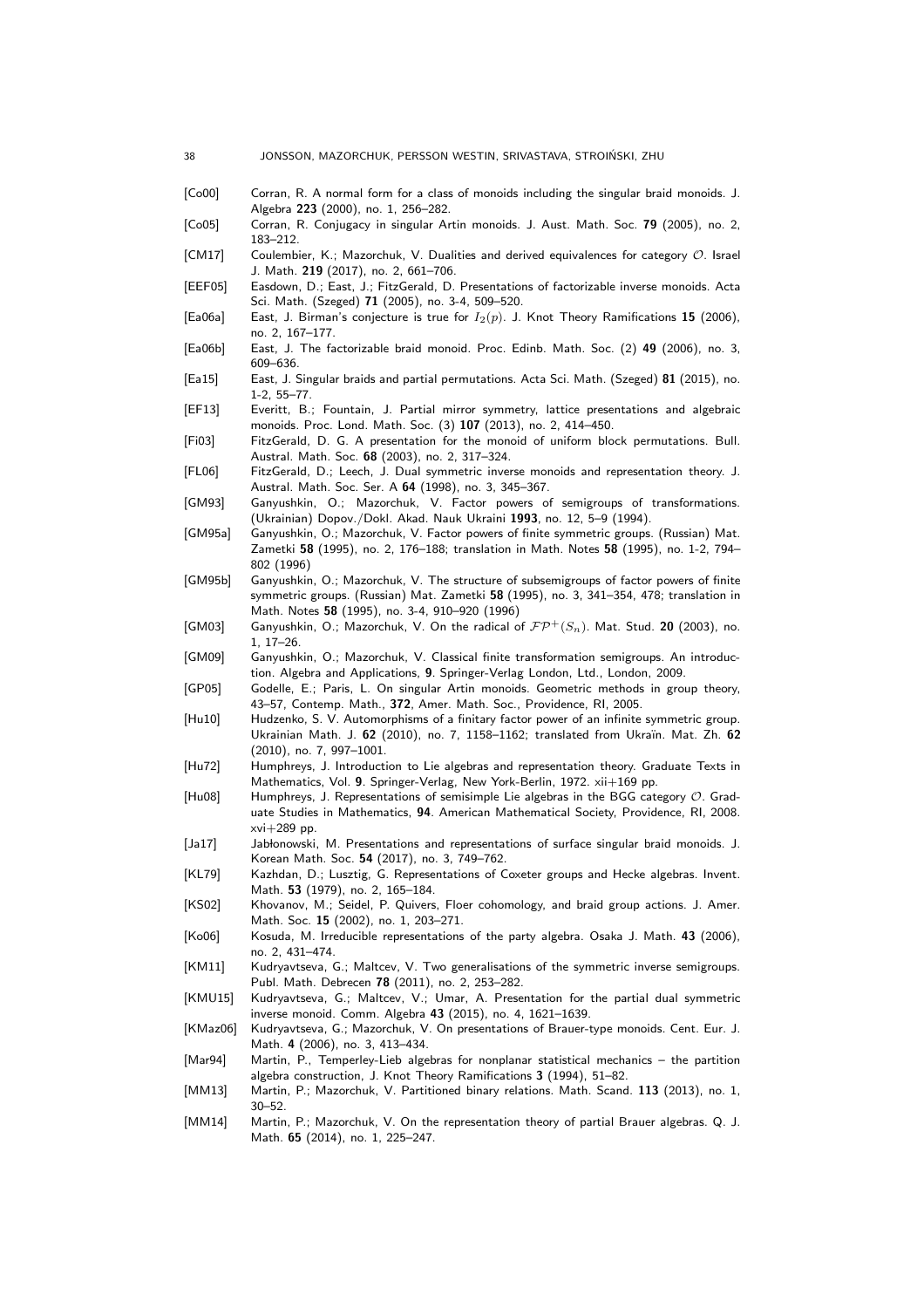[Co00] Corran, R. A normal form for a class of monoids including the singular braid monoids. J. Algebra **223** (2000), no. 1, 256–282.

[Co05] Corran, R. Conjugacy in singular Artin monoids. J. Aust. Math. Soc. **79** (2005), no. 2, 183–212.

[CM17] Coulembier, K.; Mazorchuk, V. Dualities and derived equivalences for category $\mathcal{O}$. Israel J. Math. **219** (2017), no. 2, 661–706.

[EEF05] Easdown, D.; East, J.; FitzGerald, D. Presentations of factorizable inverse monoids. Acta Sci. Math. (Szeged) **71** (2005), no. 3-4, 509–520.

[Ea06a] East, J. Birman's conjecture is true for $I_2(p)$. J. Knot Theory Ramifications **15** (2006), no. 2, 167–177.

[Ea06b] East, J. The factorizable braid monoid. Proc. Edinb. Math. Soc. (2) **49** (2006), no. 3, 609–636.

[Ea15] East, J. Singular braids and partial permutations. Acta Sci. Math. (Szeged) **81** (2015), no. 1-2, 55–77.

[EF13] Everitt, B.; Fountain, J. Partial mirror symmetry, lattice presentations and algebraic monoids. Proc. Lond. Math. Soc. (3) **107** (2013), no. 2, 414–450.

[Fi03] FitzGerald, D. G. A presentation for the monoid of uniform block permutations. Bull. Austral. Math. Soc. **68** (2003), no. 2, 317–324.

[FL06] FitzGerald, D.; Leech, J. Dual symmetric inverse monoids and representation theory. J. Austral. Math. Soc. Ser. A **64** (1998), no. 3, 345–367.

[GM93] Ganyushkin, O.; Mazorchuk, V. Factor powers of semigroups of transformations. (Ukrainian) Dopov./Dokl. Akad. Nauk Ukraini **1993**, no. 12, 5–9 (1994).

[GM95a] Ganyushkin, O.; Mazorchuk, V. Factor powers of finite symmetric groups. (Russian) Mat. Zametki **58** (1995), no. 2, 176–188; translation in Math. Notes **58** (1995), no. 1-2, 794–802 (1996)

[GM95b] Ganyushkin, O.; Mazorchuk, V. The structure of subsemigroups of factor powers of finite symmetric groups. (Russian) Mat. Zametki **58** (1995), no. 3, 341–354, 478; translation in Math. Notes **58** (1995), no. 3-4, 910–920 (1996)

[GM03] Ganyushkin, O.; Mazorchuk, V. On the radical of $\mathcal{FP}^+(S_n)$. Mat. Stud. **20** (2003), no. 1, 17–26.

[GM09] Ganyushkin, O.; Mazorchuk, V. Classical finite transformation semigroups. An introduction. Algebra and Applications, **9**. Springer-Verlag London, Ltd., London, 2009.

[GP05] Godelle, E.; Paris, L. On singular Artin monoids. Geometric methods in group theory, 43–57, Contemp. Math., **372**, Amer. Math. Soc., Providence, RI, 2005.

[Hu10] Hudzenko, S. V. Automorphisms of a finitary factor power of an infinite symmetric group. Ukrainian Math. J. **62** (2010), no. 7, 1158–1162; translated from Ukraïn. Mat. Zh. **62** (2010), no. 7, 997–1001.

[Hu72] Humphreys, J. Introduction to Lie algebras and representation theory. Graduate Texts in Mathematics, Vol. **9**. Springer-Verlag, New York-Berlin, 1972. xii+169 pp.

[Hu08] Humphreys, J. Representations of semisimple Lie algebras in the BGG category $\mathcal{O}$. Graduate Studies in Mathematics, **94**. American Mathematical Society, Providence, RI, 2008. xvi+289 pp.

[Ja17] Jabłonowski, M. Presentations and representations of surface singular braid monoids. J. Korean Math. Soc. **54** (2017), no. 3, 749–762.

[KL79] Kazhdan, D.; Lusztig, G. Representations of Coxeter groups and Hecke algebras. Invent. Math. **53** (1979), no. 2, 165–184.

[KS02] Khovanov, M.; Seidel, P. Quivers, Floer cohomology, and braid group actions. J. Amer. Math. Soc. **15** (2002), no. 1, 203–271.

[Ko06] Kosuda, M. Irreducible representations of the party algebra. Osaka J. Math. **43** (2006), no. 2, 431–474.

[KM11] Kudryavtseva, G.; Maltcev, V. Two generalisations of the symmetric inverse semigroups. Publ. Math. Debrecen **78** (2011), no. 2, 253–282.

[KMU15] Kudryavtseva, G.; Maltcev, V.; Umar, A. Presentation for the partial dual symmetric inverse monoid. Comm. Algebra **43** (2015), no. 4, 1621–1639.

[KMaz06] Kudryavtseva, G.; Mazorchuk, V. On presentations of Brauer-type monoids. Cent. Eur. J. Math. **4** (2006), no. 3, 413–434.

[Mar94] Martin, P., Temperley-Lieb algebras for nonplanar statistical mechanics – the partition algebra construction, J. Knot Theory Ramifications **3** (1994), 51–82.

[MM13] Martin, P.; Mazorchuk, V. Partitioned binary relations. Math. Scand. **113** (2013), no. 1, 30–52.

[MM14] Martin, P.; Mazorchuk, V. On the representation theory of partial Brauer algebras. Q. J. Math. **65** (2014), no. 1, 225–247.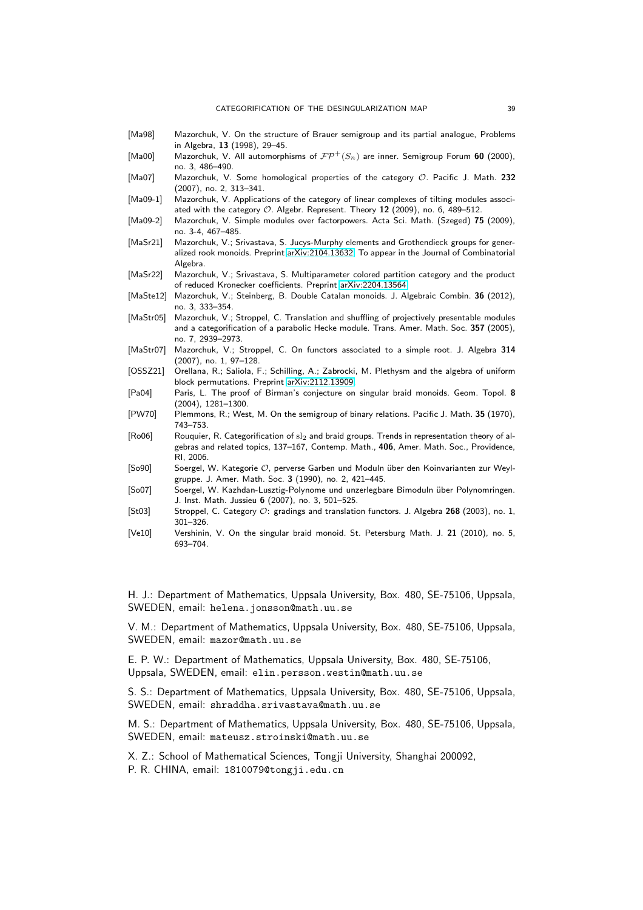[Ma98] Mazorchuk, V. On the structure of Brauer semigroup and its partial analogue, Problems in Algebra, **13** (1998), 29–45.

[Ma00] Mazorchuk, V. All automorphisms of $\mathcal{FP}^+(S_n)$ are inner. Semigroup Forum **60** (2000), no. 3, 486–490.

[Ma07] Mazorchuk, V. Some homological properties of the category $\mathcal{O}$. Pacific J. Math. **232** (2007), no. 2, 313–341.

[Ma09-1] Mazorchuk, V. Applications of the category of linear complexes of tilting modules associated with the category $\mathcal{O}$. Algebr. Represent. Theory **12** (2009), no. 6, 489–512.

[Ma09-2] Mazorchuk, V. Simple modules over factorpowers. Acta Sci. Math. (Szeged) **75** (2009), no. 3-4, 467–485.

[MaSr21] Mazorchuk, V.; Srivastava, S. Jucys-Murphy elements and Grothendieck groups for generalized rook monoids. Preprint arXiv:2104.13632. To appear in the Journal of Combinatorial Algebra.

[MaSr22] Mazorchuk, V.; Srivastava, S. Multiparameter colored partition category and the product of reduced Kronecker coefficients. Preprint arXiv:2204.13564.

[MaSte12] Mazorchuk, V.; Steinberg, B. Double Catalan monoids. J. Algebraic Combin. **36** (2012), no. 3, 333–354.

[MaStr05] Mazorchuk, V.; Stroppel, C. Translation and shuffling of projectively presentable modules and a categorification of a parabolic Hecke module. Trans. Amer. Math. Soc. **357** (2005), no. 7, 2939–2973.

[MaStr07] Mazorchuk, V.; Stroppel, C. On functors associated to a simple root. J. Algebra **314** (2007), no. 1, 97–128.

[OSSZ21] Orellana, R.; Saliola, F.; Schilling, A.; Zabrocki, M. Plethysm and the algebra of uniform block permutations. Preprint arXiv:2112.13909.

[Pa04] Paris, L. The proof of Birman's conjecture on singular braid monoids. Geom. Topol. **8** (2004), 1281–1300.

[PW70] Plemmons, R.; West, M. On the semigroup of binary relations. Pacific J. Math. **35** (1970), 743–753.

[Ro06] Rouquier, R. Categorification of $\mathrm{sl}_2$ and braid groups. Trends in representation theory of algebras and related topics, 137–167, Contemp. Math., **406**, Amer. Math. Soc., Providence, RI, 2006.

[So90] Soergel, W. Kategorie $\mathcal{O}$, perverse Garben und Moduln über den Koinvarianten zur Weylgruppe. J. Amer. Math. Soc. **3** (1990), no. 2, 421–445.

[So07] Soergel, W. Kazhdan-Lusztig-Polynome und unzerlegbare Bimoduln über Polynomringen. J. Inst. Math. Jussieu **6** (2007), no. 3, 501–525.

[St03] Stroppel, C. Category $\mathcal{O}$: gradings and translation functors. J. Algebra **268** (2003), no. 1, 301–326.

[Ve10] Vershinin, V. On the singular braid monoid. St. Petersburg Math. J. **21** (2010), no. 5, 693–704.

H. J.: Department of Mathematics, Uppsala University, Box. 480, SE-75106, Uppsala, SWEDEN, email: helena.jonsson@math.uu.se

V. M.: Department of Mathematics, Uppsala University, Box. 480, SE-75106, Uppsala, SWEDEN, email: mazor@math.uu.se

E. P. W.: Department of Mathematics, Uppsala University, Box. 480, SE-75106, Uppsala, SWEDEN, email: elin.persson.westin@math.uu.se

S. S.: Department of Mathematics, Uppsala University, Box. 480, SE-75106, Uppsala, SWEDEN, email: shraddha.srivastava@math.uu.se

M. S.: Department of Mathematics, Uppsala University, Box. 480, SE-75106, Uppsala, SWEDEN, email: mateusz.stroinski@math.uu.se

X. Z.: School of Mathematical Sciences, Tongji University, Shanghai 200092, P. R. CHINA, email: 1810079@tongji.edu.cn